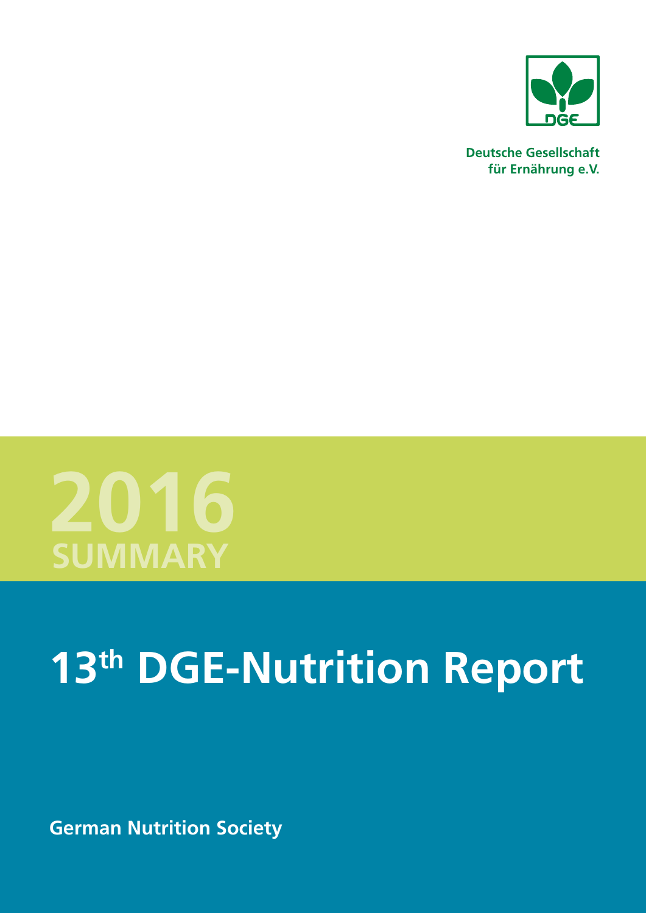Deutsche Gesellschaft
für Ernährung e.V.

**2016**
**SUMMARY**

# 13th DGE-Nutrition Report

**German Nutrition Society**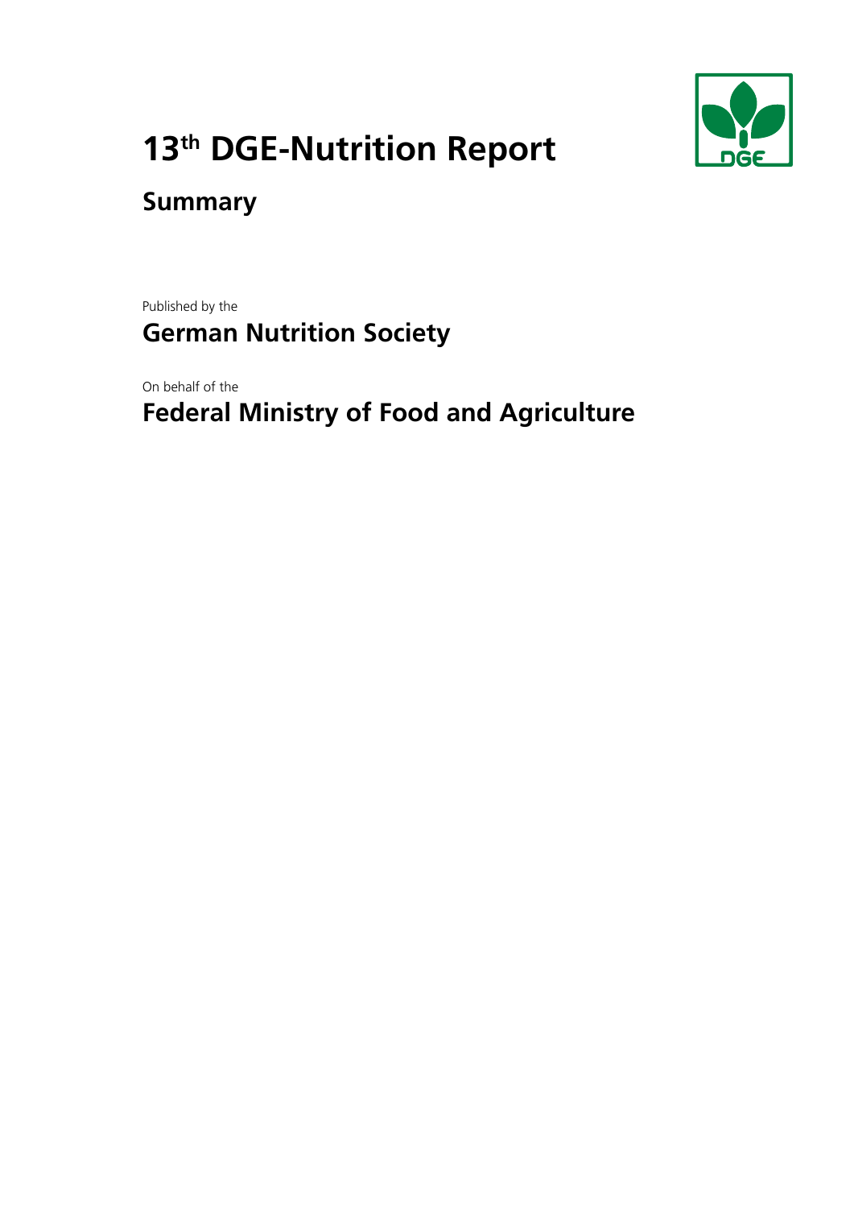# 13th DGE-Nutrition Report

## Summary

Published by the

**German Nutrition Society**

On behalf of the

**Federal Ministry of Food and Agriculture**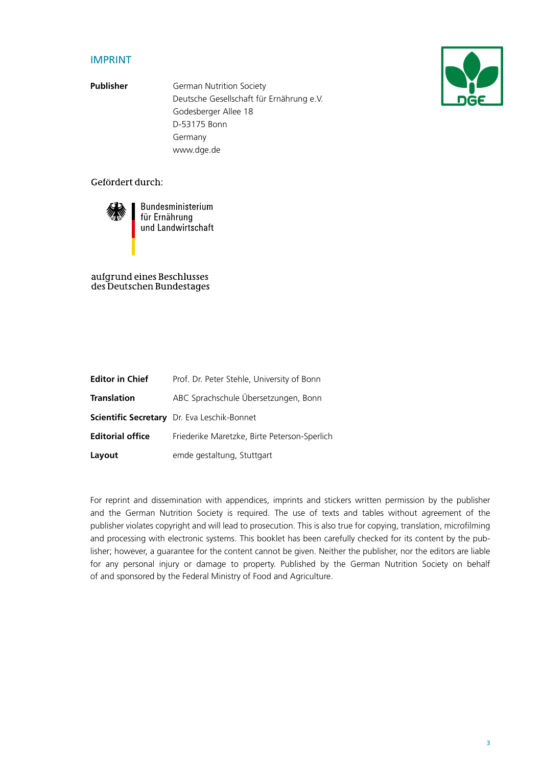## IMPRINT

| | |
|---|---|
| **Publisher** | German Nutrition Society<br>Deutsche Gesellschaft für Ernährung e.V.<br>Godesberger Allee 18<br>D-53175 Bonn<br>Germany<br>www.dge.de |

Gefördert durch:

Bundesministerium
für Ernährung
und Landwirtschaft

aufgrund eines Beschlusses
des Deutschen Bundestages

| | |
|---|---|
| **Editor in Chief** | Prof. Dr. Peter Stehle, University of Bonn |
| **Translation** | ABC Sprachschule Übersetzungen, Bonn |
| **Scientific Secretary** | Dr. Eva Leschik-Bonnet |
| **Editorial office** | Friederike Maretzke, Birte Peterson-Sperlich |
| **Layout** | emde gestaltung, Stuttgart |

For reprint and dissemination with appendices, imprints and stickers written permission by the publisher and the German Nutrition Society is required. The use of texts and tables without agreement of the publisher violates copyright and will lead to prosecution. This is also true for copying, translation, microfilming and processing with electronic systems. This booklet has been carefully checked for its content by the publisher; however, a guarantee for the content cannot be given. Neither the publisher, nor the editors are liable for any personal injury or damage to property. Published by the German Nutrition Society on behalf of and sponsored by the Federal Ministry of Food and Agriculture.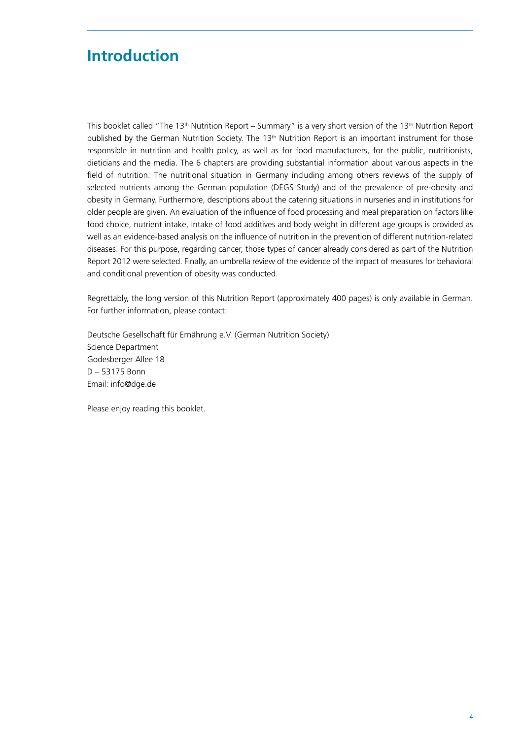# Introduction

This booklet called "The 13th Nutrition Report – Summary" is a very short version of the 13th Nutrition Report published by the German Nutrition Society. The 13th Nutrition Report is an important instrument for those responsible in nutrition and health policy, as well as for food manufacturers, for the public, nutritionists, dieticians and the media. The 6 chapters are providing substantial information about various aspects in the field of nutrition: The nutritional situation in Germany including among others reviews of the supply of selected nutrients among the German population (DEGS Study) and of the prevalence of pre-obesity and obesity in Germany. Furthermore, descriptions about the catering situations in nurseries and in institutions for older people are given. An evaluation of the influence of food processing and meal preparation on factors like food choice, nutrient intake, intake of food additives and body weight in different age groups is provided as well as an evidence-based analysis on the influence of nutrition in the prevention of different nutrition-related diseases. For this purpose, regarding cancer, those types of cancer already considered as part of the Nutrition Report 2012 were selected. Finally, an umbrella review of the evidence of the impact of measures for behavioral and conditional prevention of obesity was conducted.

Regrettably, the long version of this Nutrition Report (approximately 400 pages) is only available in German. For further information, please contact:

Deutsche Gesellschaft für Ernährung e.V. (German Nutrition Society)
Science Department
Godesberger Allee 18
D – 53175 Bonn
Email: info@dge.de

Please enjoy reading this booklet.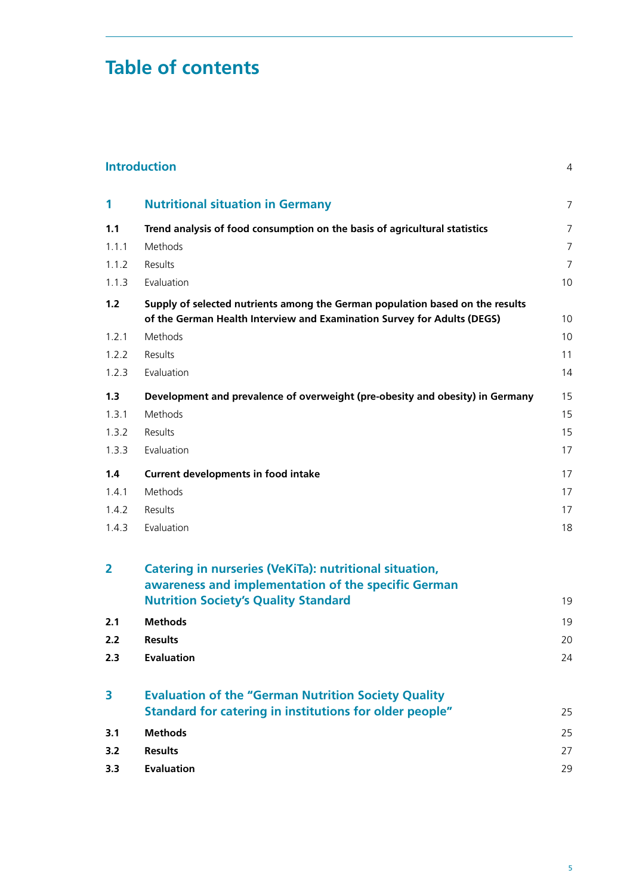# Table of contents

| | | |
|---|---|---|
| **Introduction** | | 4 |
| **1** | **Nutritional situation in Germany** | 7 |
| **1.1** | **Trend analysis of food consumption on the basis of agricultural statistics** | 7 |
| 1.1.1 | Methods | 7 |
| 1.1.2 | Results | 7 |
| 1.1.3 | Evaluation | 10 |
| **1.2** | **Supply of selected nutrients among the German population based on the results of the German Health Interview and Examination Survey for Adults (DEGS)** | 10 |
| 1.2.1 | Methods | 10 |
| 1.2.2 | Results | 11 |
| 1.2.3 | Evaluation | 14 |
| **1.3** | **Development and prevalence of overweight (pre-obesity and obesity) in Germany** | 15 |
| 1.3.1 | Methods | 15 |
| 1.3.2 | Results | 15 |
| 1.3.3 | Evaluation | 17 |
| **1.4** | **Current developments in food intake** | 17 |
| 1.4.1 | Methods | 17 |
| 1.4.2 | Results | 17 |
| 1.4.3 | Evaluation | 18 |
| **2** | **Catering in nurseries (VeKiTa): nutritional situation, awareness and implementation of the specific German Nutrition Society's Quality Standard** | 19 |
| **2.1** | **Methods** | 19 |
| **2.2** | **Results** | 20 |
| **2.3** | **Evaluation** | 24 |
| **3** | **Evaluation of the "German Nutrition Society Quality Standard for catering in institutions for older people"** | 25 |
| **3.1** | **Methods** | 25 |
| **3.2** | **Results** | 27 |
| **3.3** | **Evaluation** | 29 |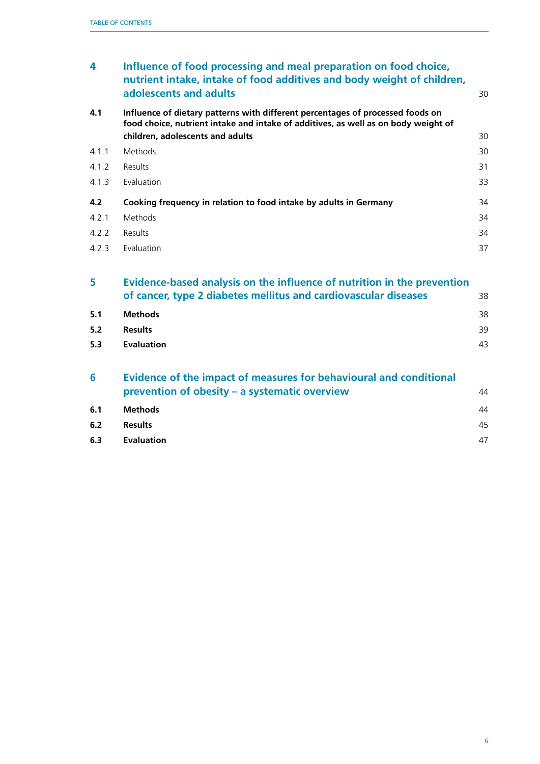| | | |
|---|---|---|
| **4** | **Influence of food processing and meal preparation on food choice, nutrient intake, intake of food additives and body weight of children, adolescents and adults** | 30 |
| **4.1** | **Influence of dietary patterns with different percentages of processed foods on food choice, nutrient intake and intake of additives, as well as on body weight of children, adolescents and adults** | 30 |
| 4.1.1 | Methods | 30 |
| 4.1.2 | Results | 31 |
| 4.1.3 | Evaluation | 33 |
| **4.2** | **Cooking frequency in relation to food intake by adults in Germany** | 34 |
| 4.2.1 | Methods | 34 |
| 4.2.2 | Results | 34 |
| 4.2.3 | Evaluation | 37 |
| **5** | **Evidence-based analysis on the influence of nutrition in the prevention of cancer, type 2 diabetes mellitus and cardiovascular diseases** | 38 |
| **5.1** | **Methods** | 38 |
| **5.2** | **Results** | 39 |
| **5.3** | **Evaluation** | 43 |
| **6** | **Evidence of the impact of measures for behavioural and conditional prevention of obesity – a systematic overview** | 44 |
| **6.1** | **Methods** | 44 |
| **6.2** | **Results** | 45 |
| **6.3** | **Evaluation** | 47 |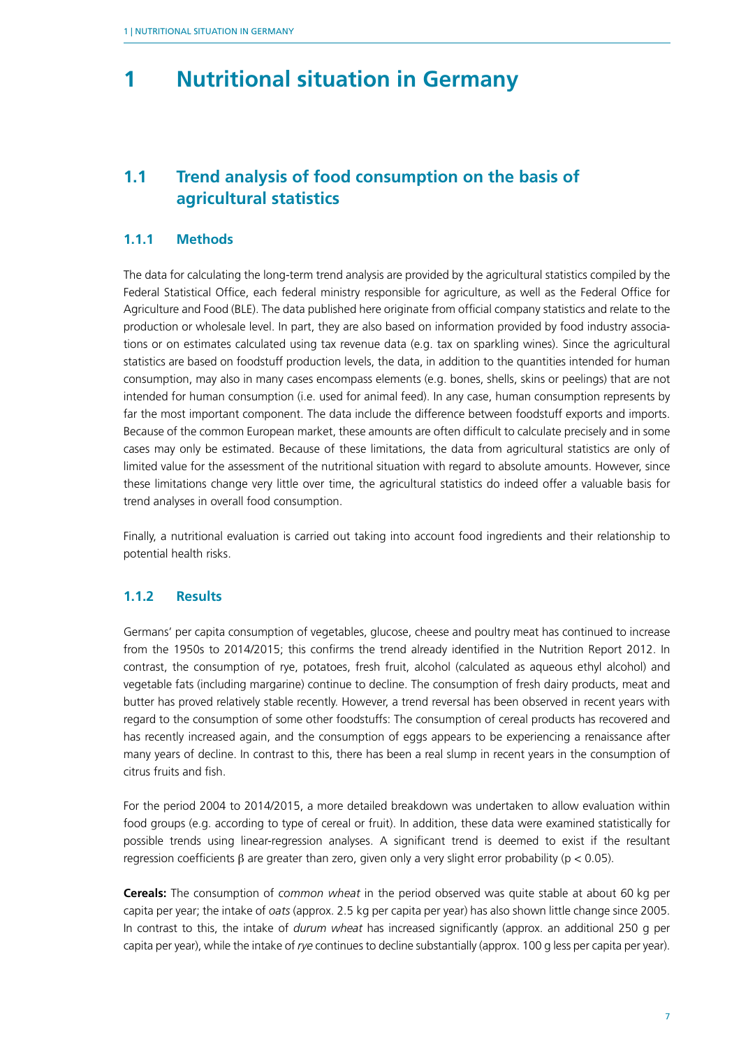# 1 Nutritional situation in Germany

## 1.1 Trend analysis of food consumption on the basis of agricultural statistics

### 1.1.1 Methods

The data for calculating the long-term trend analysis are provided by the agricultural statistics compiled by the Federal Statistical Office, each federal ministry responsible for agriculture, as well as the Federal Office for Agriculture and Food (BLE). The data published here originate from official company statistics and relate to the production or wholesale level. In part, they are also based on information provided by food industry associations or on estimates calculated using tax revenue data (e.g. tax on sparkling wines). Since the agricultural statistics are based on foodstuff production levels, the data, in addition to the quantities intended for human consumption, may also in many cases encompass elements (e.g. bones, shells, skins or peelings) that are not intended for human consumption (i.e. used for animal feed). In any case, human consumption represents by far the most important component. The data include the difference between foodstuff exports and imports. Because of the common European market, these amounts are often difficult to calculate precisely and in some cases may only be estimated. Because of these limitations, the data from agricultural statistics are only of limited value for the assessment of the nutritional situation with regard to absolute amounts. However, since these limitations change very little over time, the agricultural statistics do indeed offer a valuable basis for trend analyses in overall food consumption.

Finally, a nutritional evaluation is carried out taking into account food ingredients and their relationship to potential health risks.

### 1.1.2 Results

Germans' per capita consumption of vegetables, glucose, cheese and poultry meat has continued to increase from the 1950s to 2014/2015; this confirms the trend already identified in the Nutrition Report 2012. In contrast, the consumption of rye, potatoes, fresh fruit, alcohol (calculated as aqueous ethyl alcohol) and vegetable fats (including margarine) continue to decline. The consumption of fresh dairy products, meat and butter has proved relatively stable recently. However, a trend reversal has been observed in recent years with regard to the consumption of some other foodstuffs: The consumption of cereal products has recovered and has recently increased again, and the consumption of eggs appears to be experiencing a renaissance after many years of decline. In contrast to this, there has been a real slump in recent years in the consumption of citrus fruits and fish.

For the period 2004 to 2014/2015, a more detailed breakdown was undertaken to allow evaluation within food groups (e.g. according to type of cereal or fruit). In addition, these data were examined statistically for possible trends using linear-regression analyses. A significant trend is deemed to exist if the resultant regression coefficients $\beta$ are greater than zero, given only a very slight error probability ($p < 0.05$).

**Cereals:** The consumption of *common wheat* in the period observed was quite stable at about 60 kg per capita per year; the intake of *oats* (approx. 2.5 kg per capita per year) has also shown little change since 2005. In contrast to this, the intake of *durum wheat* has increased significantly (approx. an additional 250 g per capita per year), while the intake of *rye* continues to decline substantially (approx. 100 g less per capita per year).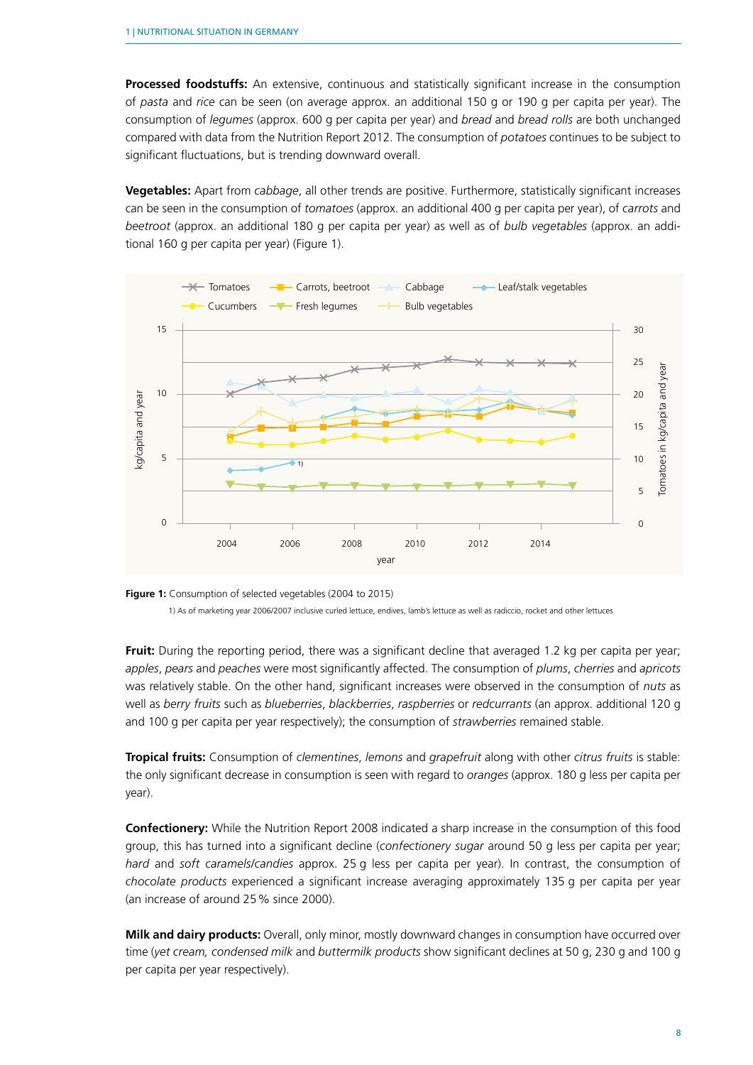**Processed foodstuffs:** An extensive, continuous and statistically significant increase in the consumption of *pasta* and *rice* can be seen (on average approx. an additional 150 g or 190 g per capita per year). The consumption of *legumes* (approx. 600 g per capita per year) and *bread* and *bread rolls* are both unchanged compared with data from the Nutrition Report 2012. The consumption of *potatoes* continues to be subject to significant fluctuations, but is trending downward overall.

**Vegetables:** Apart from *cabbage*, all other trends are positive. Furthermore, statistically significant increases can be seen in the consumption of *tomatoes* (approx. an additional 400 g per capita per year), of *carrots* and *beetroot* (approx. an additional 180 g per capita per year) as well as of *bulb vegetables* (approx. an additional 160 g per capita per year) (Figure 1).

**Figure 1:** Consumption of selected vegetables (2004 to 2015)

1) As of marketing year 2006/2007 inclusive curled lettuce, endives, lamb's lettuce as well as radiccio, rocket and other lettuces

**Fruit:** During the reporting period, there was a significant decline that averaged 1.2 kg per capita per year; *apples*, *pears* and *peaches* were most significantly affected. The consumption of *plums*, *cherries* and *apricots* was relatively stable. On the other hand, significant increases were observed in the consumption of *nuts* as well as *berry fruits* such as *blueberries*, *blackberries*, *raspberries* or *redcurrants* (an approx. additional 120 g and 100 g per capita per year respectively); the consumption of *strawberries* remained stable.

**Tropical fruits:** Consumption of *clementines*, *lemons* and *grapefruit* along with other *citrus fruits* is stable: the only significant decrease in consumption is seen with regard to *oranges* (approx. 180 g less per capita per year).

**Confectionery:** While the Nutrition Report 2008 indicated a sharp increase in the consumption of this food group, this has turned into a significant decline (*confectionery sugar* around 50 g less per capita per year; *hard* and *soft caramels/candies* approx. 25 g less per capita per year). In contrast, the consumption of *chocolate products* experienced a significant increase averaging approximately 135 g per capita per year (an increase of around 25 % since 2000).

**Milk and dairy products:** Overall, only minor, mostly downward changes in consumption have occurred over time (*yet cream, condensed milk* and *buttermilk products* show significant declines at 50 g, 230 g and 100 g per capita per year respectively).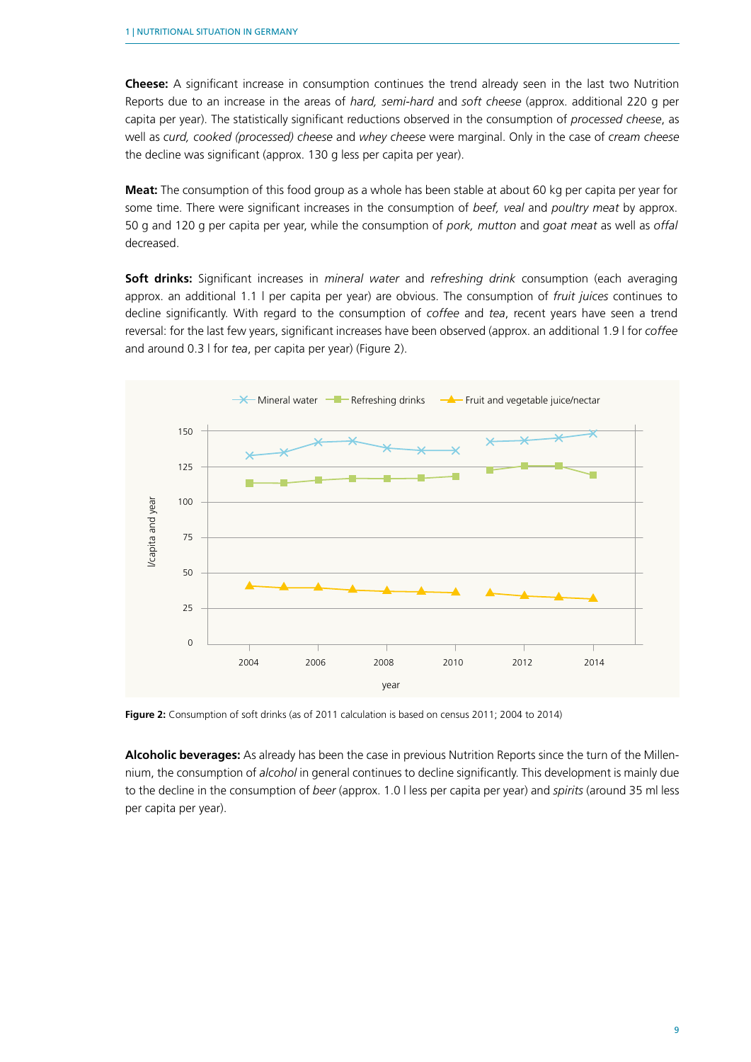**Cheese:** A significant increase in consumption continues the trend already seen in the last two Nutrition Reports due to an increase in the areas of *hard, semi-hard* and *soft cheese* (approx. additional 220 g per capita per year). The statistically significant reductions observed in the consumption of *processed cheese*, as well as *curd, cooked (processed) cheese* and *whey cheese* were marginal. Only in the case of *cream cheese* the decline was significant (approx. 130 g less per capita per year).

**Meat:** The consumption of this food group as a whole has been stable at about 60 kg per capita per year for some time. There were significant increases in the consumption of *beef, veal* and *poultry meat* by approx. 50 g and 120 g per capita per year, while the consumption of *pork, mutton* and *goat meat* as well as *offal* decreased.

**Soft drinks:** Significant increases in *mineral water* and *refreshing drink* consumption (each averaging approx. an additional 1.1 l per capita per year) are obvious. The consumption of *fruit juices* continues to decline significantly. With regard to the consumption of *coffee* and *tea*, recent years have seen a trend reversal: for the last few years, significant increases have been observed (approx. an additional 1.9 l for *coffee* and around 0.3 l for *tea*, per capita per year) (Figure 2).

**Figure 2:** Consumption of soft drinks (as of 2011 calculation is based on census 2011; 2004 to 2014)

**Alcoholic beverages:** As already has been the case in previous Nutrition Reports since the turn of the Millennium, the consumption of *alcohol* in general continues to decline significantly. This development is mainly due to the decline in the consumption of *beer* (approx. 1.0 l less per capita per year) and *spirits* (around 35 ml less per capita per year).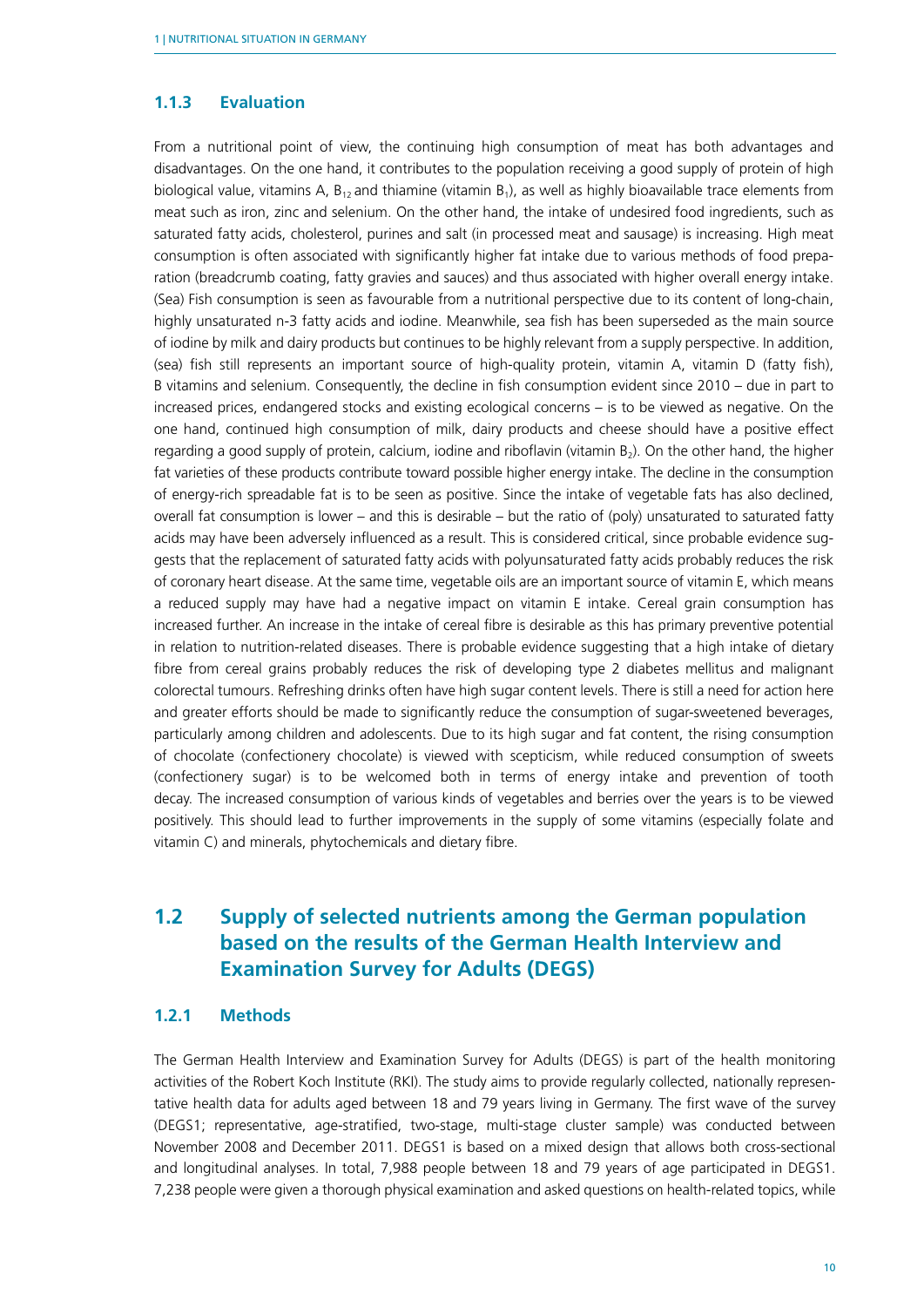### 1.1.3 Evaluation

From a nutritional point of view, the continuing high consumption of meat has both advantages and disadvantages. On the one hand, it contributes to the population receiving a good supply of protein of high biological value, vitamins A, $B_{12}$ and thiamine (vitamin $B_1$), as well as highly bioavailable trace elements from meat such as iron, zinc and selenium. On the other hand, the intake of undesired food ingredients, such as saturated fatty acids, cholesterol, purines and salt (in processed meat and sausage) is increasing. High meat consumption is often associated with significantly higher fat intake due to various methods of food preparation (breadcrumb coating, fatty gravies and sauces) and thus associated with higher overall energy intake. (Sea) Fish consumption is seen as favourable from a nutritional perspective due to its content of long-chain, highly unsaturated n-3 fatty acids and iodine. Meanwhile, sea fish has been superseded as the main source of iodine by milk and dairy products but continues to be highly relevant from a supply perspective. In addition, (sea) fish still represents an important source of high-quality protein, vitamin A, vitamin D (fatty fish), B vitamins and selenium. Consequently, the decline in fish consumption evident since 2010 – due in part to increased prices, endangered stocks and existing ecological concerns – is to be viewed as negative. On the one hand, continued high consumption of milk, dairy products and cheese should have a positive effect regarding a good supply of protein, calcium, iodine and riboflavin (vitamin $B_2$). On the other hand, the higher fat varieties of these products contribute toward possible higher energy intake. The decline in the consumption of energy-rich spreadable fat is to be seen as positive. Since the intake of vegetable fats has also declined, overall fat consumption is lower – and this is desirable – but the ratio of (poly) unsaturated to saturated fatty acids may have been adversely influenced as a result. This is considered critical, since probable evidence suggests that the replacement of saturated fatty acids with polyunsaturated fatty acids probably reduces the risk of coronary heart disease. At the same time, vegetable oils are an important source of vitamin E, which means a reduced supply may have had a negative impact on vitamin E intake. Cereal grain consumption has increased further. An increase in the intake of cereal fibre is desirable as this has primary preventive potential in relation to nutrition-related diseases. There is probable evidence suggesting that a high intake of dietary fibre from cereal grains probably reduces the risk of developing type 2 diabetes mellitus and malignant colorectal tumours. Refreshing drinks often have high sugar content levels. There is still a need for action here and greater efforts should be made to significantly reduce the consumption of sugar-sweetened beverages, particularly among children and adolescents. Due to its high sugar and fat content, the rising consumption of chocolate (confectionery chocolate) is viewed with scepticism, while reduced consumption of sweets (confectionery sugar) is to be welcomed both in terms of energy intake and prevention of tooth decay. The increased consumption of various kinds of vegetables and berries over the years is to be viewed positively. This should lead to further improvements in the supply of some vitamins (especially folate and vitamin C) and minerals, phytochemicals and dietary fibre.

## 1.2 Supply of selected nutrients among the German population based on the results of the German Health Interview and Examination Survey for Adults (DEGS)

### 1.2.1 Methods

The German Health Interview and Examination Survey for Adults (DEGS) is part of the health monitoring activities of the Robert Koch Institute (RKI). The study aims to provide regularly collected, nationally representative health data for adults aged between 18 and 79 years living in Germany. The first wave of the survey (DEGS1; representative, age-stratified, two-stage, multi-stage cluster sample) was conducted between November 2008 and December 2011. DEGS1 is based on a mixed design that allows both cross-sectional and longitudinal analyses. In total, 7,988 people between 18 and 79 years of age participated in DEGS1. 7,238 people were given a thorough physical examination and asked questions on health-related topics, while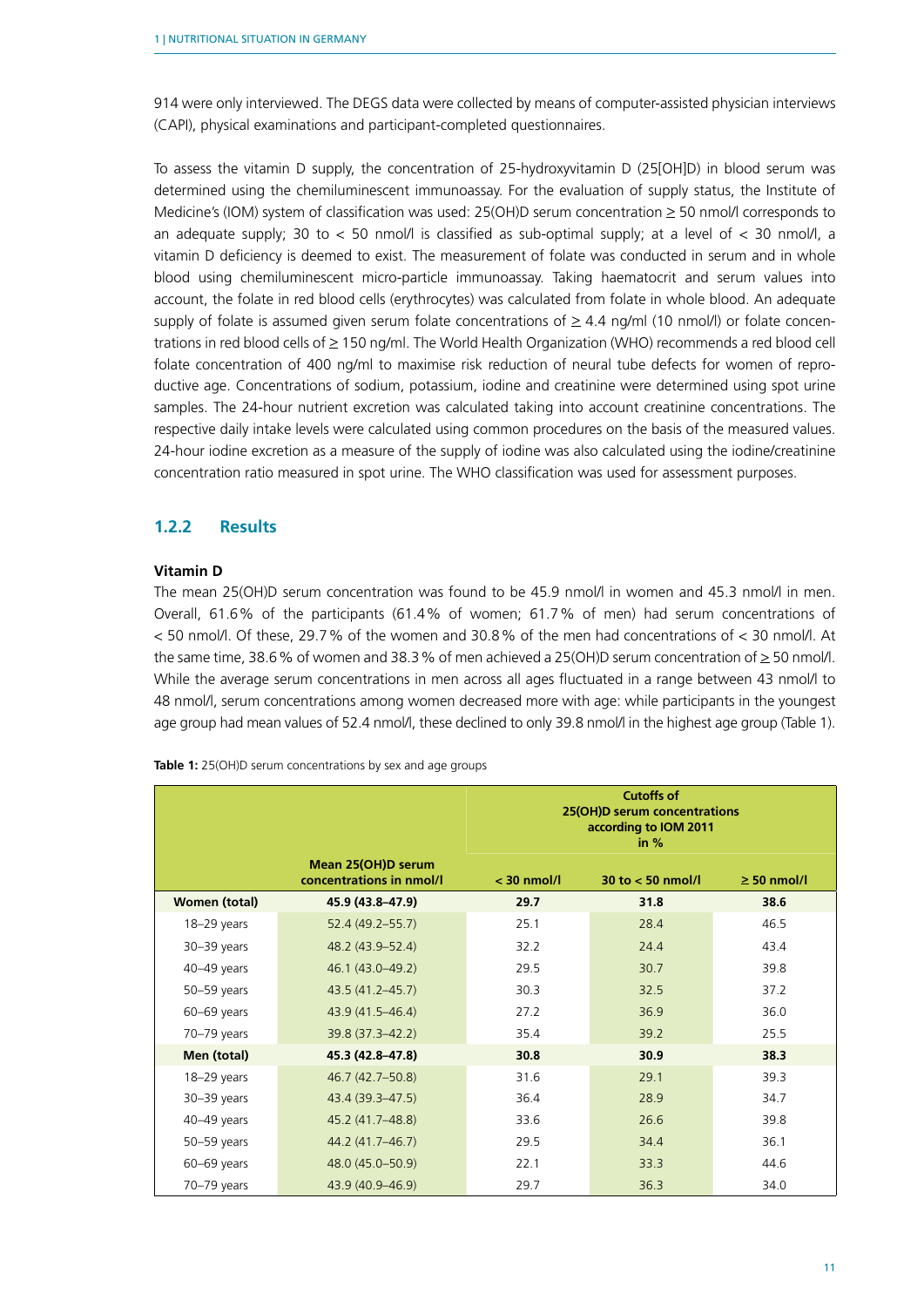914 were only interviewed. The DEGS data were collected by means of computer-assisted physician interviews (CAPI), physical examinations and participant-completed questionnaires.

To assess the vitamin D supply, the concentration of 25-hydroxyvitamin D (25[OH]D) in blood serum was determined using the chemiluminescent immunoassay. For the evaluation of supply status, the Institute of Medicine's (IOM) system of classification was used: 25(OH)D serum concentration ≥ 50 nmol/l corresponds to an adequate supply; 30 to < 50 nmol/l is classified as sub-optimal supply; at a level of < 30 nmol/l, a vitamin D deficiency is deemed to exist. The measurement of folate was conducted in serum and in whole blood using chemiluminescent micro-particle immunoassay. Taking haematocrit and serum values into account, the folate in red blood cells (erythrocytes) was calculated from folate in whole blood. An adequate supply of folate is assumed given serum folate concentrations of ≥ 4.4 ng/ml (10 nmol/l) or folate concentrations in red blood cells of ≥ 150 ng/ml. The World Health Organization (WHO) recommends a red blood cell folate concentration of 400 ng/ml to maximise risk reduction of neural tube defects for women of reproductive age. Concentrations of sodium, potassium, iodine and creatinine were determined using spot urine samples. The 24-hour nutrient excretion was calculated taking into account creatinine concentrations. The respective daily intake levels were calculated using common procedures on the basis of the measured values. 24-hour iodine excretion as a measure of the supply of iodine was also calculated using the iodine/creatinine concentration ratio measured in spot urine. The WHO classification was used for assessment purposes.

### 1.2.2 Results

**Vitamin D**

The mean 25(OH)D serum concentration was found to be 45.9 nmol/l in women and 45.3 nmol/l in men. Overall, 61.6 % of the participants (61.4 % of women; 61.7 % of men) had serum concentrations of < 50 nmol/l. Of these, 29.7 % of the women and 30.8 % of the men had concentrations of < 30 nmol/l. At the same time, 38.6 % of women and 38.3 % of men achieved a 25(OH)D serum concentration of ≥ 50 nmol/l. While the average serum concentrations in men across all ages fluctuated in a range between 43 nmol/l to 48 nmol/l, serum concentrations among women decreased more with age: while participants in the youngest age group had mean values of 52.4 nmol/l, these declined to only 39.8 nmol/l in the highest age group (Table 1).

**Table 1:** 25(OH)D serum concentrations by sex and age groups

| | | Cutoffs of 25(OH)D serum concentrations according to IOM 2011 in % | | |
|---|---|---|---|---|
| | **Mean 25(OH)D serum concentrations in nmol/l** | **< 30 nmol/l** | **30 to < 50 nmol/l** | **≥ 50 nmol/l** |
| **Women (total)** | **45.9 (43.8–47.9)** | **29.7** | **31.8** | **38.6** |
| 18–29 years | 52.4 (49.2–55.7) | 25.1 | 28.4 | 46.5 |
| 30–39 years | 48.2 (43.9–52.4) | 32.2 | 24.4 | 43.4 |
| 40–49 years | 46.1 (43.0–49.2) | 29.5 | 30.7 | 39.8 |
| 50–59 years | 43.5 (41.2–45.7) | 30.3 | 32.5 | 37.2 |
| 60–69 years | 43.9 (41.5–46.4) | 27.2 | 36.9 | 36.0 |
| 70–79 years | 39.8 (37.3–42.2) | 35.4 | 39.2 | 25.5 |
| **Men (total)** | **45.3 (42.8–47.8)** | **30.8** | **30.9** | **38.3** |
| 18–29 years | 46.7 (42.7–50.8) | 31.6 | 29.1 | 39.3 |
| 30–39 years | 43.4 (39.3–47.5) | 36.4 | 28.9 | 34.7 |
| 40–49 years | 45.2 (41.7–48.8) | 33.6 | 26.6 | 39.8 |
| 50–59 years | 44.2 (41.7–46.7) | 29.5 | 34.4 | 36.1 |
| 60–69 years | 48.0 (45.0–50.9) | 22.1 | 33.3 | 44.6 |
| 70–79 years | 43.9 (40.9–46.9) | 29.7 | 36.3 | 34.0 |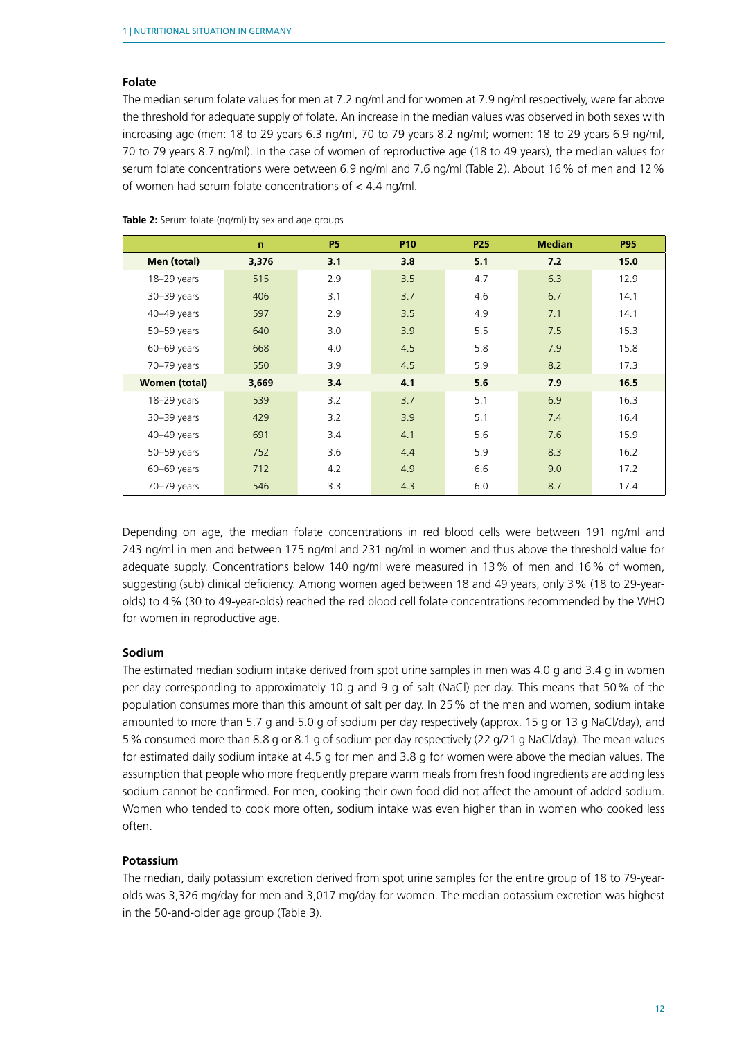### Folate

The median serum folate values for men at 7.2 ng/ml and for women at 7.9 ng/ml respectively, were far above the threshold for adequate supply of folate. An increase in the median values was observed in both sexes with increasing age (men: 18 to 29 years 6.3 ng/ml, 70 to 79 years 8.2 ng/ml; women: 18 to 29 years 6.9 ng/ml, 70 to 79 years 8.7 ng/ml). In the case of women of reproductive age (18 to 49 years), the median values for serum folate concentrations were between 6.9 ng/ml and 7.6 ng/ml (Table 2). About 16 % of men and 12 % of women had serum folate concentrations of < 4.4 ng/ml.

**Table 2:** Serum folate (ng/ml) by sex and age groups

| | n | P5 | P10 | P25 | Median | P95 |
|---|---|---|---|---|---|---|
| **Men (total)** | **3,376** | **3.1** | **3.8** | **5.1** | **7.2** | **15.0** |
| 18–29 years | 515 | 2.9 | 3.5 | 4.7 | 6.3 | 12.9 |
| 30–39 years | 406 | 3.1 | 3.7 | 4.6 | 6.7 | 14.1 |
| 40–49 years | 597 | 2.9 | 3.5 | 4.9 | 7.1 | 14.1 |
| 50–59 years | 640 | 3.0 | 3.9 | 5.5 | 7.5 | 15.3 |
| 60–69 years | 668 | 4.0 | 4.5 | 5.8 | 7.9 | 15.8 |
| 70–79 years | 550 | 3.9 | 4.5 | 5.9 | 8.2 | 17.3 |
| **Women (total)** | **3,669** | **3.4** | **4.1** | **5.6** | **7.9** | **16.5** |
| 18–29 years | 539 | 3.2 | 3.7 | 5.1 | 6.9 | 16.3 |
| 30–39 years | 429 | 3.2 | 3.9 | 5.1 | 7.4 | 16.4 |
| 40–49 years | 691 | 3.4 | 4.1 | 5.6 | 7.6 | 15.9 |
| 50–59 years | 752 | 3.6 | 4.4 | 5.9 | 8.3 | 16.2 |
| 60–69 years | 712 | 4.2 | 4.9 | 6.6 | 9.0 | 17.2 |
| 70–79 years | 546 | 3.3 | 4.3 | 6.0 | 8.7 | 17.4 |

Depending on age, the median folate concentrations in red blood cells were between 191 ng/ml and 243 ng/ml in men and between 175 ng/ml and 231 ng/ml in women and thus above the threshold value for adequate supply. Concentrations below 140 ng/ml were measured in 13 % of men and 16 % of women, suggesting (sub) clinical deficiency. Among women aged between 18 and 49 years, only 3 % (18 to 29-year-olds) to 4 % (30 to 49-year-olds) reached the red blood cell folate concentrations recommended by the WHO for women in reproductive age.

### Sodium

The estimated median sodium intake derived from spot urine samples in men was 4.0 g and 3.4 g in women per day corresponding to approximately 10 g and 9 g of salt (NaCl) per day. This means that 50 % of the population consumes more than this amount of salt per day. In 25 % of the men and women, sodium intake amounted to more than 5.7 g and 5.0 g of sodium per day respectively (approx. 15 g or 13 g NaCl/day), and 5 % consumed more than 8.8 g or 8.1 g of sodium per day respectively (22 g/21 g NaCl/day). The mean values for estimated daily sodium intake at 4.5 g for men and 3.8 g for women were above the median values. The assumption that people who more frequently prepare warm meals from fresh food ingredients are adding less sodium cannot be confirmed. For men, cooking their own food did not affect the amount of added sodium. Women who tended to cook more often, sodium intake was even higher than in women who cooked less often.

### Potassium

The median, daily potassium excretion derived from spot urine samples for the entire group of 18 to 79-year-olds was 3,326 mg/day for men and 3,017 mg/day for women. The median potassium excretion was highest in the 50-and-older age group (Table 3).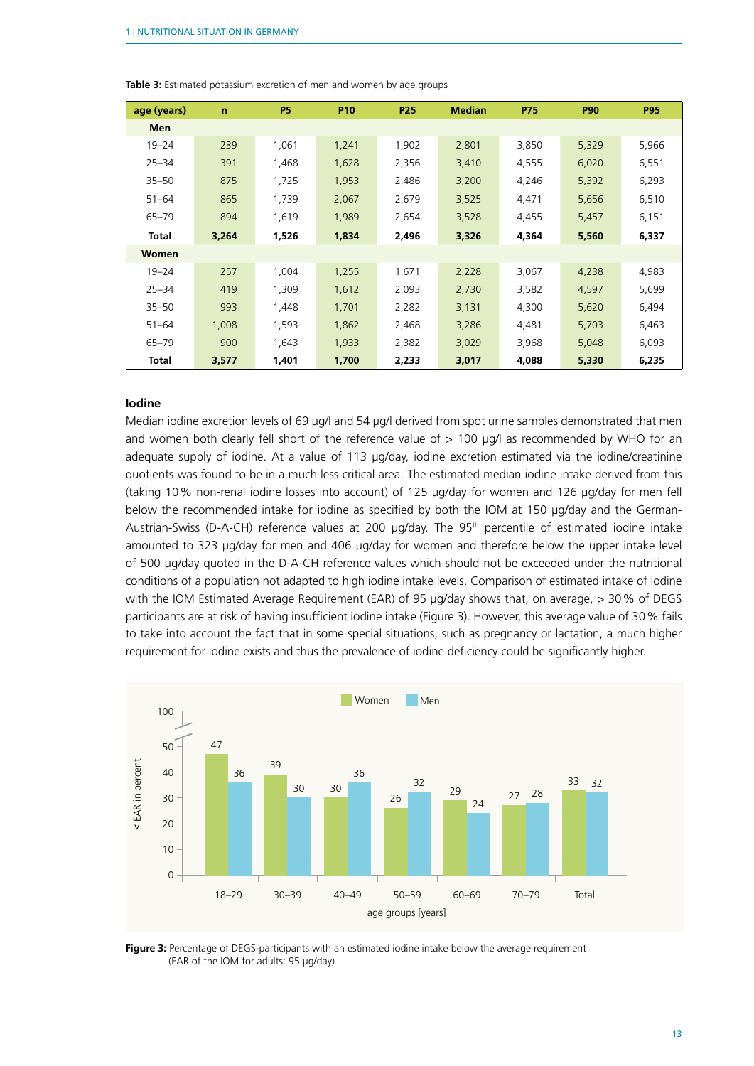**Table 3:** Estimated potassium excretion of men and women by age groups

| age (years) | n | P5 | P10 | P25 | Median | P75 | P90 | P95 |
|---|---|---|---|---|---|---|---|---|
| **Men** | | | | | | | | |
| 19–24 | 239 | 1,061 | 1,241 | 1,902 | 2,801 | 3,850 | 5,329 | 5,966 |
| 25–34 | 391 | 1,468 | 1,628 | 2,356 | 3,410 | 4,555 | 6,020 | 6,551 |
| 35–50 | 875 | 1,725 | 1,953 | 2,486 | 3,200 | 4,246 | 5,392 | 6,293 |
| 51–64 | 865 | 1,739 | 2,067 | 2,679 | 3,525 | 4,471 | 5,656 | 6,510 |
| 65–79 | 894 | 1,619 | 1,989 | 2,654 | 3,528 | 4,455 | 5,457 | 6,151 |
| **Total** | **3,264** | **1,526** | **1,834** | **2,496** | **3,326** | **4,364** | **5,560** | **6,337** |
| **Women** | | | | | | | | |
| 19–24 | 257 | 1,004 | 1,255 | 1,671 | 2,228 | 3,067 | 4,238 | 4,983 |
| 25–34 | 419 | 1,309 | 1,612 | 2,093 | 2,730 | 3,582 | 4,597 | 5,699 |
| 35–50 | 993 | 1,448 | 1,701 | 2,282 | 3,131 | 4,300 | 5,620 | 6,494 |
| 51–64 | 1,008 | 1,593 | 1,862 | 2,468 | 3,286 | 4,481 | 5,703 | 6,463 |
| 65–79 | 900 | 1,643 | 1,933 | 2,382 | 3,029 | 3,968 | 5,048 | 6,093 |
| **Total** | **3,577** | **1,401** | **1,700** | **2,233** | **3,017** | **4,088** | **5,330** | **6,235** |

### Iodine

Median iodine excretion levels of 69 µg/l and 54 µg/l derived from spot urine samples demonstrated that men and women both clearly fell short of the reference value of > 100 µg/l as recommended by WHO for an adequate supply of iodine. At a value of 113 µg/day, iodine excretion estimated via the iodine/creatinine quotients was found to be in a much less critical area. The estimated median iodine intake derived from this (taking 10 % non-renal iodine losses into account) of 125 µg/day for women and 126 µg/day for men fell below the recommended intake for iodine as specified by both the IOM at 150 µg/day and the German-Austrian-Swiss (D-A-CH) reference values at 200 µg/day. The 95$^{th}$ percentile of estimated iodine intake amounted to 323 µg/day for men and 406 µg/day for women and therefore below the upper intake level of 500 µg/day quoted in the D-A-CH reference values which should not be exceeded under the nutritional conditions of a population not adapted to high iodine intake levels. Comparison of estimated intake of iodine with the IOM Estimated Average Requirement (EAR) of 95 µg/day shows that, on average, > 30 % of DEGS participants are at risk of having insufficient iodine intake (Figure 3). However, this average value of 30 % fails to take into account the fact that in some special situations, such as pregnancy or lactation, a much higher requirement for iodine exists and thus the prevalence of iodine deficiency could be significantly higher.

| age groups [years] | Women (< EAR in percent) | Men (< EAR in percent) |
|---|---|---|
| 18–29 | 47 | 36 |
| 30–39 | 39 | 30 |
| 40–49 | 30 | 36 |
| 50–59 | 26 | 32 |
| 60–69 | 29 | 24 |
| 70–79 | 27 | 28 |
| Total | 33 | 32 |

**Figure 3:** Percentage of DEGS-participants with an estimated iodine intake below the average requirement (EAR of the IOM for adults: 95 µg/day)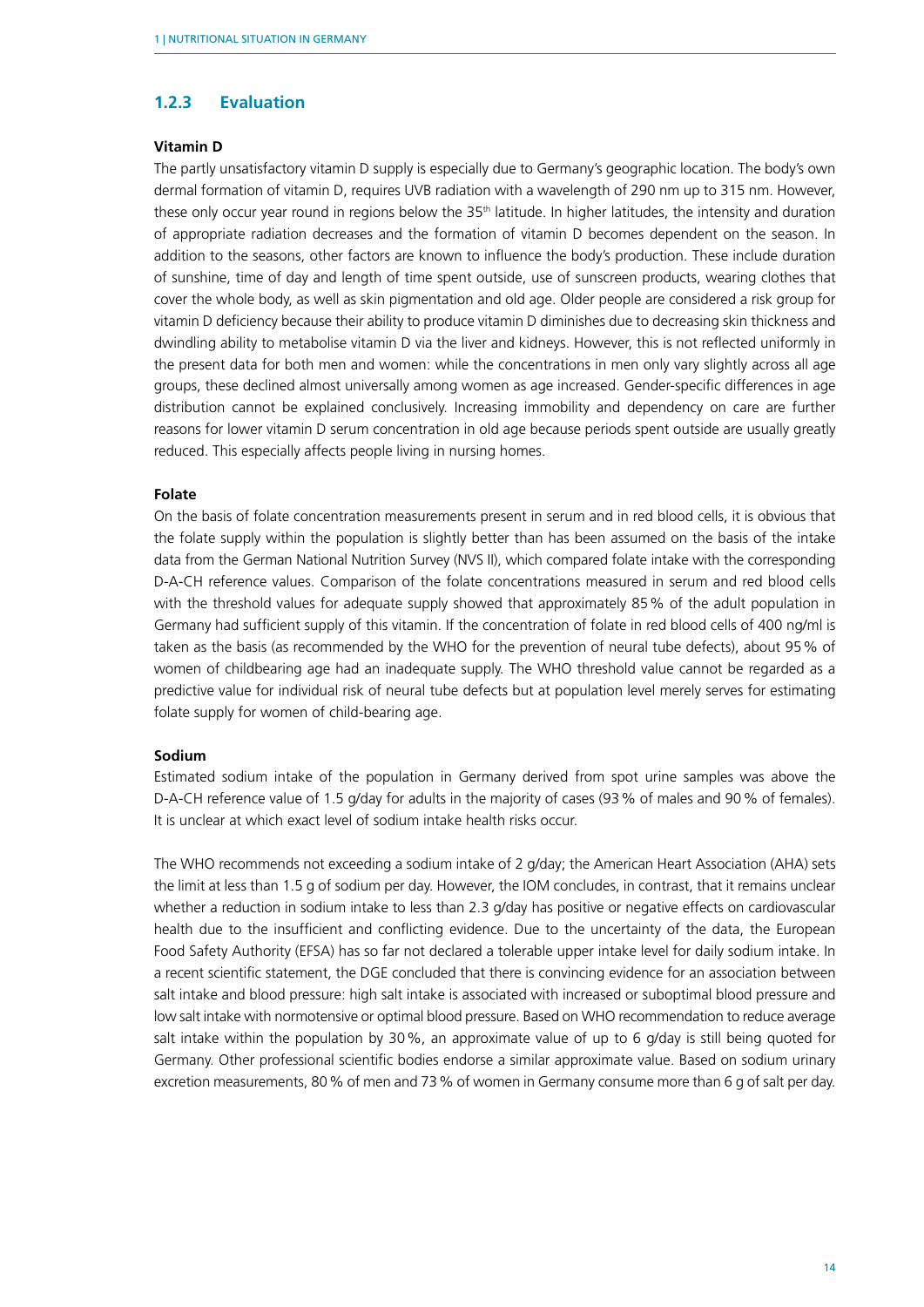### 1.2.3 Evaluation

**Vitamin D**

The partly unsatisfactory vitamin D supply is especially due to Germany's geographic location. The body's own dermal formation of vitamin D, requires UVB radiation with a wavelength of 290 nm up to 315 nm. However, these only occur year round in regions below the 35th latitude. In higher latitudes, the intensity and duration of appropriate radiation decreases and the formation of vitamin D becomes dependent on the season. In addition to the seasons, other factors are known to influence the body's production. These include duration of sunshine, time of day and length of time spent outside, use of sunscreen products, wearing clothes that cover the whole body, as well as skin pigmentation and old age. Older people are considered a risk group for vitamin D deficiency because their ability to produce vitamin D diminishes due to decreasing skin thickness and dwindling ability to metabolise vitamin D via the liver and kidneys. However, this is not reflected uniformly in the present data for both men and women: while the concentrations in men only vary slightly across all age groups, these declined almost universally among women as age increased. Gender-specific differences in age distribution cannot be explained conclusively. Increasing immobility and dependency on care are further reasons for lower vitamin D serum concentration in old age because periods spent outside are usually greatly reduced. This especially affects people living in nursing homes.

**Folate**

On the basis of folate concentration measurements present in serum and in red blood cells, it is obvious that the folate supply within the population is slightly better than has been assumed on the basis of the intake data from the German National Nutrition Survey (NVS II), which compared folate intake with the corresponding D-A-CH reference values. Comparison of the folate concentrations measured in serum and red blood cells with the threshold values for adequate supply showed that approximately 85 % of the adult population in Germany had sufficient supply of this vitamin. If the concentration of folate in red blood cells of 400 ng/ml is taken as the basis (as recommended by the WHO for the prevention of neural tube defects), about 95 % of women of childbearing age had an inadequate supply. The WHO threshold value cannot be regarded as a predictive value for individual risk of neural tube defects but at population level merely serves for estimating folate supply for women of child-bearing age.

**Sodium**

Estimated sodium intake of the population in Germany derived from spot urine samples was above the D-A-CH reference value of 1.5 g/day for adults in the majority of cases (93 % of males and 90 % of females). It is unclear at which exact level of sodium intake health risks occur.

The WHO recommends not exceeding a sodium intake of 2 g/day; the American Heart Association (AHA) sets the limit at less than 1.5 g of sodium per day. However, the IOM concludes, in contrast, that it remains unclear whether a reduction in sodium intake to less than 2.3 g/day has positive or negative effects on cardiovascular health due to the insufficient and conflicting evidence. Due to the uncertainty of the data, the European Food Safety Authority (EFSA) has so far not declared a tolerable upper intake level for daily sodium intake. In a recent scientific statement, the DGE concluded that there is convincing evidence for an association between salt intake and blood pressure: high salt intake is associated with increased or suboptimal blood pressure and low salt intake with normotensive or optimal blood pressure. Based on WHO recommendation to reduce average salt intake within the population by 30 %, an approximate value of up to 6 g/day is still being quoted for Germany. Other professional scientific bodies endorse a similar approximate value. Based on sodium urinary excretion measurements, 80 % of men and 73 % of women in Germany consume more than 6 g of salt per day.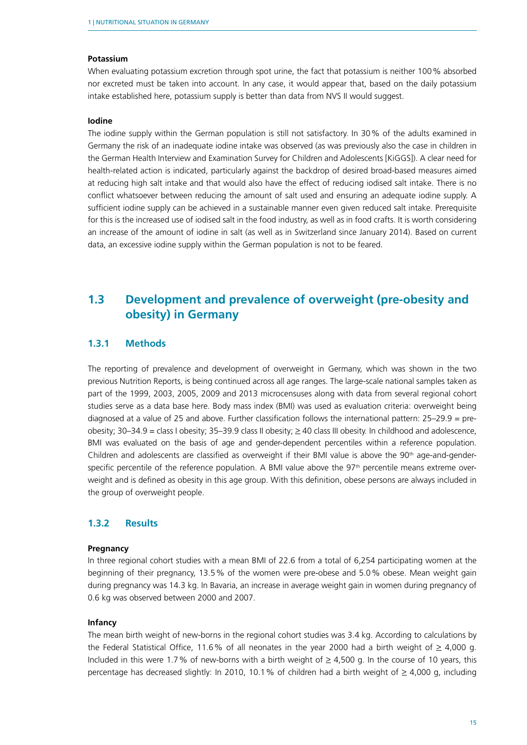#### Potassium

When evaluating potassium excretion through spot urine, the fact that potassium is neither 100 % absorbed nor excreted must be taken into account. In any case, it would appear that, based on the daily potassium intake established here, potassium supply is better than data from NVS II would suggest.

#### Iodine

The iodine supply within the German population is still not satisfactory. In 30 % of the adults examined in Germany the risk of an inadequate iodine intake was observed (as was previously also the case in children in the German Health Interview and Examination Survey for Children and Adolescents [KiGGS]). A clear need for health-related action is indicated, particularly against the backdrop of desired broad-based measures aimed at reducing high salt intake and that would also have the effect of reducing iodised salt intake. There is no conflict whatsoever between reducing the amount of salt used and ensuring an adequate iodine supply. A sufficient iodine supply can be achieved in a sustainable manner even given reduced salt intake. Prerequisite for this is the increased use of iodised salt in the food industry, as well as in food crafts. It is worth considering an increase of the amount of iodine in salt (as well as in Switzerland since January 2014). Based on current data, an excessive iodine supply within the German population is not to be feared.

## 1.3 Development and prevalence of overweight (pre-obesity and obesity) in Germany

### 1.3.1 Methods

The reporting of prevalence and development of overweight in Germany, which was shown in the two previous Nutrition Reports, is being continued across all age ranges. The large-scale national samples taken as part of the 1999, 2003, 2005, 2009 and 2013 microcensuses along with data from several regional cohort studies serve as a data base here. Body mass index (BMI) was used as evaluation criteria: overweight being diagnosed at a value of 25 and above. Further classification follows the international pattern: 25–29.9 = pre-obesity; 30–34.9 = class I obesity; 35–39.9 class II obesity; ≥ 40 class III obesity. In childhood and adolescence, BMI was evaluated on the basis of age and gender-dependent percentiles within a reference population. Children and adolescents are classified as overweight if their BMI value is above the 90th age-and-gender-specific percentile of the reference population. A BMI value above the 97th percentile means extreme overweight and is defined as obesity in this age group. With this definition, obese persons are always included in the group of overweight people.

### 1.3.2 Results

#### Pregnancy

In three regional cohort studies with a mean BMI of 22.6 from a total of 6,254 participating women at the beginning of their pregnancy, 13.5 % of the women were pre-obese and 5.0 % obese. Mean weight gain during pregnancy was 14.3 kg. In Bavaria, an increase in average weight gain in women during pregnancy of 0.6 kg was observed between 2000 and 2007.

#### Infancy

The mean birth weight of new-borns in the regional cohort studies was 3.4 kg. According to calculations by the Federal Statistical Office, 11.6 % of all neonates in the year 2000 had a birth weight of ≥ 4,000 g. Included in this were 1.7 % of new-borns with a birth weight of ≥ 4,500 g. In the course of 10 years, this percentage has decreased slightly: In 2010, 10.1 % of children had a birth weight of ≥ 4,000 g, including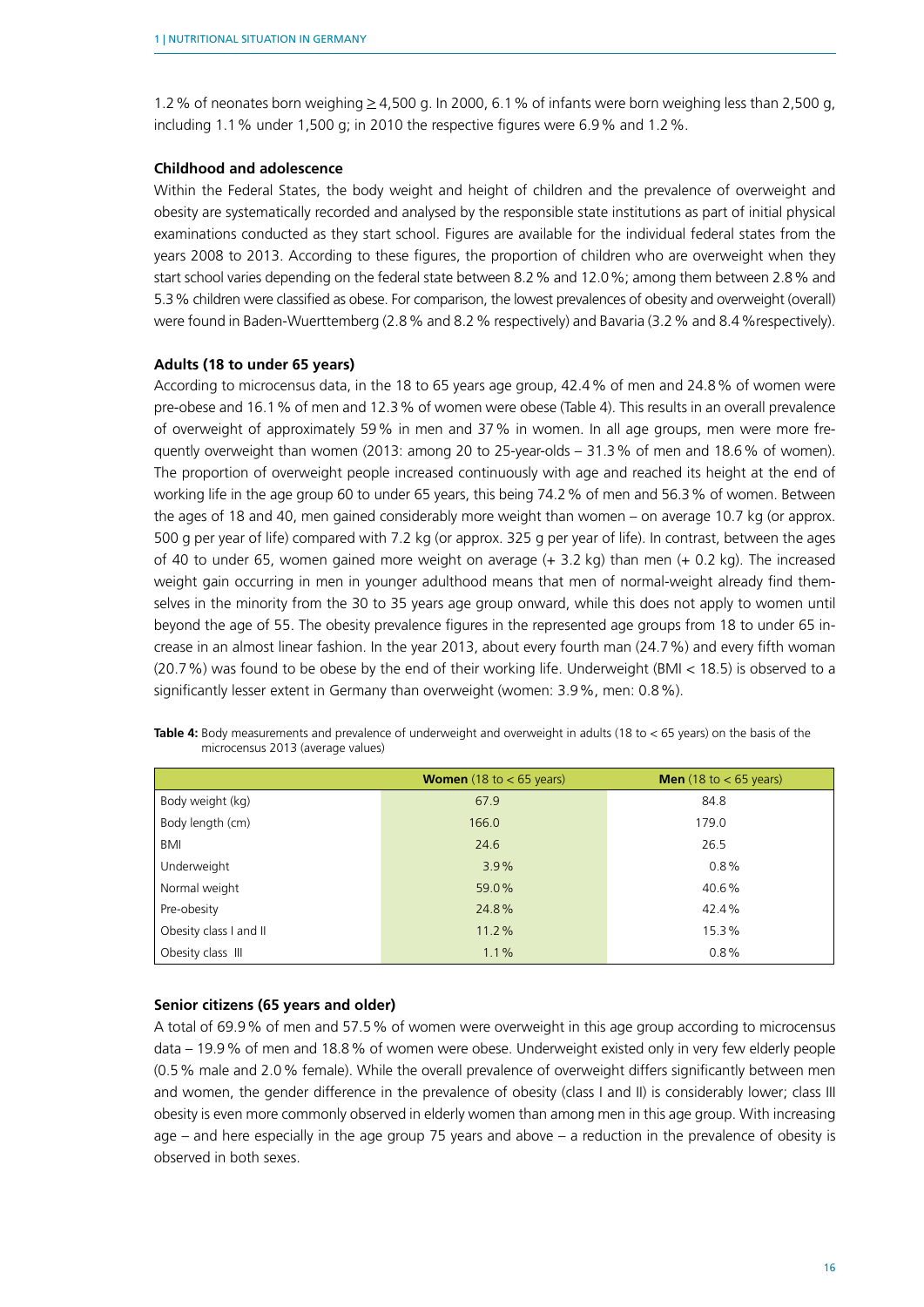1.2 % of neonates born weighing $\geq$ 4,500 g. In 2000, 6.1 % of infants were born weighing less than 2,500 g, including 1.1 % under 1,500 g; in 2010 the respective figures were 6.9 % and 1.2 %.

### Childhood and adolescence

Within the Federal States, the body weight and height of children and the prevalence of overweight and obesity are systematically recorded and analysed by the responsible state institutions as part of initial physical examinations conducted as they start school. Figures are available for the individual federal states from the years 2008 to 2013. According to these figures, the proportion of children who are overweight when they start school varies depending on the federal state between 8.2 % and 12.0 %; among them between 2.8 % and 5.3 % children were classified as obese. For comparison, the lowest prevalences of obesity and overweight (overall) were found in Baden-Wuerttemberg (2.8 % and 8.2 % respectively) and Bavaria (3.2 % and 8.4 %respectively).

### Adults (18 to under 65 years)

According to microcensus data, in the 18 to 65 years age group, 42.4 % of men and 24.8 % of women were pre-obese and 16.1 % of men and 12.3 % of women were obese (Table 4). This results in an overall prevalence of overweight of approximately 59 % in men and 37 % in women. In all age groups, men were more frequently overweight than women (2013: among 20 to 25-year-olds – 31.3 % of men and 18.6 % of women). The proportion of overweight people increased continuously with age and reached its height at the end of working life in the age group 60 to under 65 years, this being 74.2 % of men and 56.3 % of women. Between the ages of 18 and 40, men gained considerably more weight than women – on average 10.7 kg (or approx. 500 g per year of life) compared with 7.2 kg (or approx. 325 g per year of life). In contrast, between the ages of 40 to under 65, women gained more weight on average (+ 3.2 kg) than men (+ 0.2 kg). The increased weight gain occurring in men in younger adulthood means that men of normal-weight already find themselves in the minority from the 30 to 35 years age group onward, while this does not apply to women until beyond the age of 55. The obesity prevalence figures in the represented age groups from 18 to under 65 increase in an almost linear fashion. In the year 2013, about every fourth man (24.7 %) and every fifth woman (20.7 %) was found to be obese by the end of their working life. Underweight (BMI < 18.5) is observed to a significantly lesser extent in Germany than overweight (women: 3.9 %, men: 0.8 %).

**Table 4:** Body measurements and prevalence of underweight and overweight in adults (18 to < 65 years) on the basis of the microcensus 2013 (average values)

| | **Women** (18 to < 65 years) | **Men** (18 to < 65 years) |
|---|---|---|
| Body weight (kg) | 67.9 | 84.8 |
| Body length (cm) | 166.0 | 179.0 |
| BMI | 24.6 | 26.5 |
| Underweight | 3.9 % | 0.8 % |
| Normal weight | 59.0 % | 40.6 % |
| Pre-obesity | 24.8 % | 42.4 % |
| Obesity class I and II | 11.2 % | 15.3 % |
| Obesity class III | 1.1 % | 0.8 % |

### Senior citizens (65 years and older)

A total of 69.9 % of men and 57.5 % of women were overweight in this age group according to microcensus data – 19.9 % of men and 18.8 % of women were obese. Underweight existed only in very few elderly people (0.5 % male and 2.0 % female). While the overall prevalence of overweight differs significantly between men and women, the gender difference in the prevalence of obesity (class I and II) is considerably lower; class III obesity is even more commonly observed in elderly women than among men in this age group. With increasing age – and here especially in the age group 75 years and above – a reduction in the prevalence of obesity is observed in both sexes.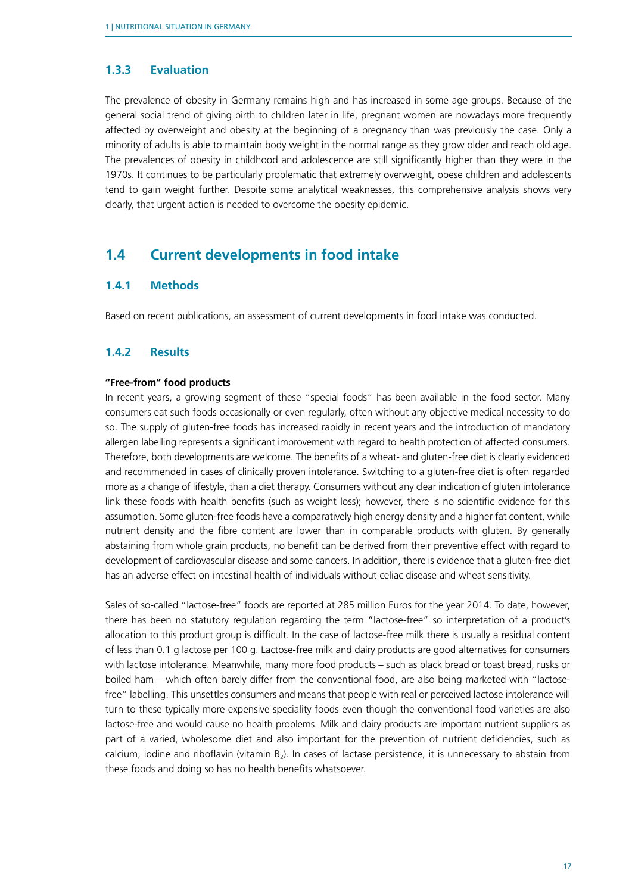### 1.3.3 Evaluation

The prevalence of obesity in Germany remains high and has increased in some age groups. Because of the general social trend of giving birth to children later in life, pregnant women are nowadays more frequently affected by overweight and obesity at the beginning of a pregnancy than was previously the case. Only a minority of adults is able to maintain body weight in the normal range as they grow older and reach old age. The prevalences of obesity in childhood and adolescence are still significantly higher than they were in the 1970s. It continues to be particularly problematic that extremely overweight, obese children and adolescents tend to gain weight further. Despite some analytical weaknesses, this comprehensive analysis shows very clearly, that urgent action is needed to overcome the obesity epidemic.

## 1.4 Current developments in food intake

### 1.4.1 Methods

Based on recent publications, an assessment of current developments in food intake was conducted.

### 1.4.2 Results

**"Free-from" food products**

In recent years, a growing segment of these "special foods" has been available in the food sector. Many consumers eat such foods occasionally or even regularly, often without any objective medical necessity to do so. The supply of gluten-free foods has increased rapidly in recent years and the introduction of mandatory allergen labelling represents a significant improvement with regard to health protection of affected consumers. Therefore, both developments are welcome. The benefits of a wheat- and gluten-free diet is clearly evidenced and recommended in cases of clinically proven intolerance. Switching to a gluten-free diet is often regarded more as a change of lifestyle, than a diet therapy. Consumers without any clear indication of gluten intolerance link these foods with health benefits (such as weight loss); however, there is no scientific evidence for this assumption. Some gluten-free foods have a comparatively high energy density and a higher fat content, while nutrient density and the fibre content are lower than in comparable products with gluten. By generally abstaining from whole grain products, no benefit can be derived from their preventive effect with regard to development of cardiovascular disease and some cancers. In addition, there is evidence that a gluten-free diet has an adverse effect on intestinal health of individuals without celiac disease and wheat sensitivity.

Sales of so-called "lactose-free" foods are reported at 285 million Euros for the year 2014. To date, however, there has been no statutory regulation regarding the term "lactose-free" so interpretation of a product's allocation to this product group is difficult. In the case of lactose-free milk there is usually a residual content of less than 0.1 g lactose per 100 g. Lactose-free milk and dairy products are good alternatives for consumers with lactose intolerance. Meanwhile, many more food products – such as black bread or toast bread, rusks or boiled ham – which often barely differ from the conventional food, are also being marketed with "lactose-free" labelling. This unsettles consumers and means that people with real or perceived lactose intolerance will turn to these typically more expensive speciality foods even though the conventional food varieties are also lactose-free and would cause no health problems. Milk and dairy products are important nutrient suppliers as part of a varied, wholesome diet and also important for the prevention of nutrient deficiencies, such as calcium, iodine and riboflavin (vitamin $B_2$). In cases of lactase persistence, it is unnecessary to abstain from these foods and doing so has no health benefits whatsoever.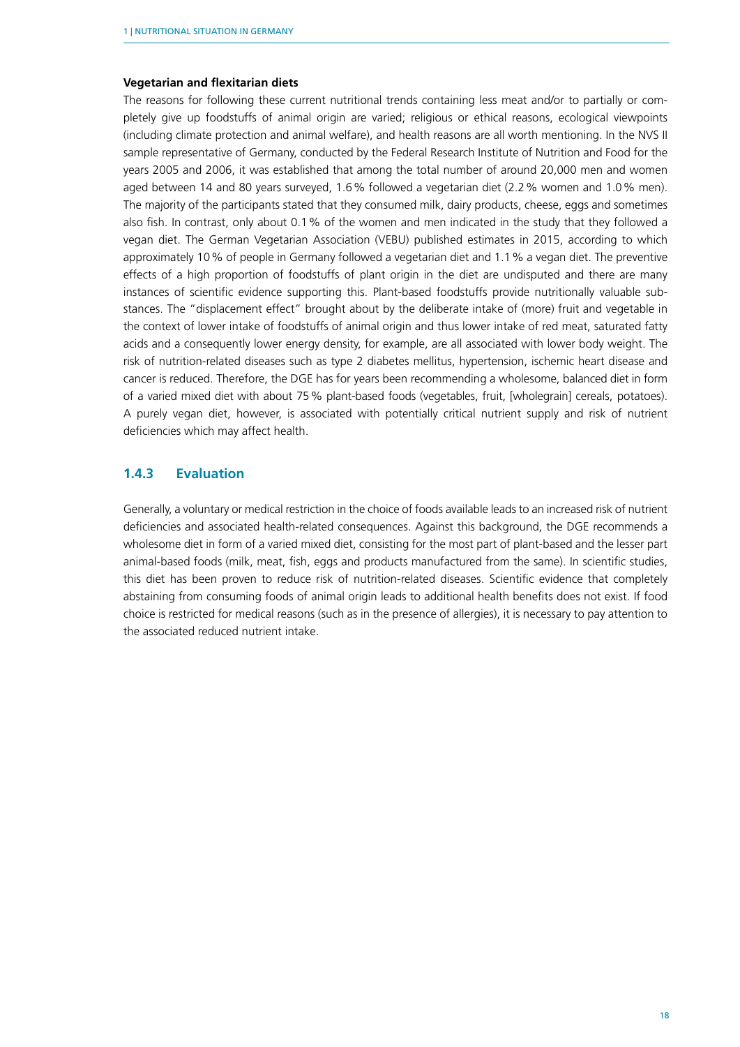**Vegetarian and flexitarian diets**

The reasons for following these current nutritional trends containing less meat and/or to partially or completely give up foodstuffs of animal origin are varied; religious or ethical reasons, ecological viewpoints (including climate protection and animal welfare), and health reasons are all worth mentioning. In the NVS II sample representative of Germany, conducted by the Federal Research Institute of Nutrition and Food for the years 2005 and 2006, it was established that among the total number of around 20,000 men and women aged between 14 and 80 years surveyed, 1.6 % followed a vegetarian diet (2.2 % women and 1.0 % men). The majority of the participants stated that they consumed milk, dairy products, cheese, eggs and sometimes also fish. In contrast, only about 0.1 % of the women and men indicated in the study that they followed a vegan diet. The German Vegetarian Association (VEBU) published estimates in 2015, according to which approximately 10 % of people in Germany followed a vegetarian diet and 1.1 % a vegan diet. The preventive effects of a high proportion of foodstuffs of plant origin in the diet are undisputed and there are many instances of scientific evidence supporting this. Plant-based foodstuffs provide nutritionally valuable substances. The "displacement effect" brought about by the deliberate intake of (more) fruit and vegetable in the context of lower intake of foodstuffs of animal origin and thus lower intake of red meat, saturated fatty acids and a consequently lower energy density, for example, are all associated with lower body weight. The risk of nutrition-related diseases such as type 2 diabetes mellitus, hypertension, ischemic heart disease and cancer is reduced. Therefore, the DGE has for years been recommending a wholesome, balanced diet in form of a varied mixed diet with about 75 % plant-based foods (vegetables, fruit, [wholegrain] cereals, potatoes). A purely vegan diet, however, is associated with potentially critical nutrient supply and risk of nutrient deficiencies which may affect health.

### 1.4.3 Evaluation

Generally, a voluntary or medical restriction in the choice of foods available leads to an increased risk of nutrient deficiencies and associated health-related consequences. Against this background, the DGE recommends a wholesome diet in form of a varied mixed diet, consisting for the most part of plant-based and the lesser part animal-based foods (milk, meat, fish, eggs and products manufactured from the same). In scientific studies, this diet has been proven to reduce risk of nutrition-related diseases. Scientific evidence that completely abstaining from consuming foods of animal origin leads to additional health benefits does not exist. If food choice is restricted for medical reasons (such as in the presence of allergies), it is necessary to pay attention to the associated reduced nutrient intake.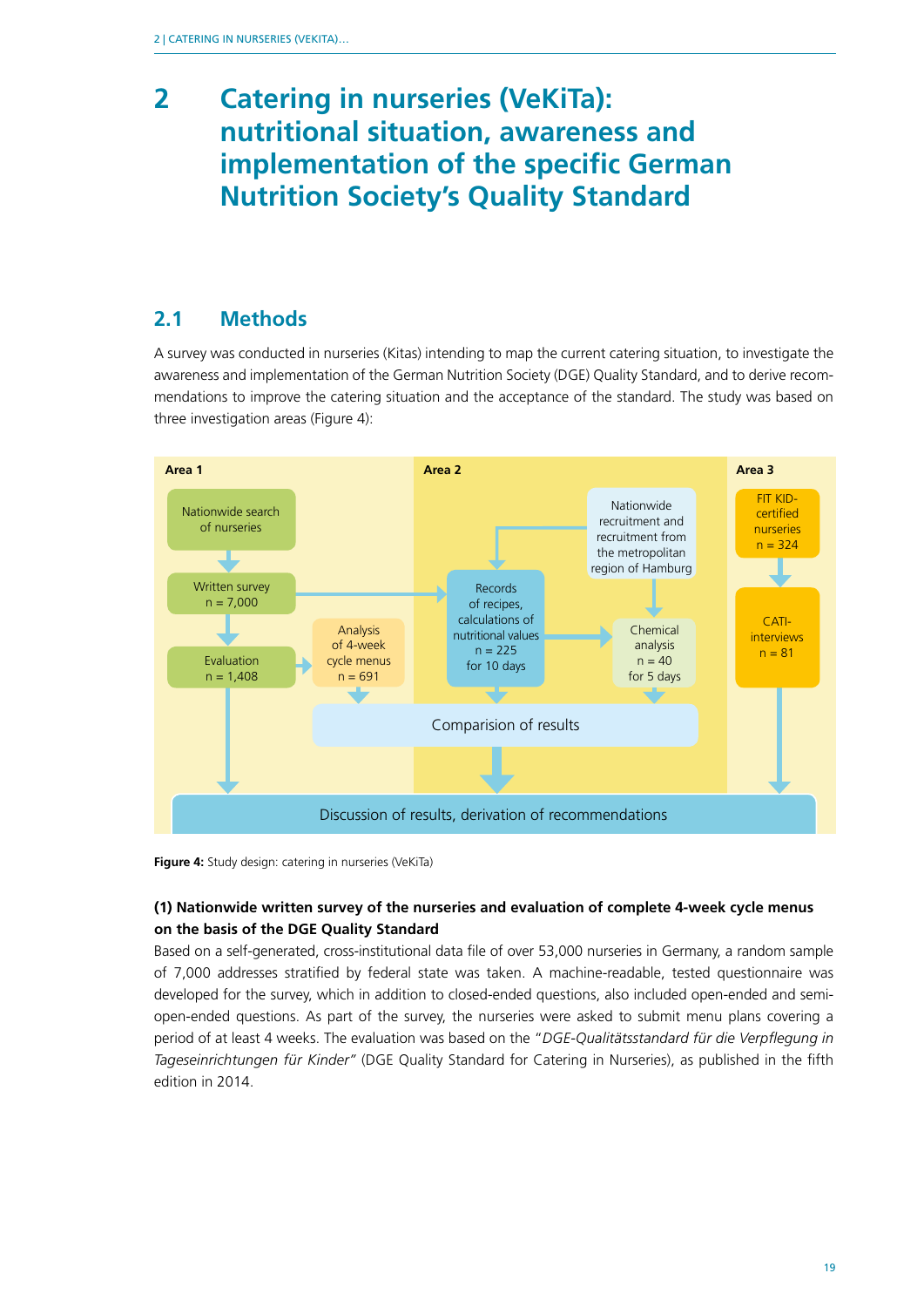# 2 Catering in nurseries (VeKiTa): nutritional situation, awareness and implementation of the specific German Nutrition Society's Quality Standard

## 2.1 Methods

A survey was conducted in nurseries (Kitas) intending to map the current catering situation, to investigate the awareness and implementation of the German Nutrition Society (DGE) Quality Standard, and to derive recommendations to improve the catering situation and the acceptance of the standard. The study was based on three investigation areas (Figure 4):

Area 1

Nationwide search of nurseries

Written survey
n = 7,000

Evaluation
n = 1,408

Analysis of 4-week cycle menus
n = 691

Area 2

Nationwide recruitment and recruitment from the metropolitan region of Hamburg

Records of recipes, calculations of nutritional values
n = 225
for 10 days

Chemical analysis
n = 40
for 5 days

Comparision of results

Area 3

FIT KID-certified nurseries
n = 324

CATI-interviews
n = 81

Discussion of results, derivation of recommendations

**Figure 4:** Study design: catering in nurseries (VeKiTa)

**(1) Nationwide written survey of the nurseries and evaluation of complete 4-week cycle menus on the basis of the DGE Quality Standard**

Based on a self-generated, cross-institutional data file of over 53,000 nurseries in Germany, a random sample of 7,000 addresses stratified by federal state was taken. A machine-readable, tested questionnaire was developed for the survey, which in addition to closed-ended questions, also included open-ended and semi-open-ended questions. As part of the survey, the nurseries were asked to submit menu plans covering a period of at least 4 weeks. The evaluation was based on the "*DGE-Qualitätsstandard für die Verpflegung in Tageseinrichtungen für Kinder"* (DGE Quality Standard for Catering in Nurseries), as published in the fifth edition in 2014.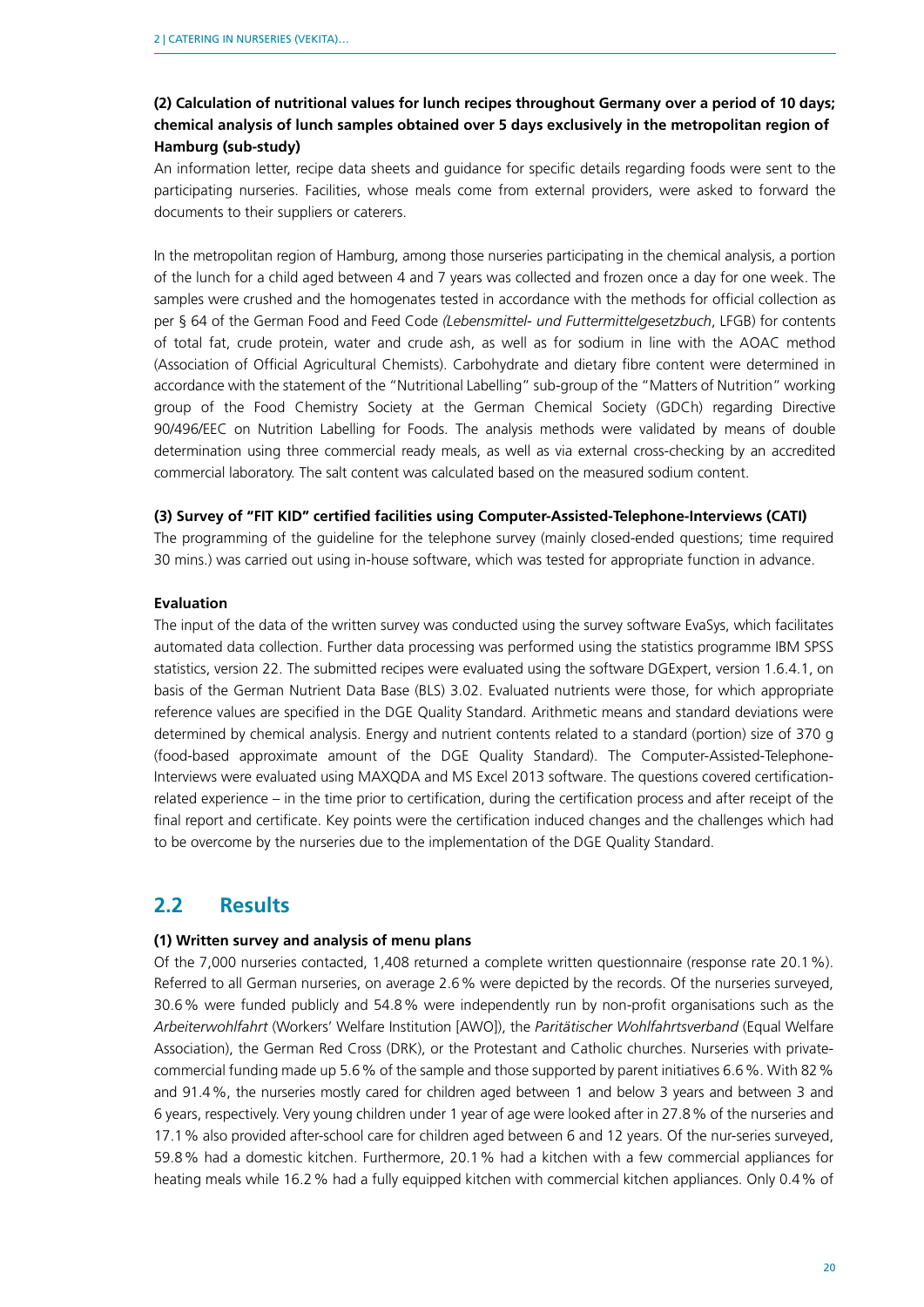**(2) Calculation of nutritional values for lunch recipes throughout Germany over a period of 10 days; chemical analysis of lunch samples obtained over 5 days exclusively in the metropolitan region of Hamburg (sub-study)**

An information letter, recipe data sheets and guidance for specific details regarding foods were sent to the participating nurseries. Facilities, whose meals come from external providers, were asked to forward the documents to their suppliers or caterers.

In the metropolitan region of Hamburg, among those nurseries participating in the chemical analysis, a portion of the lunch for a child aged between 4 and 7 years was collected and frozen once a day for one week. The samples were crushed and the homogenates tested in accordance with the methods for official collection as per § 64 of the German Food and Feed Code *(Lebensmittel- und Futtermittelgesetzbuch*, LFGB) for contents of total fat, crude protein, water and crude ash, as well as for sodium in line with the AOAC method (Association of Official Agricultural Chemists). Carbohydrate and dietary fibre content were determined in accordance with the statement of the "Nutritional Labelling" sub-group of the "Matters of Nutrition" working group of the Food Chemistry Society at the German Chemical Society (GDCh) regarding Directive 90/496/EEC on Nutrition Labelling for Foods. The analysis methods were validated by means of double determination using three commercial ready meals, as well as via external cross-checking by an accredited commercial laboratory. The salt content was calculated based on the measured sodium content.

**(3) Survey of "FIT KID" certified facilities using Computer-Assisted-Telephone-Interviews (CATI)**

The programming of the guideline for the telephone survey (mainly closed-ended questions; time required 30 mins.) was carried out using in-house software, which was tested for appropriate function in advance.

**Evaluation**

The input of the data of the written survey was conducted using the survey software EvaSys, which facilitates automated data collection. Further data processing was performed using the statistics programme IBM SPSS statistics, version 22. The submitted recipes were evaluated using the software DGExpert, version 1.6.4.1, on basis of the German Nutrient Data Base (BLS) 3.02. Evaluated nutrients were those, for which appropriate reference values are specified in the DGE Quality Standard. Arithmetic means and standard deviations were determined by chemical analysis. Energy and nutrient contents related to a standard (portion) size of 370 g (food-based approximate amount of the DGE Quality Standard). The Computer-Assisted-Telephone-Interviews were evaluated using MAXQDA and MS Excel 2013 software. The questions covered certification-related experience – in the time prior to certification, during the certification process and after receipt of the final report and certificate. Key points were the certification induced changes and the challenges which had to be overcome by the nurseries due to the implementation of the DGE Quality Standard.

## 2.2 Results

**(1) Written survey and analysis of menu plans**

Of the 7,000 nurseries contacted, 1,408 returned a complete written questionnaire (response rate 20.1 %). Referred to all German nurseries, on average 2.6 % were depicted by the records. Of the nurseries surveyed, 30.6 % were funded publicly and 54.8 % were independently run by non-profit organisations such as the *Arbeiterwohlfahrt* (Workers' Welfare Institution [AWO]), the *Paritätischer Wohlfahrtsverband* (Equal Welfare Association), the German Red Cross (DRK), or the Protestant and Catholic churches. Nurseries with private-commercial funding made up 5.6 % of the sample and those supported by parent initiatives 6.6 %. With 82 % and 91.4 %, the nurseries mostly cared for children aged between 1 and below 3 years and between 3 and 6 years, respectively. Very young children under 1 year of age were looked after in 27.8 % of the nurseries and 17.1 % also provided after-school care for children aged between 6 and 12 years. Of the nur-series surveyed, 59.8 % had a domestic kitchen. Furthermore, 20.1 % had a kitchen with a few commercial appliances for heating meals while 16.2 % had a fully equipped kitchen with commercial kitchen appliances. Only 0.4 % of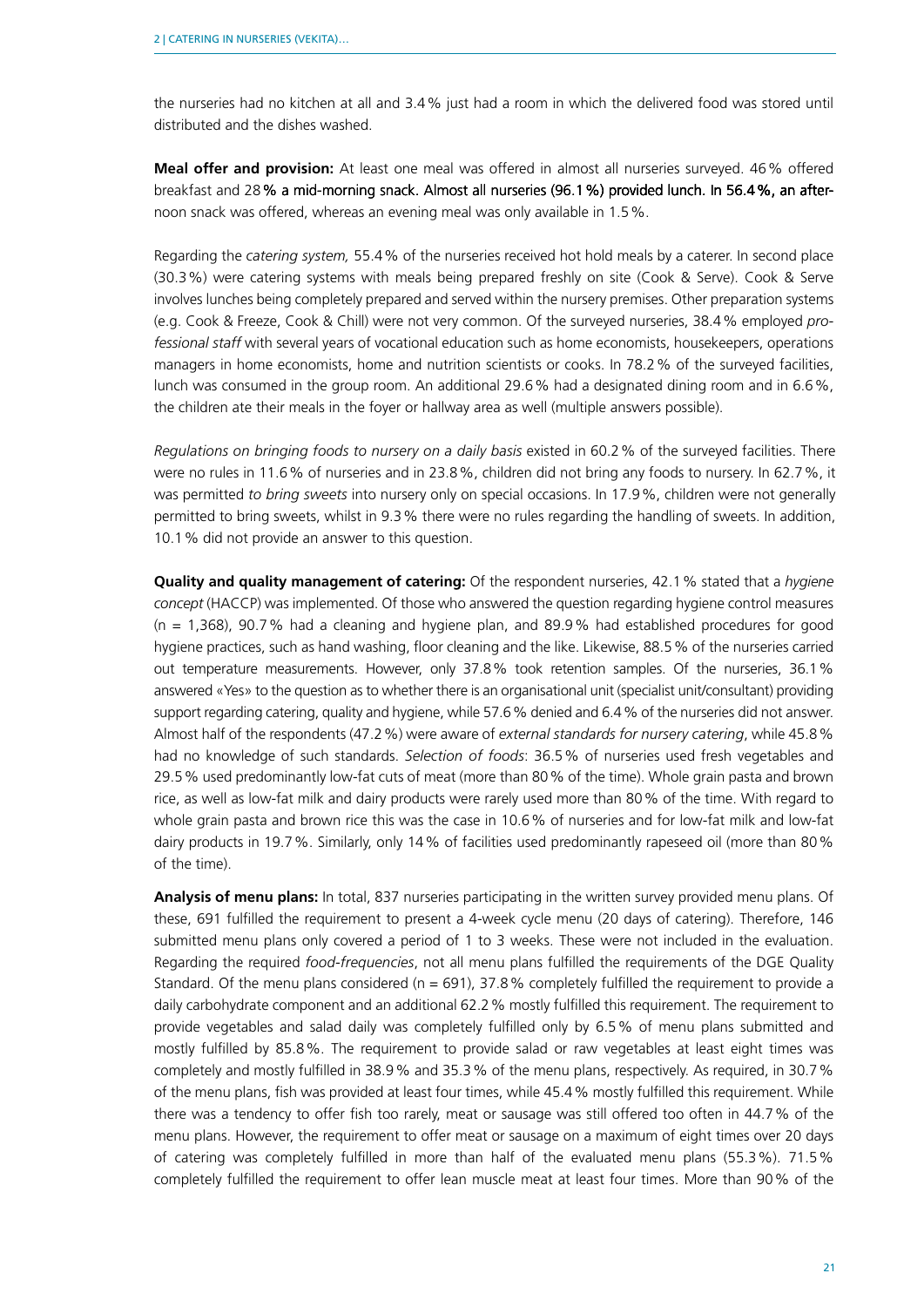the nurseries had no kitchen at all and 3.4 % just had a room in which the delivered food was stored until distributed and the dishes washed.

**Meal offer and provision:** At least one meal was offered in almost all nurseries surveyed. 46 % offered breakfast and 28 % a mid-morning snack. Almost all nurseries (96.1 %) provided lunch. In 56.4 %, an afternoon snack was offered, whereas an evening meal was only available in 1.5 %.

Regarding the *catering system,* 55.4 % of the nurseries received hot hold meals by a caterer. In second place (30.3 %) were catering systems with meals being prepared freshly on site (Cook & Serve). Cook & Serve involves lunches being completely prepared and served within the nursery premises. Other preparation systems (e.g. Cook & Freeze, Cook & Chill) were not very common. Of the surveyed nurseries, 38.4 % employed *professional staff* with several years of vocational education such as home economists, housekeepers, operations managers in home economists, home and nutrition scientists or cooks. In 78.2 % of the surveyed facilities, lunch was consumed in the group room. An additional 29.6 % had a designated dining room and in 6.6 %, the children ate their meals in the foyer or hallway area as well (multiple answers possible).

*Regulations on bringing foods to nursery on a daily basis* existed in 60.2 % of the surveyed facilities. There were no rules in 11.6 % of nurseries and in 23.8 %, children did not bring any foods to nursery. In 62.7 %, it was permitted *to bring sweets* into nursery only on special occasions. In 17.9 %, children were not generally permitted to bring sweets, whilst in 9.3 % there were no rules regarding the handling of sweets. In addition, 10.1 % did not provide an answer to this question.

**Quality and quality management of catering:** Of the respondent nurseries, 42.1 % stated that a *hygiene concept* (HACCP) was implemented. Of those who answered the question regarding hygiene control measures (n = 1,368), 90.7 % had a cleaning and hygiene plan, and 89.9 % had established procedures for good hygiene practices, such as hand washing, floor cleaning and the like. Likewise, 88.5 % of the nurseries carried out temperature measurements. However, only 37.8 % took retention samples. Of the nurseries, 36.1 % answered «Yes» to the question as to whether there is an organisational unit (specialist unit/consultant) providing support regarding catering, quality and hygiene, while 57.6 % denied and 6.4 % of the nurseries did not answer. Almost half of the respondents (47.2 %) were aware of *external standards for nursery catering*, while 45.8 % had no knowledge of such standards. *Selection of foods*: 36.5 % of nurseries used fresh vegetables and 29.5 % used predominantly low-fat cuts of meat (more than 80 % of the time). Whole grain pasta and brown rice, as well as low-fat milk and dairy products were rarely used more than 80 % of the time. With regard to whole grain pasta and brown rice this was the case in 10.6 % of nurseries and for low-fat milk and low-fat dairy products in 19.7 %. Similarly, only 14 % of facilities used predominantly rapeseed oil (more than 80 % of the time).

**Analysis of menu plans:** In total, 837 nurseries participating in the written survey provided menu plans. Of these, 691 fulfilled the requirement to present a 4-week cycle menu (20 days of catering). Therefore, 146 submitted menu plans only covered a period of 1 to 3 weeks. These were not included in the evaluation. Regarding the required *food-frequencies*, not all menu plans fulfilled the requirements of the DGE Quality Standard. Of the menu plans considered (n = 691), 37.8 % completely fulfilled the requirement to provide a daily carbohydrate component and an additional 62.2 % mostly fulfilled this requirement. The requirement to provide vegetables and salad daily was completely fulfilled only by 6.5 % of menu plans submitted and mostly fulfilled by 85.8 %. The requirement to provide salad or raw vegetables at least eight times was completely and mostly fulfilled in 38.9 % and 35.3 % of the menu plans, respectively. As required, in 30.7 % of the menu plans, fish was provided at least four times, while 45.4 % mostly fulfilled this requirement. While there was a tendency to offer fish too rarely, meat or sausage was still offered too often in 44.7 % of the menu plans. However, the requirement to offer meat or sausage on a maximum of eight times over 20 days of catering was completely fulfilled in more than half of the evaluated menu plans (55.3 %). 71.5 % completely fulfilled the requirement to offer lean muscle meat at least four times. More than 90 % of the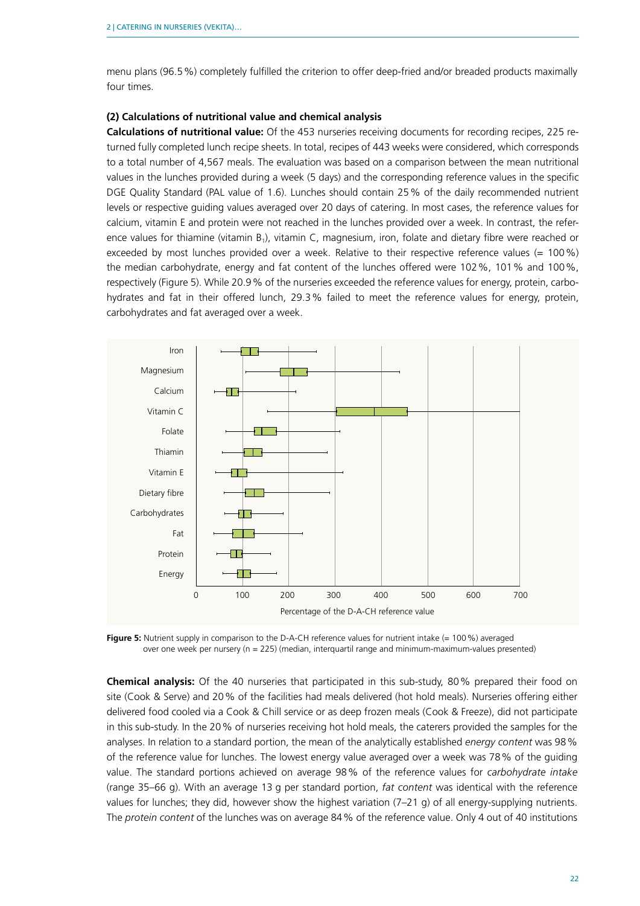menu plans (96.5 %) completely fulfilled the criterion to offer deep-fried and/or breaded products maximally four times.

**(2) Calculations of nutritional value and chemical analysis**

**Calculations of nutritional value:** Of the 453 nurseries receiving documents for recording recipes, 225 returned fully completed lunch recipe sheets. In total, recipes of 443 weeks were considered, which corresponds to a total number of 4,567 meals. The evaluation was based on a comparison between the mean nutritional values in the lunches provided during a week (5 days) and the corresponding reference values in the specific DGE Quality Standard (PAL value of 1.6). Lunches should contain 25 % of the daily recommended nutrient levels or respective guiding values averaged over 20 days of catering. In most cases, the reference values for calcium, vitamin E and protein were not reached in the lunches provided over a week. In contrast, the reference values for thiamine (vitamin $B_1$), vitamin C, magnesium, iron, folate and dietary fibre were reached or exceeded by most lunches provided over a week. Relative to their respective reference values (= 100 %) the median carbohydrate, energy and fat content of the lunches offered were 102 %, 101 % and 100 %, respectively (Figure 5). While 20.9 % of the nurseries exceeded the reference values for energy, protein, carbohydrates and fat in their offered lunch, 29.3 % failed to meet the reference values for energy, protein, carbohydrates and fat averaged over a week.

**Figure 5:** Nutrient supply in comparison to the D-A-CH reference values for nutrient intake (= 100 %) averaged over one week per nursery (n = 225) (median, interquartil range and minimum-maximum-values presented)

**Chemical analysis:** Of the 40 nurseries that participated in this sub-study, 80 % prepared their food on site (Cook & Serve) and 20 % of the facilities had meals delivered (hot hold meals). Nurseries offering either delivered food cooled via a Cook & Chill service or as deep frozen meals (Cook & Freeze), did not participate in this sub-study. In the 20 % of nurseries receiving hot hold meals, the caterers provided the samples for the analyses. In relation to a standard portion, the mean of the analytically established *energy content* was 98 % of the reference value for lunches. The lowest energy value averaged over a week was 78 % of the guiding value. The standard portions achieved on average 98 % of the reference values for *carbohydrate intake* (range 35–66 g). With an average 13 g per standard portion, *fat content* was identical with the reference values for lunches; they did, however show the highest variation (7–21 g) of all energy-supplying nutrients. The *protein content* of the lunches was on average 84 % of the reference value. Only 4 out of 40 institutions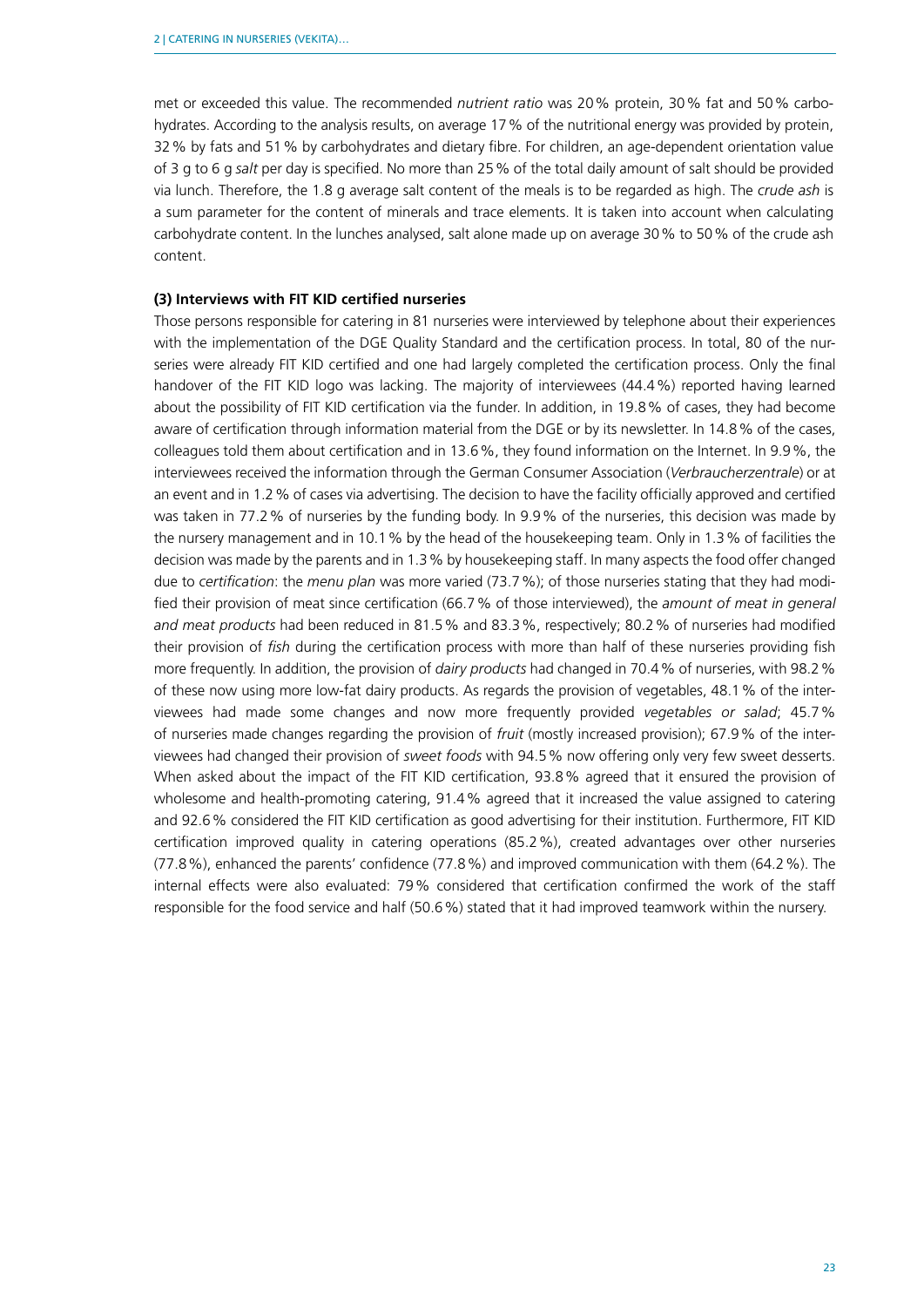met or exceeded this value. The recommended *nutrient ratio* was 20 % protein, 30 % fat and 50 % carbohydrates. According to the analysis results, on average 17 % of the nutritional energy was provided by protein, 32 % by fats and 51 % by carbohydrates and dietary fibre. For children, an age-dependent orientation value of 3 g to 6 g *salt* per day is specified. No more than 25 % of the total daily amount of salt should be provided via lunch. Therefore, the 1.8 g average salt content of the meals is to be regarded as high. The *crude ash* is a sum parameter for the content of minerals and trace elements. It is taken into account when calculating carbohydrate content. In the lunches analysed, salt alone made up on average 30 % to 50 % of the crude ash content.

**(3) Interviews with FIT KID certified nurseries**

Those persons responsible for catering in 81 nurseries were interviewed by telephone about their experiences with the implementation of the DGE Quality Standard and the certification process. In total, 80 of the nurseries were already FIT KID certified and one had largely completed the certification process. Only the final handover of the FIT KID logo was lacking. The majority of interviewees (44.4 %) reported having learned about the possibility of FIT KID certification via the funder. In addition, in 19.8 % of cases, they had become aware of certification through information material from the DGE or by its newsletter. In 14.8 % of the cases, colleagues told them about certification and in 13.6 %, they found information on the Internet. In 9.9 %, the interviewees received the information through the German Consumer Association (*Verbraucherzentrale*) or at an event and in 1.2 % of cases via advertising. The decision to have the facility officially approved and certified was taken in 77.2 % of nurseries by the funding body. In 9.9 % of the nurseries, this decision was made by the nursery management and in 10.1 % by the head of the housekeeping team. Only in 1.3 % of facilities the decision was made by the parents and in 1.3 % by housekeeping staff. In many aspects the food offer changed due to *certification*: the *menu plan* was more varied (73.7 %); of those nurseries stating that they had modified their provision of meat since certification (66.7 % of those interviewed), the *amount of meat in general and meat products* had been reduced in 81.5 % and 83.3 %, respectively; 80.2 % of nurseries had modified their provision of *fish* during the certification process with more than half of these nurseries providing fish more frequently. In addition, the provision of *dairy products* had changed in 70.4 % of nurseries, with 98.2 % of these now using more low-fat dairy products. As regards the provision of vegetables, 48.1 % of the interviewees had made some changes and now more frequently provided *vegetables or salad*; 45.7 % of nurseries made changes regarding the provision of *fruit* (mostly increased provision); 67.9 % of the interviewees had changed their provision of *sweet foods* with 94.5 % now offering only very few sweet desserts. When asked about the impact of the FIT KID certification, 93.8 % agreed that it ensured the provision of wholesome and health-promoting catering, 91.4 % agreed that it increased the value assigned to catering and 92.6 % considered the FIT KID certification as good advertising for their institution. Furthermore, FIT KID certification improved quality in catering operations (85.2 %), created advantages over other nurseries (77.8 %), enhanced the parents' confidence (77.8 %) and improved communication with them (64.2 %). The internal effects were also evaluated: 79 % considered that certification confirmed the work of the staff responsible for the food service and half (50.6 %) stated that it had improved teamwork within the nursery.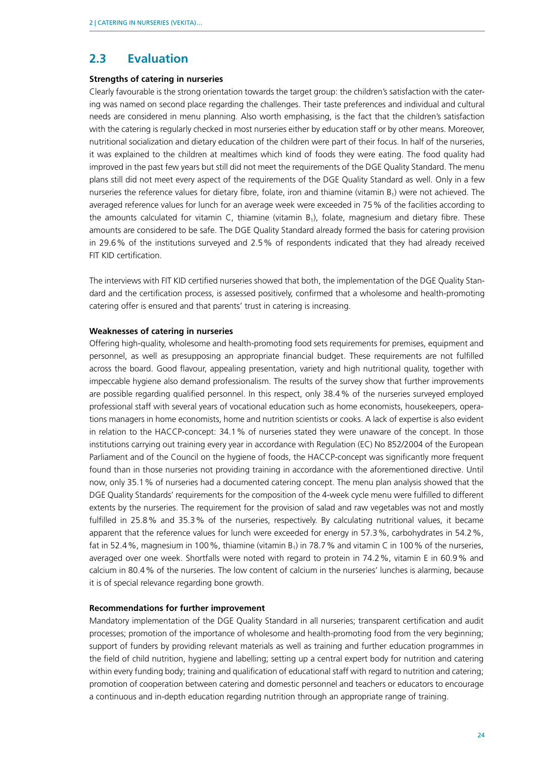## 2.3 Evaluation

**Strengths of catering in nurseries**

Clearly favourable is the strong orientation towards the target group: the children's satisfaction with the catering was named on second place regarding the challenges. Their taste preferences and individual and cultural needs are considered in menu planning. Also worth emphasising, is the fact that the children's satisfaction with the catering is regularly checked in most nurseries either by education staff or by other means. Moreover, nutritional socialization and dietary education of the children were part of their focus. In half of the nurseries, it was explained to the children at mealtimes which kind of foods they were eating. The food quality had improved in the past few years but still did not meet the requirements of the DGE Quality Standard. The menu plans still did not meet every aspect of the requirements of the DGE Quality Standard as well. Only in a few nurseries the reference values for dietary fibre, folate, iron and thiamine (vitamin $B_1$) were not achieved. The averaged reference values for lunch for an average week were exceeded in 75 % of the facilities according to the amounts calculated for vitamin C, thiamine (vitamin $B_1$), folate, magnesium and dietary fibre. These amounts are considered to be safe. The DGE Quality Standard already formed the basis for catering provision in 29.6 % of the institutions surveyed and 2.5 % of respondents indicated that they had already received FIT KID certification.

The interviews with FIT KID certified nurseries showed that both, the implementation of the DGE Quality Standard and the certification process, is assessed positively, confirmed that a wholesome and health-promoting catering offer is ensured and that parents' trust in catering is increasing.

**Weaknesses of catering in nurseries**

Offering high-quality, wholesome and health-promoting food sets requirements for premises, equipment and personnel, as well as presupposing an appropriate financial budget. These requirements are not fulfilled across the board. Good flavour, appealing presentation, variety and high nutritional quality, together with impeccable hygiene also demand professionalism. The results of the survey show that further improvements are possible regarding qualified personnel. In this respect, only 38.4 % of the nurseries surveyed employed professional staff with several years of vocational education such as home economists, housekeepers, operations managers in home economists, home and nutrition scientists or cooks. A lack of expertise is also evident in relation to the HACCP-concept: 34.1 % of nurseries stated they were unaware of the concept. In those institutions carrying out training every year in accordance with Regulation (EC) No 852/2004 of the European Parliament and of the Council on the hygiene of foods, the HACCP-concept was significantly more frequent found than in those nurseries not providing training in accordance with the aforementioned directive. Until now, only 35.1 % of nurseries had a documented catering concept. The menu plan analysis showed that the DGE Quality Standards' requirements for the composition of the 4-week cycle menu were fulfilled to different extents by the nurseries. The requirement for the provision of salad and raw vegetables was not and mostly fulfilled in 25.8 % and 35.3 % of the nurseries, respectively. By calculating nutritional values, it became apparent that the reference values for lunch were exceeded for energy in 57.3 %, carbohydrates in 54.2 %, fat in 52.4 %, magnesium in 100 %, thiamine (vitamin $B_1$) in 78.7 % and vitamin C in 100 % of the nurseries, averaged over one week. Shortfalls were noted with regard to protein in 74.2 %, vitamin E in 60.9 % and calcium in 80.4 % of the nurseries. The low content of calcium in the nurseries' lunches is alarming, because it is of special relevance regarding bone growth.

**Recommendations for further improvement**

Mandatory implementation of the DGE Quality Standard in all nurseries; transparent certification and audit processes; promotion of the importance of wholesome and health-promoting food from the very beginning; support of funders by providing relevant materials as well as training and further education programmes in the field of child nutrition, hygiene and labelling; setting up a central expert body for nutrition and catering within every funding body; training and qualification of educational staff with regard to nutrition and catering; promotion of cooperation between catering and domestic personnel and teachers or educators to encourage a continuous and in-depth education regarding nutrition through an appropriate range of training.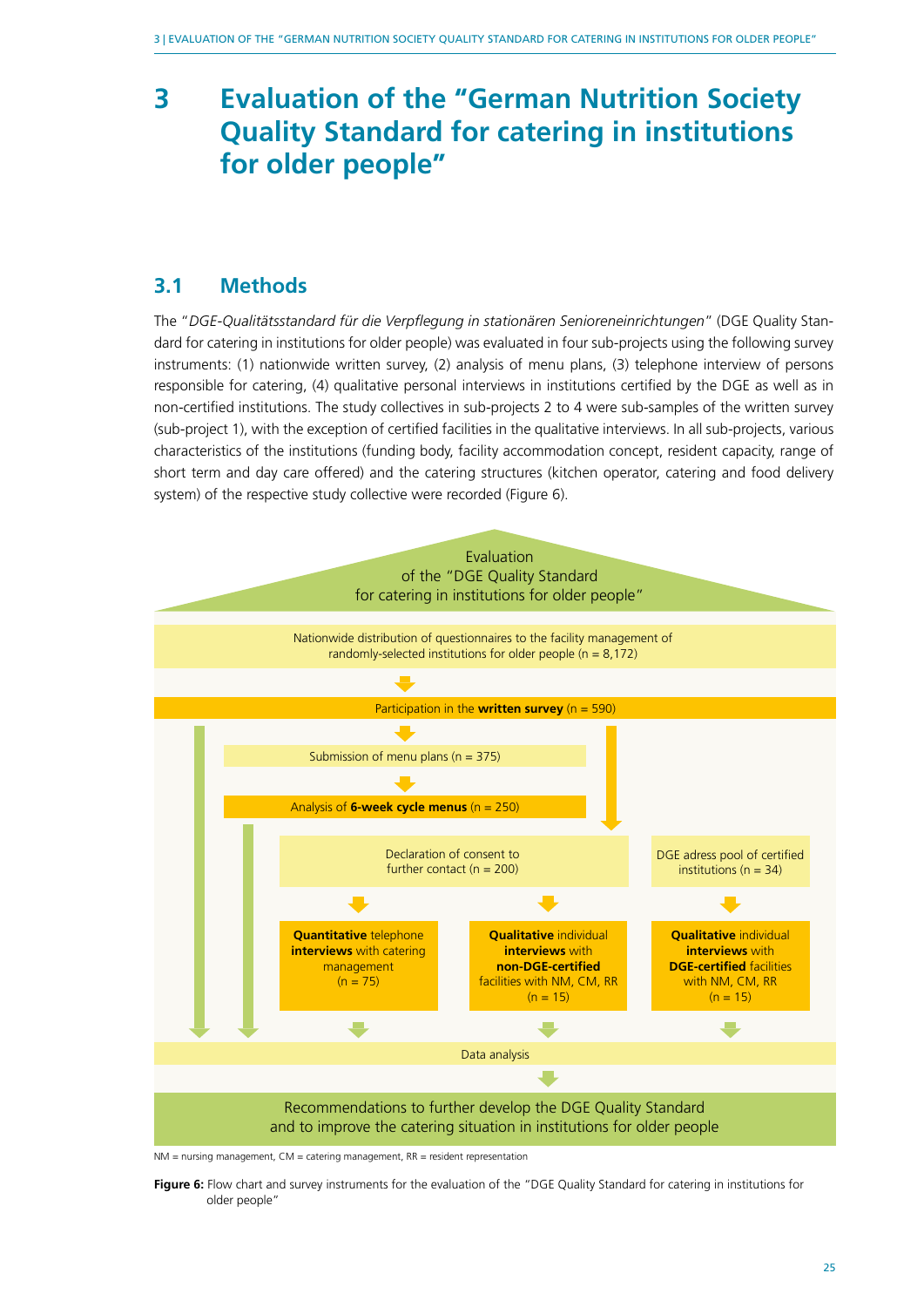# 3 Evaluation of the "German Nutrition Society Quality Standard for catering in institutions for older people"

## 3.1 Methods

The "*DGE-Qualitätsstandard für die Verpflegung in stationären Senioreneinrichtungen*" (DGE Quality Standard for catering in institutions for older people) was evaluated in four sub-projects using the following survey instruments: (1) nationwide written survey, (2) analysis of menu plans, (3) telephone interview of persons responsible for catering, (4) qualitative personal interviews in institutions certified by the DGE as well as in non-certified institutions. The study collectives in sub-projects 2 to 4 were sub-samples of the written survey (sub-project 1), with the exception of certified facilities in the qualitative interviews. In all sub-projects, various characteristics of the institutions (funding body, facility accommodation concept, resident capacity, range of short term and day care offered) and the catering structures (kitchen operator, catering and food delivery system) of the respective study collective were recorded (Figure 6).

Evaluation of the "DGE Quality Standard for catering in institutions for older people"

Nationwide distribution of questionnaires to the facility management of randomly-selected institutions for older people (n = 8,172)

Participation in the **written survey** (n = 590)

Submission of menu plans (n = 375)

Analysis of **6-week cycle menus** (n = 250)

Declaration of consent to further contact (n = 200)

DGE adress pool of certified institutions (n = 34)

**Quantitative** telephone **interviews** with catering management (n = 75)

**Qualitative** individual **interviews** with **non-DGE-certified** facilities with NM, CM, RR (n = 15)

**Qualitative** individual **interviews** with **DGE-certified** facilities with NM, CM, RR (n = 15)

Data analysis

Recommendations to further develop the DGE Quality Standard and to improve the catering situation in institutions for older people

NM = nursing management, CM = catering management, RR = resident representation

**Figure 6:** Flow chart and survey instruments for the evaluation of the "DGE Quality Standard for catering in institutions for older people"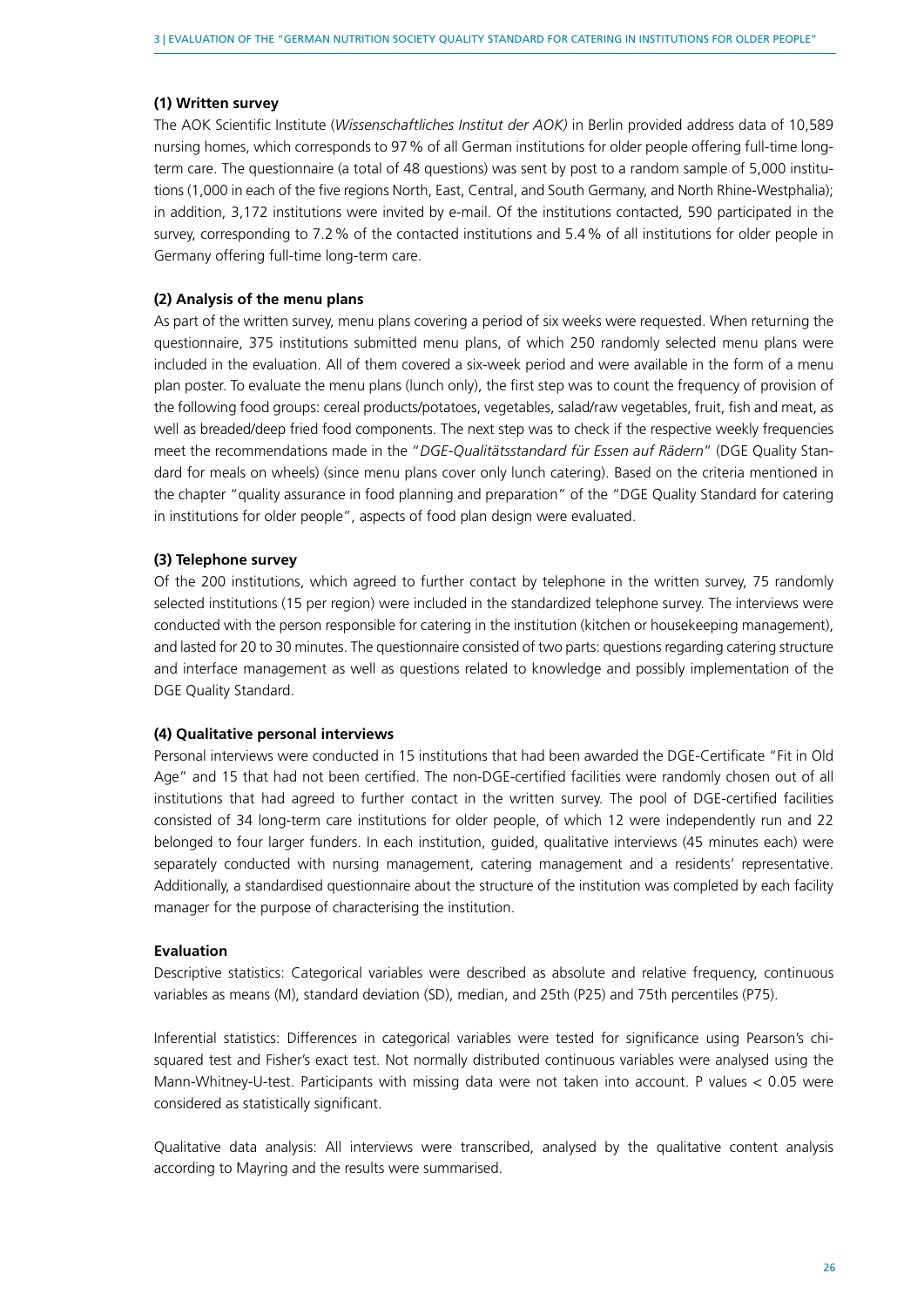**(1) Written survey**

The AOK Scientific Institute (*Wissenschaftliches Institut der AOK)* in Berlin provided address data of 10,589 nursing homes, which corresponds to 97 % of all German institutions for older people offering full-time long-term care. The questionnaire (a total of 48 questions) was sent by post to a random sample of 5,000 institutions (1,000 in each of the five regions North, East, Central, and South Germany, and North Rhine-Westphalia); in addition, 3,172 institutions were invited by e-mail. Of the institutions contacted, 590 participated in the survey, corresponding to 7.2 % of the contacted institutions and 5.4 % of all institutions for older people in Germany offering full-time long-term care.

**(2) Analysis of the menu plans**

As part of the written survey, menu plans covering a period of six weeks were requested. When returning the questionnaire, 375 institutions submitted menu plans, of which 250 randomly selected menu plans were included in the evaluation. All of them covered a six-week period and were available in the form of a menu plan poster. To evaluate the menu plans (lunch only), the first step was to count the frequency of provision of the following food groups: cereal products/potatoes, vegetables, salad/raw vegetables, fruit, fish and meat, as well as breaded/deep fried food components. The next step was to check if the respective weekly frequencies meet the recommendations made in the "*DGE-Qualitätsstandard für Essen auf Rädern*" (DGE Quality Standard for meals on wheels) (since menu plans cover only lunch catering). Based on the criteria mentioned in the chapter "quality assurance in food planning and preparation" of the "DGE Quality Standard for catering in institutions for older people", aspects of food plan design were evaluated.

**(3) Telephone survey**

Of the 200 institutions, which agreed to further contact by telephone in the written survey, 75 randomly selected institutions (15 per region) were included in the standardized telephone survey. The interviews were conducted with the person responsible for catering in the institution (kitchen or housekeeping management), and lasted for 20 to 30 minutes. The questionnaire consisted of two parts: questions regarding catering structure and interface management as well as questions related to knowledge and possibly implementation of the DGE Quality Standard.

**(4) Qualitative personal interviews**

Personal interviews were conducted in 15 institutions that had been awarded the DGE-Certificate "Fit in Old Age" and 15 that had not been certified. The non-DGE-certified facilities were randomly chosen out of all institutions that had agreed to further contact in the written survey. The pool of DGE-certified facilities consisted of 34 long-term care institutions for older people, of which 12 were independently run and 22 belonged to four larger funders. In each institution, guided, qualitative interviews (45 minutes each) were separately conducted with nursing management, catering management and a residents' representative. Additionally, a standardised questionnaire about the structure of the institution was completed by each facility manager for the purpose of characterising the institution.

**Evaluation**

Descriptive statistics: Categorical variables were described as absolute and relative frequency, continuous variables as means (M), standard deviation (SD), median, and 25th (P25) and 75th percentiles (P75).

Inferential statistics: Differences in categorical variables were tested for significance using Pearson's chi-squared test and Fisher's exact test. Not normally distributed continuous variables were analysed using the Mann-Whitney-U-test. Participants with missing data were not taken into account. P values $< 0.05$ were considered as statistically significant.

Qualitative data analysis: All interviews were transcribed, analysed by the qualitative content analysis according to Mayring and the results were summarised.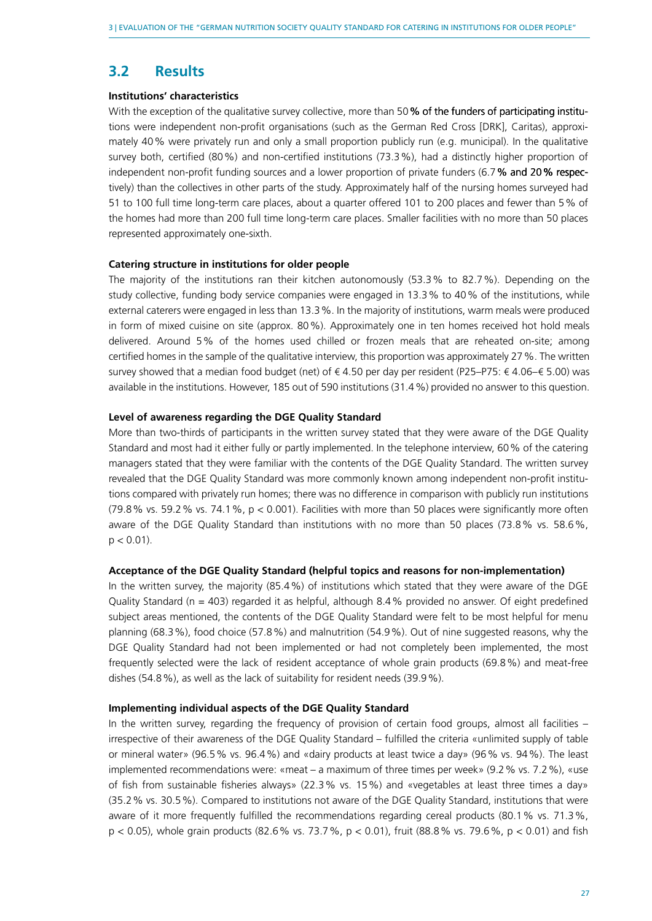## 3.2 Results

**Institutions' characteristics**

With the exception of the qualitative survey collective, more than 50 % of the funders of participating institutions were independent non-profit organisations (such as the German Red Cross [DRK], Caritas), approximately 40 % were privately run and only a small proportion publicly run (e.g. municipal). In the qualitative survey both, certified (80 %) and non-certified institutions (73.3 %), had a distinctly higher proportion of independent non-profit funding sources and a lower proportion of private funders (6.7 % and 20 % respectively) than the collectives in other parts of the study. Approximately half of the nursing homes surveyed had 51 to 100 full time long-term care places, about a quarter offered 101 to 200 places and fewer than 5 % of the homes had more than 200 full time long-term care places. Smaller facilities with no more than 50 places represented approximately one-sixth.

**Catering structure in institutions for older people**

The majority of the institutions ran their kitchen autonomously (53.3 % to 82.7 %). Depending on the study collective, funding body service companies were engaged in 13.3 % to 40 % of the institutions, while external caterers were engaged in less than 13.3 %. In the majority of institutions, warm meals were produced in form of mixed cuisine on site (approx. 80 %). Approximately one in ten homes received hot hold meals delivered. Around 5 % of the homes used chilled or frozen meals that are reheated on-site; among certified homes in the sample of the qualitative interview, this proportion was approximately 27 %. The written survey showed that a median food budget (net) of € 4.50 per day per resident (P25–P75: € 4.06–€ 5.00) was available in the institutions. However, 185 out of 590 institutions (31.4 %) provided no answer to this question.

**Level of awareness regarding the DGE Quality Standard**

More than two-thirds of participants in the written survey stated that they were aware of the DGE Quality Standard and most had it either fully or partly implemented. In the telephone interview, 60 % of the catering managers stated that they were familiar with the contents of the DGE Quality Standard. The written survey revealed that the DGE Quality Standard was more commonly known among independent non-profit institutions compared with privately run homes; there was no difference in comparison with publicly run institutions (79.8 % vs. 59.2 % vs. 74.1 %, $p < 0.001$). Facilities with more than 50 places were significantly more often aware of the DGE Quality Standard than institutions with no more than 50 places (73.8 % vs. 58.6 %, $p < 0.01$).

**Acceptance of the DGE Quality Standard (helpful topics and reasons for non-implementation)**

In the written survey, the majority (85.4 %) of institutions which stated that they were aware of the DGE Quality Standard ($n = 403$) regarded it as helpful, although 8.4 % provided no answer. Of eight predefined subject areas mentioned, the contents of the DGE Quality Standard were felt to be most helpful for menu planning (68.3 %), food choice (57.8 %) and malnutrition (54.9 %). Out of nine suggested reasons, why the DGE Quality Standard had not been implemented or had not completely been implemented, the most frequently selected were the lack of resident acceptance of whole grain products (69.8 %) and meat-free dishes (54.8 %), as well as the lack of suitability for resident needs (39.9 %).

**Implementing individual aspects of the DGE Quality Standard**

In the written survey, regarding the frequency of provision of certain food groups, almost all facilities – irrespective of their awareness of the DGE Quality Standard – fulfilled the criteria «unlimited supply of table or mineral water» (96.5 % vs. 96.4 %) and «dairy products at least twice a day» (96 % vs. 94 %). The least implemented recommendations were: «meat – a maximum of three times per week» (9.2 % vs. 7.2 %), «use of fish from sustainable fisheries always» (22.3 % vs. 15 %) and «vegetables at least three times a day» (35.2 % vs. 30.5 %). Compared to institutions not aware of the DGE Quality Standard, institutions that were aware of it more frequently fulfilled the recommendations regarding cereal products (80.1 % vs. 71.3 %, $p < 0.05$), whole grain products (82.6 % vs. 73.7 %, $p < 0.01$), fruit (88.8 % vs. 79.6 %, $p < 0.01$) and fish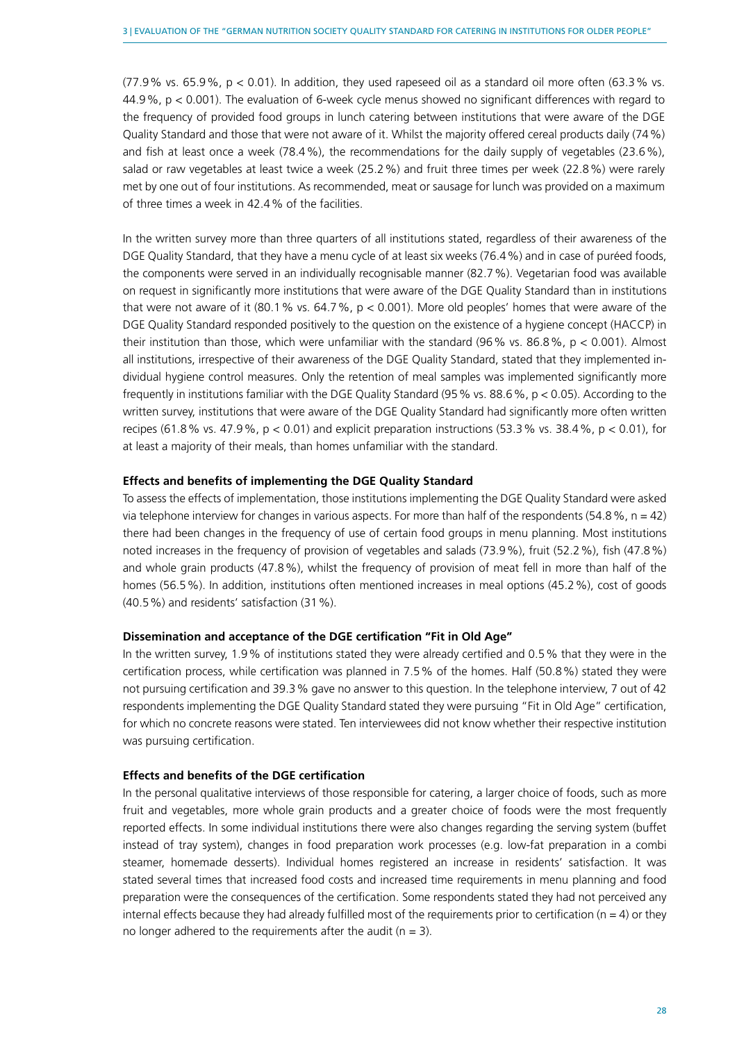(77.9 % vs. 65.9 %, $p < 0.01$). In addition, they used rapeseed oil as a standard oil more often (63.3 % vs. 44.9 %, $p < 0.001$). The evaluation of 6-week cycle menus showed no significant differences with regard to the frequency of provided food groups in lunch catering between institutions that were aware of the DGE Quality Standard and those that were not aware of it. Whilst the majority offered cereal products daily (74 %) and fish at least once a week (78.4 %), the recommendations for the daily supply of vegetables (23.6 %), salad or raw vegetables at least twice a week (25.2 %) and fruit three times per week (22.8 %) were rarely met by one out of four institutions. As recommended, meat or sausage for lunch was provided on a maximum of three times a week in 42.4 % of the facilities.

In the written survey more than three quarters of all institutions stated, regardless of their awareness of the DGE Quality Standard, that they have a menu cycle of at least six weeks (76.4 %) and in case of puréed foods, the components were served in an individually recognisable manner (82.7 %). Vegetarian food was available on request in significantly more institutions that were aware of the DGE Quality Standard than in institutions that were not aware of it (80.1 % vs. 64.7 %, $p < 0.001$). More old peoples' homes that were aware of the DGE Quality Standard responded positively to the question on the existence of a hygiene concept (HACCP) in their institution than those, which were unfamiliar with the standard (96 % vs. 86.8 %, $p < 0.001$). Almost all institutions, irrespective of their awareness of the DGE Quality Standard, stated that they implemented individual hygiene control measures. Only the retention of meal samples was implemented significantly more frequently in institutions familiar with the DGE Quality Standard (95 % vs. 88.6 %, $p < 0.05$). According to the written survey, institutions that were aware of the DGE Quality Standard had significantly more often written recipes (61.8 % vs. 47.9 %, $p < 0.01$) and explicit preparation instructions (53.3 % vs. 38.4 %, $p < 0.01$), for at least a majority of their meals, than homes unfamiliar with the standard.

#### Effects and benefits of implementing the DGE Quality Standard

To assess the effects of implementation, those institutions implementing the DGE Quality Standard were asked via telephone interview for changes in various aspects. For more than half of the respondents (54.8 %, $n = 42$) there had been changes in the frequency of use of certain food groups in menu planning. Most institutions noted increases in the frequency of provision of vegetables and salads (73.9 %), fruit (52.2 %), fish (47.8 %) and whole grain products (47.8 %), whilst the frequency of provision of meat fell in more than half of the homes (56.5 %). In addition, institutions often mentioned increases in meal options (45.2 %), cost of goods (40.5 %) and residents' satisfaction (31 %).

#### Dissemination and acceptance of the DGE certification "Fit in Old Age"

In the written survey, 1.9 % of institutions stated they were already certified and 0.5 % that they were in the certification process, while certification was planned in 7.5 % of the homes. Half (50.8 %) stated they were not pursuing certification and 39.3 % gave no answer to this question. In the telephone interview, 7 out of 42 respondents implementing the DGE Quality Standard stated they were pursuing "Fit in Old Age" certification, for which no concrete reasons were stated. Ten interviewees did not know whether their respective institution was pursuing certification.

#### Effects and benefits of the DGE certification

In the personal qualitative interviews of those responsible for catering, a larger choice of foods, such as more fruit and vegetables, more whole grain products and a greater choice of foods were the most frequently reported effects. In some individual institutions there were also changes regarding the serving system (buffet instead of tray system), changes in food preparation work processes (e.g. low-fat preparation in a combi steamer, homemade desserts). Individual homes registered an increase in residents' satisfaction. It was stated several times that increased food costs and increased time requirements in menu planning and food preparation were the consequences of the certification. Some respondents stated they had not perceived any internal effects because they had already fulfilled most of the requirements prior to certification ($n = 4$) or they no longer adhered to the requirements after the audit ($n = 3$).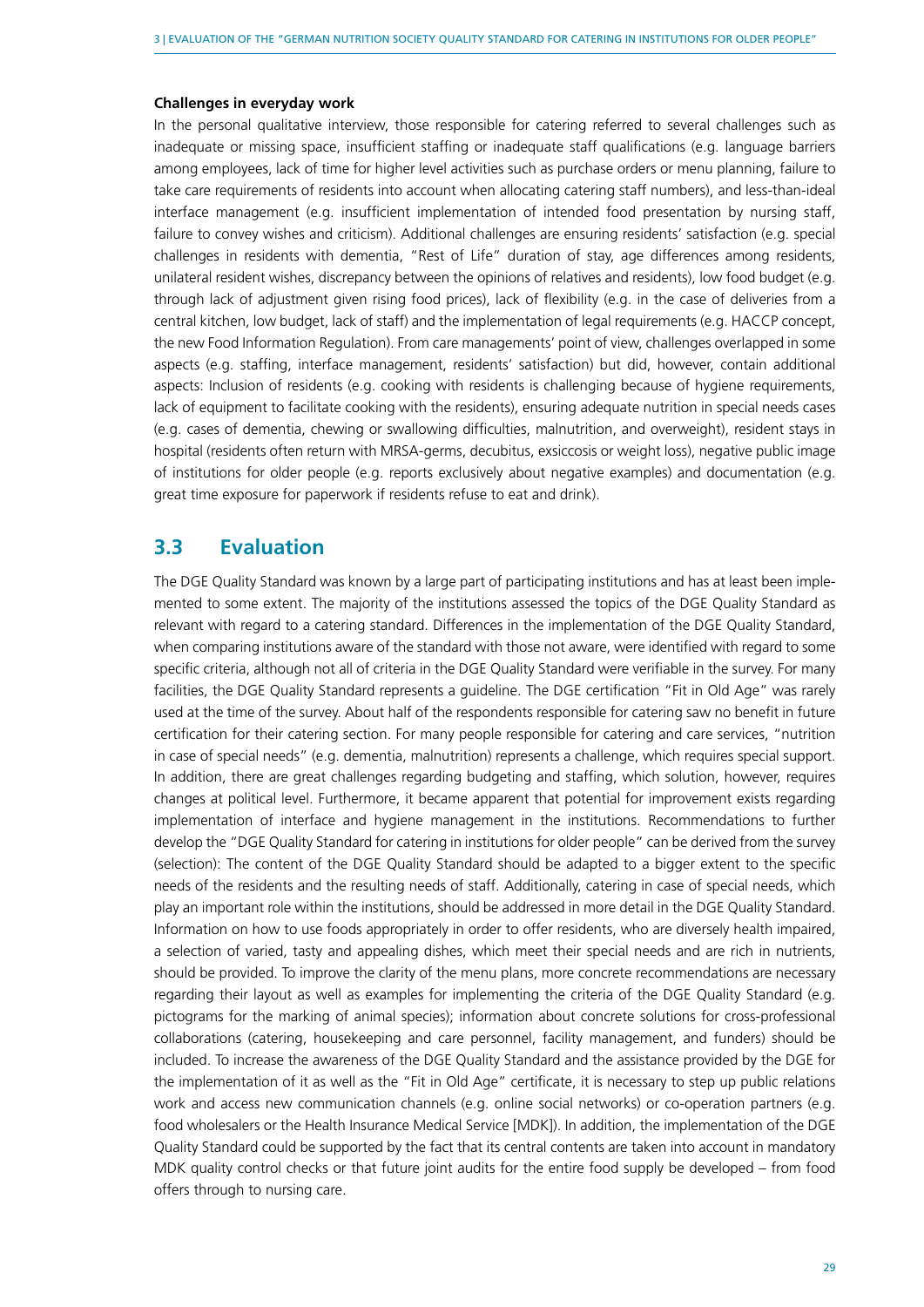**Challenges in everyday work**

In the personal qualitative interview, those responsible for catering referred to several challenges such as inadequate or missing space, insufficient staffing or inadequate staff qualifications (e.g. language barriers among employees, lack of time for higher level activities such as purchase orders or menu planning, failure to take care requirements of residents into account when allocating catering staff numbers), and less-than-ideal interface management (e.g. insufficient implementation of intended food presentation by nursing staff, failure to convey wishes and criticism). Additional challenges are ensuring residents' satisfaction (e.g. special challenges in residents with dementia, "Rest of Life" duration of stay, age differences among residents, unilateral resident wishes, discrepancy between the opinions of relatives and residents), low food budget (e.g. through lack of adjustment given rising food prices), lack of flexibility (e.g. in the case of deliveries from a central kitchen, low budget, lack of staff) and the implementation of legal requirements (e.g. HACCP concept, the new Food Information Regulation). From care managements' point of view, challenges overlapped in some aspects (e.g. staffing, interface management, residents' satisfaction) but did, however, contain additional aspects: Inclusion of residents (e.g. cooking with residents is challenging because of hygiene requirements, lack of equipment to facilitate cooking with the residents), ensuring adequate nutrition in special needs cases (e.g. cases of dementia, chewing or swallowing difficulties, malnutrition, and overweight), resident stays in hospital (residents often return with MRSA-germs, decubitus, exsiccosis or weight loss), negative public image of institutions for older people (e.g. reports exclusively about negative examples) and documentation (e.g. great time exposure for paperwork if residents refuse to eat and drink).

## 3.3 Evaluation

The DGE Quality Standard was known by a large part of participating institutions and has at least been implemented to some extent. The majority of the institutions assessed the topics of the DGE Quality Standard as relevant with regard to a catering standard. Differences in the implementation of the DGE Quality Standard, when comparing institutions aware of the standard with those not aware, were identified with regard to some specific criteria, although not all of criteria in the DGE Quality Standard were verifiable in the survey. For many facilities, the DGE Quality Standard represents a guideline. The DGE certification "Fit in Old Age" was rarely used at the time of the survey. About half of the respondents responsible for catering saw no benefit in future certification for their catering section. For many people responsible for catering and care services, "nutrition in case of special needs" (e.g. dementia, malnutrition) represents a challenge, which requires special support. In addition, there are great challenges regarding budgeting and staffing, which solution, however, requires changes at political level. Furthermore, it became apparent that potential for improvement exists regarding implementation of interface and hygiene management in the institutions. Recommendations to further develop the "DGE Quality Standard for catering in institutions for older people" can be derived from the survey (selection): The content of the DGE Quality Standard should be adapted to a bigger extent to the specific needs of the residents and the resulting needs of staff. Additionally, catering in case of special needs, which play an important role within the institutions, should be addressed in more detail in the DGE Quality Standard. Information on how to use foods appropriately in order to offer residents, who are diversely health impaired, a selection of varied, tasty and appealing dishes, which meet their special needs and are rich in nutrients, should be provided. To improve the clarity of the menu plans, more concrete recommendations are necessary regarding their layout as well as examples for implementing the criteria of the DGE Quality Standard (e.g. pictograms for the marking of animal species); information about concrete solutions for cross-professional collaborations (catering, housekeeping and care personnel, facility management, and funders) should be included. To increase the awareness of the DGE Quality Standard and the assistance provided by the DGE for the implementation of it as well as the "Fit in Old Age" certificate, it is necessary to step up public relations work and access new communication channels (e.g. online social networks) or co-operation partners (e.g. food wholesalers or the Health Insurance Medical Service [MDK]). In addition, the implementation of the DGE Quality Standard could be supported by the fact that its central contents are taken into account in mandatory MDK quality control checks or that future joint audits for the entire food supply be developed – from food offers through to nursing care.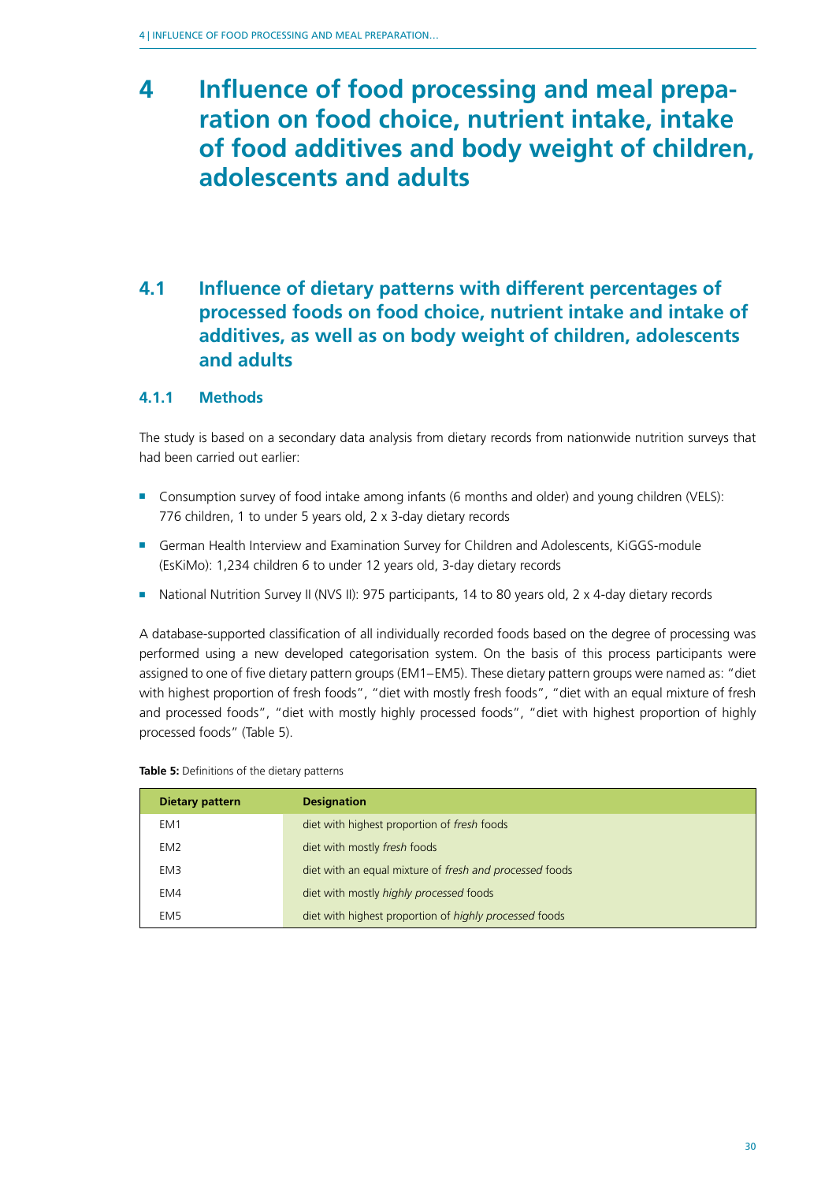# 4 Influence of food processing and meal preparation on food choice, nutrient intake, intake of food additives and body weight of children, adolescents and adults

## 4.1 Influence of dietary patterns with different percentages of processed foods on food choice, nutrient intake and intake of additives, as well as on body weight of children, adolescents and adults

### 4.1.1 Methods

The study is based on a secondary data analysis from dietary records from nationwide nutrition surveys that had been carried out earlier:

- Consumption survey of food intake among infants (6 months and older) and young children (VELS): 776 children, 1 to under 5 years old, 2 x 3-day dietary records
- German Health Interview and Examination Survey for Children and Adolescents, KiGGS-module (EsKiMo): 1,234 children 6 to under 12 years old, 3-day dietary records
- National Nutrition Survey II (NVS II): 975 participants, 14 to 80 years old, 2 x 4-day dietary records

A database-supported classification of all individually recorded foods based on the degree of processing was performed using a new developed categorisation system. On the basis of this process participants were assigned to one of five dietary pattern groups (EM1–EM5). These dietary pattern groups were named as: "diet with highest proportion of fresh foods", "diet with mostly fresh foods", "diet with an equal mixture of fresh and processed foods", "diet with mostly highly processed foods", "diet with highest proportion of highly processed foods" (Table 5).

**Table 5:** Definitions of the dietary patterns

| Dietary pattern | Designation |
|---|---|
| EM1 | diet with highest proportion of *fresh* foods |
| EM2 | diet with mostly *fresh* foods |
| EM3 | diet with an equal mixture of *fresh and processed* foods |
| EM4 | diet with mostly *highly processed* foods |
| EM5 | diet with highest proportion of *highly processed* foods |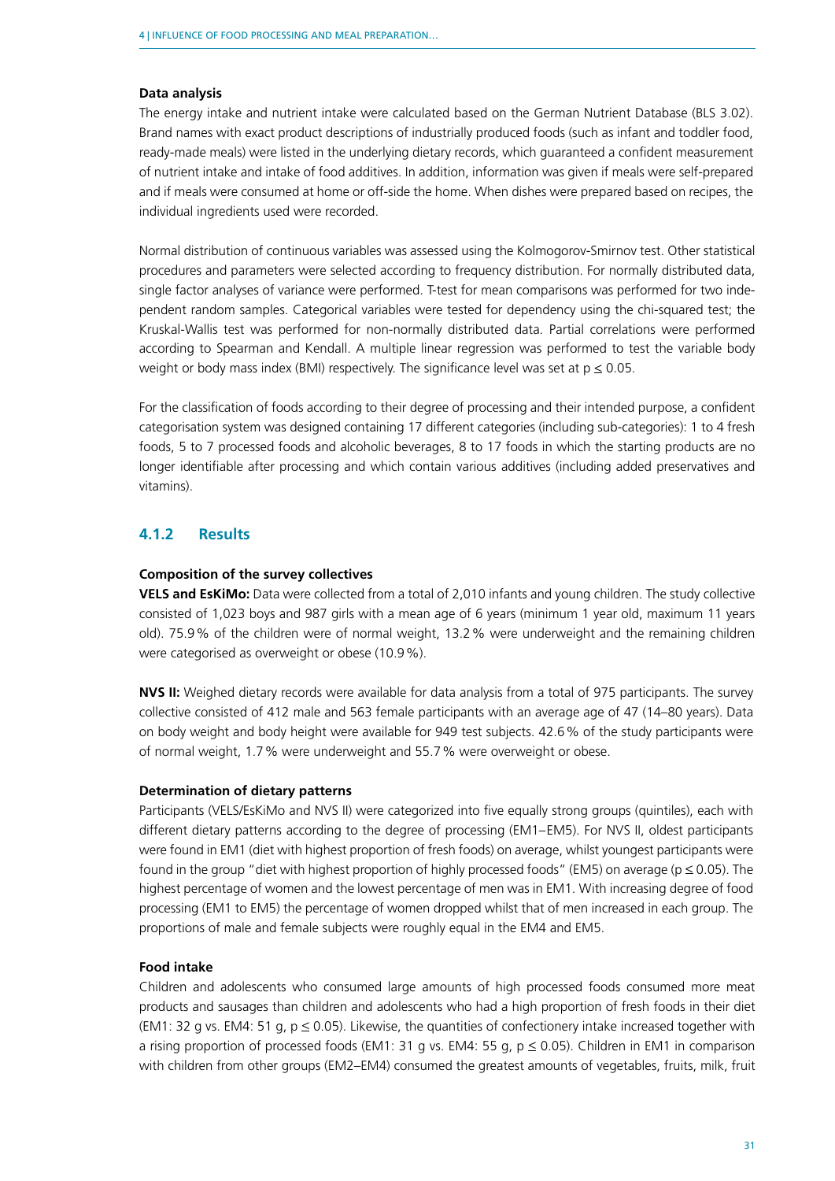#### Data analysis

The energy intake and nutrient intake were calculated based on the German Nutrient Database (BLS 3.02). Brand names with exact product descriptions of industrially produced foods (such as infant and toddler food, ready-made meals) were listed in the underlying dietary records, which guaranteed a confident measurement of nutrient intake and intake of food additives. In addition, information was given if meals were self-prepared and if meals were consumed at home or off-side the home. When dishes were prepared based on recipes, the individual ingredients used were recorded.

Normal distribution of continuous variables was assessed using the Kolmogorov-Smirnov test. Other statistical procedures and parameters were selected according to frequency distribution. For normally distributed data, single factor analyses of variance were performed. T-test for mean comparisons was performed for two independent random samples. Categorical variables were tested for dependency using the chi-squared test; the Kruskal-Wallis test was performed for non-normally distributed data. Partial correlations were performed according to Spearman and Kendall. A multiple linear regression was performed to test the variable body weight or body mass index (BMI) respectively. The significance level was set at $p \leq 0.05$.

For the classification of foods according to their degree of processing and their intended purpose, a confident categorisation system was designed containing 17 different categories (including sub-categories): 1 to 4 fresh foods, 5 to 7 processed foods and alcoholic beverages, 8 to 17 foods in which the starting products are no longer identifiable after processing and which contain various additives (including added preservatives and vitamins).

### 4.1.2 Results

#### Composition of the survey collectives

**VELS and EsKiMo:** Data were collected from a total of 2,010 infants and young children. The study collective consisted of 1,023 boys and 987 girls with a mean age of 6 years (minimum 1 year old, maximum 11 years old). 75.9 % of the children were of normal weight, 13.2 % were underweight and the remaining children were categorised as overweight or obese (10.9 %).

**NVS II:** Weighed dietary records were available for data analysis from a total of 975 participants. The survey collective consisted of 412 male and 563 female participants with an average age of 47 (14–80 years). Data on body weight and body height were available for 949 test subjects. 42.6 % of the study participants were of normal weight, 1.7 % were underweight and 55.7 % were overweight or obese.

#### Determination of dietary patterns

Participants (VELS/EsKiMo and NVS II) were categorized into five equally strong groups (quintiles), each with different dietary patterns according to the degree of processing (EM1–EM5). For NVS II, oldest participants were found in EM1 (diet with highest proportion of fresh foods) on average, whilst youngest participants were found in the group "diet with highest proportion of highly processed foods" (EM5) on average ($p \leq 0.05$). The highest percentage of women and the lowest percentage of men was in EM1. With increasing degree of food processing (EM1 to EM5) the percentage of women dropped whilst that of men increased in each group. The proportions of male and female subjects were roughly equal in the EM4 and EM5.

#### Food intake

Children and adolescents who consumed large amounts of high processed foods consumed more meat products and sausages than children and adolescents who had a high proportion of fresh foods in their diet (EM1: 32 g vs. EM4: 51 g, $p \leq 0.05$). Likewise, the quantities of confectionery intake increased together with a rising proportion of processed foods (EM1: 31 g vs. EM4: 55 g, $p \leq 0.05$). Children in EM1 in comparison with children from other groups (EM2–EM4) consumed the greatest amounts of vegetables, fruits, milk, fruit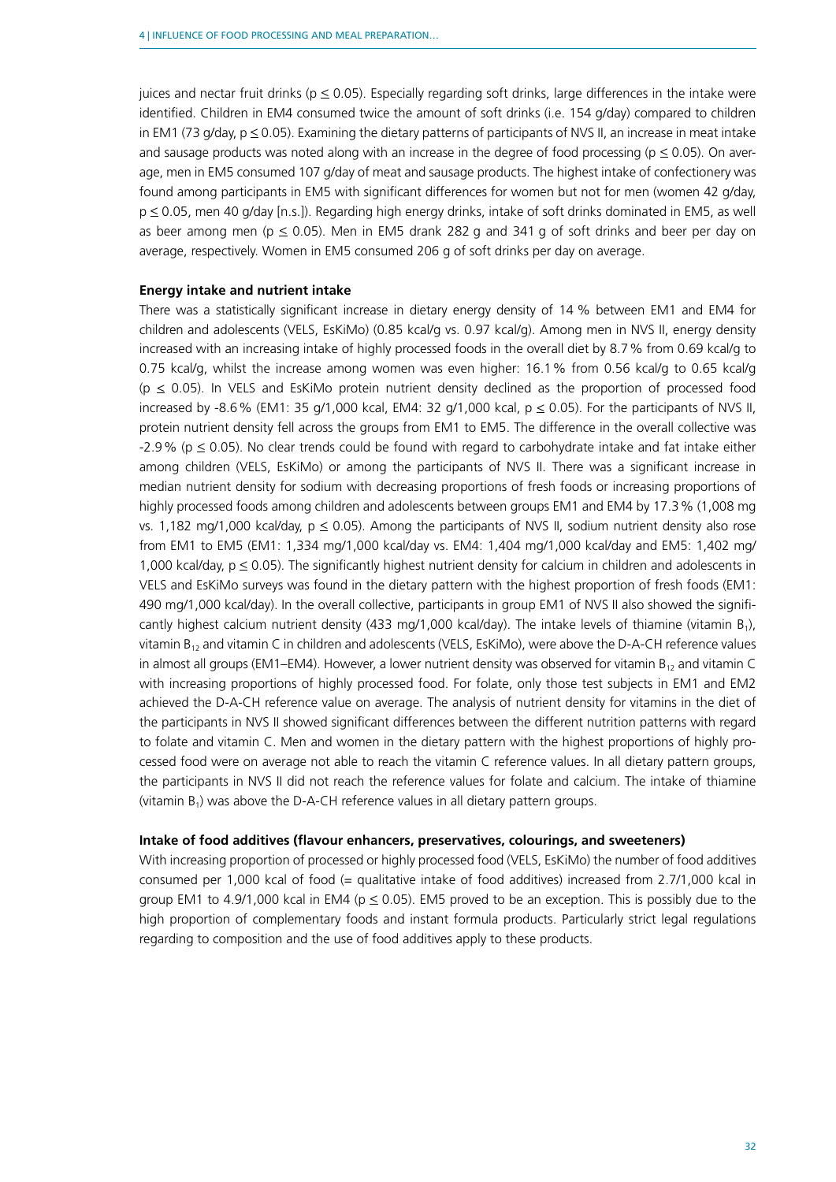juices and nectar fruit drinks ($p \leq 0.05$). Especially regarding soft drinks, large differences in the intake were identified. Children in EM4 consumed twice the amount of soft drinks (i.e. 154 g/day) compared to children in EM1 (73 g/day, $p \leq 0.05$). Examining the dietary patterns of participants of NVS II, an increase in meat intake and sausage products was noted along with an increase in the degree of food processing ($p \leq 0.05$). On average, men in EM5 consumed 107 g/day of meat and sausage products. The highest intake of confectionery was found among participants in EM5 with significant differences for women but not for men (women 42 g/day, $p \leq 0.05$, men 40 g/day [n.s.]). Regarding high energy drinks, intake of soft drinks dominated in EM5, as well as beer among men ($p \leq 0.05$). Men in EM5 drank 282 g and 341 g of soft drinks and beer per day on average, respectively. Women in EM5 consumed 206 g of soft drinks per day on average.

**Energy intake and nutrient intake**

There was a statistically significant increase in dietary energy density of 14 % between EM1 and EM4 for children and adolescents (VELS, EsKiMo) (0.85 kcal/g vs. 0.97 kcal/g). Among men in NVS II, energy density increased with an increasing intake of highly processed foods in the overall diet by 8.7 % from 0.69 kcal/g to 0.75 kcal/g, whilst the increase among women was even higher: 16.1 % from 0.56 kcal/g to 0.65 kcal/g ($p \leq 0.05$). In VELS and EsKiMo protein nutrient density declined as the proportion of processed food increased by -8.6 % (EM1: 35 g/1,000 kcal, EM4: 32 g/1,000 kcal, $p \leq 0.05$). For the participants of NVS II, protein nutrient density fell across the groups from EM1 to EM5. The difference in the overall collective was -2.9 % ($p \leq 0.05$). No clear trends could be found with regard to carbohydrate intake and fat intake either among children (VELS, EsKiMo) or among the participants of NVS II. There was a significant increase in median nutrient density for sodium with decreasing proportions of fresh foods or increasing proportions of highly processed foods among children and adolescents between groups EM1 and EM4 by 17.3 % (1,008 mg vs. 1,182 mg/1,000 kcal/day, $p \leq 0.05$). Among the participants of NVS II, sodium nutrient density also rose from EM1 to EM5 (EM1: 1,334 mg/1,000 kcal/day vs. EM4: 1,404 mg/1,000 kcal/day and EM5: 1,402 mg/1,000 kcal/day, $p \leq 0.05$). The significantly highest nutrient density for calcium in children and adolescents in VELS and EsKiMo surveys was found in the dietary pattern with the highest proportion of fresh foods (EM1: 490 mg/1,000 kcal/day). In the overall collective, participants in group EM1 of NVS II also showed the significantly highest calcium nutrient density (433 mg/1,000 kcal/day). The intake levels of thiamine (vitamin $B_1$), vitamin $B_{12}$ and vitamin C in children and adolescents (VELS, EsKiMo), were above the D-A-CH reference values in almost all groups (EM1–EM4). However, a lower nutrient density was observed for vitamin $B_{12}$ and vitamin C with increasing proportions of highly processed food. For folate, only those test subjects in EM1 and EM2 achieved the D-A-CH reference value on average. The analysis of nutrient density for vitamins in the diet of the participants in NVS II showed significant differences between the different nutrition patterns with regard to folate and vitamin C. Men and women in the dietary pattern with the highest proportions of highly processed food were on average not able to reach the vitamin C reference values. In all dietary pattern groups, the participants in NVS II did not reach the reference values for folate and calcium. The intake of thiamine (vitamin $B_1$) was above the D-A-CH reference values in all dietary pattern groups.

**Intake of food additives (flavour enhancers, preservatives, colourings, and sweeteners)**

With increasing proportion of processed or highly processed food (VELS, EsKiMo) the number of food additives consumed per 1,000 kcal of food (= qualitative intake of food additives) increased from 2.7/1,000 kcal in group EM1 to 4.9/1,000 kcal in EM4 ($p \leq 0.05$). EM5 proved to be an exception. This is possibly due to the high proportion of complementary foods and instant formula products. Particularly strict legal regulations regarding to composition and the use of food additives apply to these products.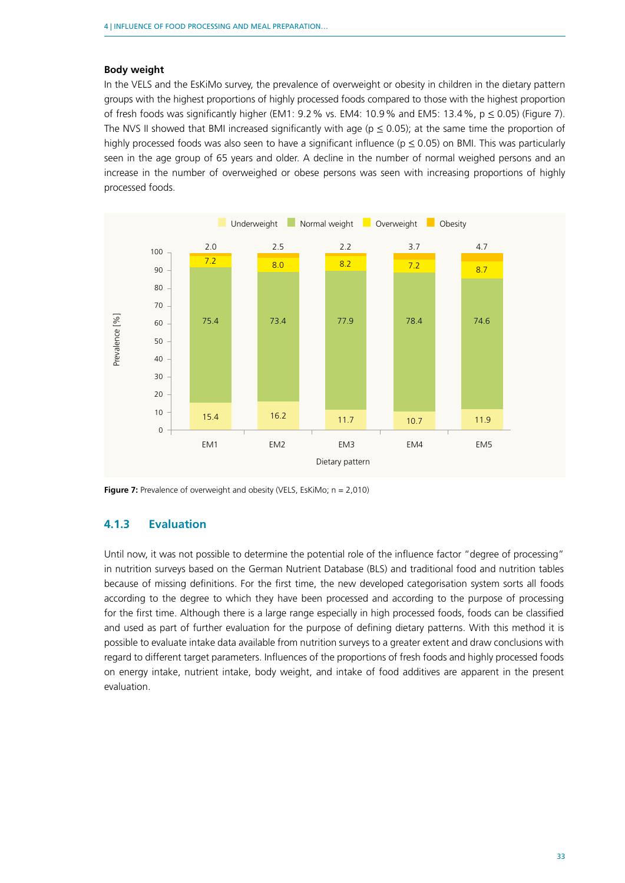**Body weight**

In the VELS and the EsKiMo survey, the prevalence of overweight or obesity in children in the dietary pattern groups with the highest proportions of highly processed foods compared to those with the highest proportion of fresh foods was significantly higher (EM1: 9.2 % vs. EM4: 10.9 % and EM5: 13.4 %, $p \leq 0.05$) (Figure 7). The NVS II showed that BMI increased significantly with age ($p \leq 0.05$); at the same time the proportion of highly processed foods was also seen to have a significant influence ($p \leq 0.05$) on BMI. This was particularly seen in the age group of 65 years and older. A decline in the number of normal weighed persons and an increase in the number of overweighed or obese persons was seen with increasing proportions of highly processed foods.

| Dietary pattern | Underweight | Normal weight | Overweight | Obesity |
|---|---|---|---|---|
| EM1 | 15.4 | 75.4 | 7.2 | 2.0 |
| EM2 | 16.2 | 73.4 | 8.0 | 2.5 |
| EM3 | 11.7 | 77.9 | 8.2 | 2.2 |
| EM4 | 10.7 | 78.4 | 7.2 | 3.7 |
| EM5 | 11.9 | 74.6 | 8.7 | 4.7 |

**Figure 7:** Prevalence of overweight and obesity (VELS, EsKiMo; n = 2,010)

### 4.1.3 Evaluation

Until now, it was not possible to determine the potential role of the influence factor "degree of processing" in nutrition surveys based on the German Nutrient Database (BLS) and traditional food and nutrition tables because of missing definitions. For the first time, the new developed categorisation system sorts all foods according to the degree to which they have been processed and according to the purpose of processing for the first time. Although there is a large range especially in high processed foods, foods can be classified and used as part of further evaluation for the purpose of defining dietary patterns. With this method it is possible to evaluate intake data available from nutrition surveys to a greater extent and draw conclusions with regard to different target parameters. Influences of the proportions of fresh foods and highly processed foods on energy intake, nutrient intake, body weight, and intake of food additives are apparent in the present evaluation.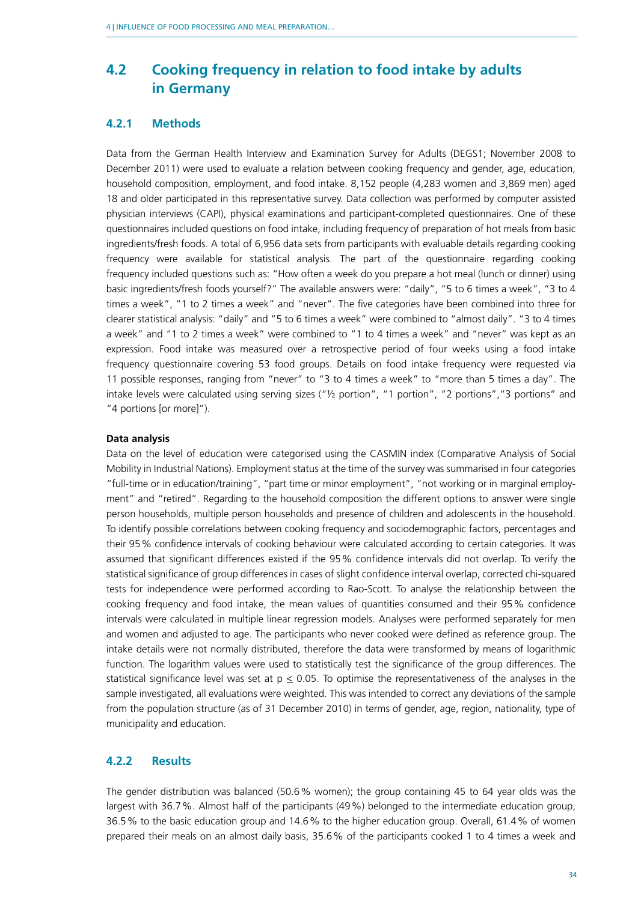## 4.2 Cooking frequency in relation to food intake by adults in Germany

### 4.2.1 Methods

Data from the German Health Interview and Examination Survey for Adults (DEGS1; November 2008 to December 2011) were used to evaluate a relation between cooking frequency and gender, age, education, household composition, employment, and food intake. 8,152 people (4,283 women and 3,869 men) aged 18 and older participated in this representative survey. Data collection was performed by computer assisted physician interviews (CAPI), physical examinations and participant-completed questionnaires. One of these questionnaires included questions on food intake, including frequency of preparation of hot meals from basic ingredients/fresh foods. A total of 6,956 data sets from participants with evaluable details regarding cooking frequency were available for statistical analysis. The part of the questionnaire regarding cooking frequency included questions such as: "How often a week do you prepare a hot meal (lunch or dinner) using basic ingredients/fresh foods yourself?" The available answers were: "daily", "5 to 6 times a week", "3 to 4 times a week", "1 to 2 times a week" and "never". The five categories have been combined into three for clearer statistical analysis: "daily" and "5 to 6 times a week" were combined to "almost daily". "3 to 4 times a week" and "1 to 2 times a week" were combined to "1 to 4 times a week" and "never" was kept as an expression. Food intake was measured over a retrospective period of four weeks using a food intake frequency questionnaire covering 53 food groups. Details on food intake frequency were requested via 11 possible responses, ranging from "never" to "3 to 4 times a week" to "more than 5 times a day". The intake levels were calculated using serving sizes ("½ portion", "1 portion", "2 portions","3 portions" and "4 portions [or more]").

**Data analysis**

Data on the level of education were categorised using the CASMIN index (Comparative Analysis of Social Mobility in Industrial Nations). Employment status at the time of the survey was summarised in four categories "full-time or in education/training", "part time or minor employment", "not working or in marginal employment" and "retired". Regarding to the household composition the different options to answer were single person households, multiple person households and presence of children and adolescents in the household. To identify possible correlations between cooking frequency and sociodemographic factors, percentages and their 95 % confidence intervals of cooking behaviour were calculated according to certain categories. It was assumed that significant differences existed if the 95 % confidence intervals did not overlap. To verify the statistical significance of group differences in cases of slight confidence interval overlap, corrected chi-squared tests for independence were performed according to Rao-Scott. To analyse the relationship between the cooking frequency and food intake, the mean values of quantities consumed and their 95 % confidence intervals were calculated in multiple linear regression models. Analyses were performed separately for men and women and adjusted to age. The participants who never cooked were defined as reference group. The intake details were not normally distributed, therefore the data were transformed by means of logarithmic function. The logarithm values were used to statistically test the significance of the group differences. The statistical significance level was set at $p \leq 0.05$. To optimise the representativeness of the analyses in the sample investigated, all evaluations were weighted. This was intended to correct any deviations of the sample from the population structure (as of 31 December 2010) in terms of gender, age, region, nationality, type of municipality and education.

### 4.2.2 Results

The gender distribution was balanced (50.6 % women); the group containing 45 to 64 year olds was the largest with 36.7 %. Almost half of the participants (49 %) belonged to the intermediate education group, 36.5 % to the basic education group and 14.6 % to the higher education group. Overall, 61.4 % of women prepared their meals on an almost daily basis, 35.6 % of the participants cooked 1 to 4 times a week and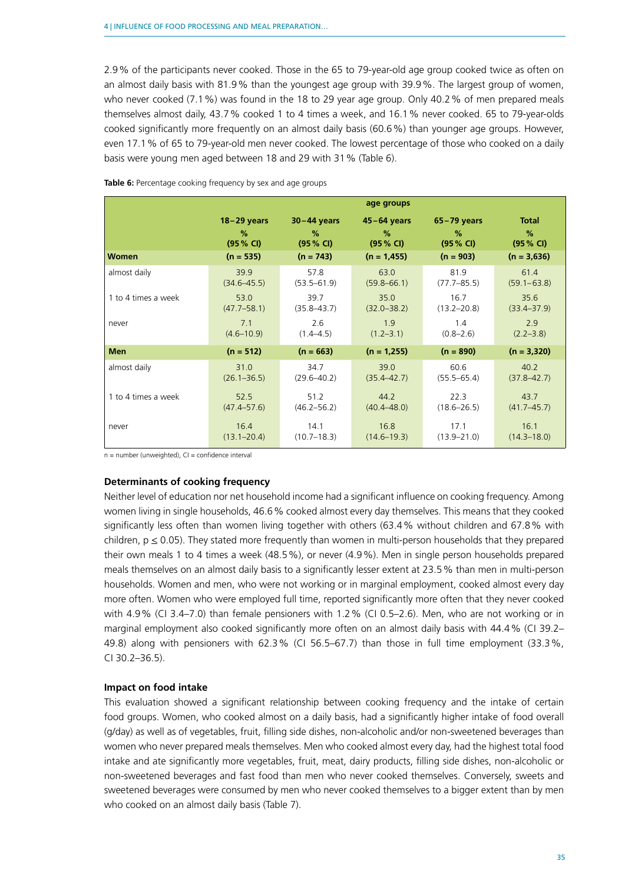2.9 % of the participants never cooked. Those in the 65 to 79-year-old age group cooked twice as often on an almost daily basis with 81.9 % than the youngest age group with 39.9 %. The largest group of women, who never cooked (7.1 %) was found in the 18 to 29 year age group. Only 40.2 % of men prepared meals themselves almost daily, 43.7 % cooked 1 to 4 times a week, and 16.1 % never cooked. 65 to 79-year-olds cooked significantly more frequently on an almost daily basis (60.6 %) than younger age groups. However, even 17.1 % of 65 to 79-year-old men never cooked. The lowest percentage of those who cooked on a daily basis were young men aged between 18 and 29 with 31 % (Table 6).

**Table 6:** Percentage cooking frequency by sex and age groups

| | age groups | | | | |
|---|---|---|---|---|---|
| | **18–29 years** % (95 % CI) | **30–44 years** % (95 % CI) | **45–64 years** % (95 % CI) | **65–79 years** % (95 % CI) | **Total** % (95 % CI) |
| **Women** | **(n = 535)** | **(n = 743)** | **(n = 1,455)** | **(n = 903)** | **(n = 3,636)** |
| almost daily | 39.9 (34.6–45.5) | 57.8 (53.5–61.9) | 63.0 (59.8–66.1) | 81.9 (77.7–85.5) | 61.4 (59.1–63.8) |
| 1 to 4 times a week | 53.0 (47.7–58.1) | 39.7 (35.8–43.7) | 35.0 (32.0–38.2) | 16.7 (13.2–20.8) | 35.6 (33.4–37.9) |
| never | 7.1 (4.6–10.9) | 2.6 (1.4–4.5) | 1.9 (1.2–3.1) | 1.4 (0.8–2.6) | 2.9 (2.2–3.8) |
| **Men** | **(n = 512)** | **(n = 663)** | **(n = 1,255)** | **(n = 890)** | **(n = 3,320)** |
| almost daily | 31.0 (26.1–36.5) | 34.7 (29.6–40.2) | 39.0 (35.4–42.7) | 60.6 (55.5–65.4) | 40.2 (37.8–42.7) |
| 1 to 4 times a week | 52.5 (47.4–57.6) | 51.2 (46.2–56.2) | 44.2 (40.4–48.0) | 22.3 (18.6–26.5) | 43.7 (41.7–45.7) |
| never | 16.4 (13.1–20.4) | 14.1 (10.7–18.3) | 16.8 (14.6–19.3) | 17.1 (13.9–21.0) | 16.1 (14.3–18.0) |

n = number (unweighted), CI = confidence interval

### Determinants of cooking frequency

Neither level of education nor net household income had a significant influence on cooking frequency. Among women living in single households, 46.6 % cooked almost every day themselves. This means that they cooked significantly less often than women living together with others (63.4 % without children and 67.8 % with children, $p \leq 0.05$). They stated more frequently than women in multi-person households that they prepared their own meals 1 to 4 times a week (48.5 %), or never (4.9 %). Men in single person households prepared meals themselves on an almost daily basis to a significantly lesser extent at 23.5 % than men in multi-person households. Women and men, who were not working or in marginal employment, cooked almost every day more often. Women who were employed full time, reported significantly more often that they never cooked with 4.9 % (CI 3.4–7.0) than female pensioners with 1.2 % (CI 0.5–2.6). Men, who are not working or in marginal employment also cooked significantly more often on an almost daily basis with 44.4 % (CI 39.2–49.8) along with pensioners with 62.3 % (CI 56.5–67.7) than those in full time employment (33.3 %, CI 30.2–36.5).

### Impact on food intake

This evaluation showed a significant relationship between cooking frequency and the intake of certain food groups. Women, who cooked almost on a daily basis, had a significantly higher intake of food overall (g/day) as well as of vegetables, fruit, filling side dishes, non-alcoholic and/or non-sweetened beverages than women who never prepared meals themselves. Men who cooked almost every day, had the highest total food intake and ate significantly more vegetables, fruit, meat, dairy products, filling side dishes, non-alcoholic or non-sweetened beverages and fast food than men who never cooked themselves. Conversely, sweets and sweetened beverages were consumed by men who never cooked themselves to a bigger extent than by men who cooked on an almost daily basis (Table 7).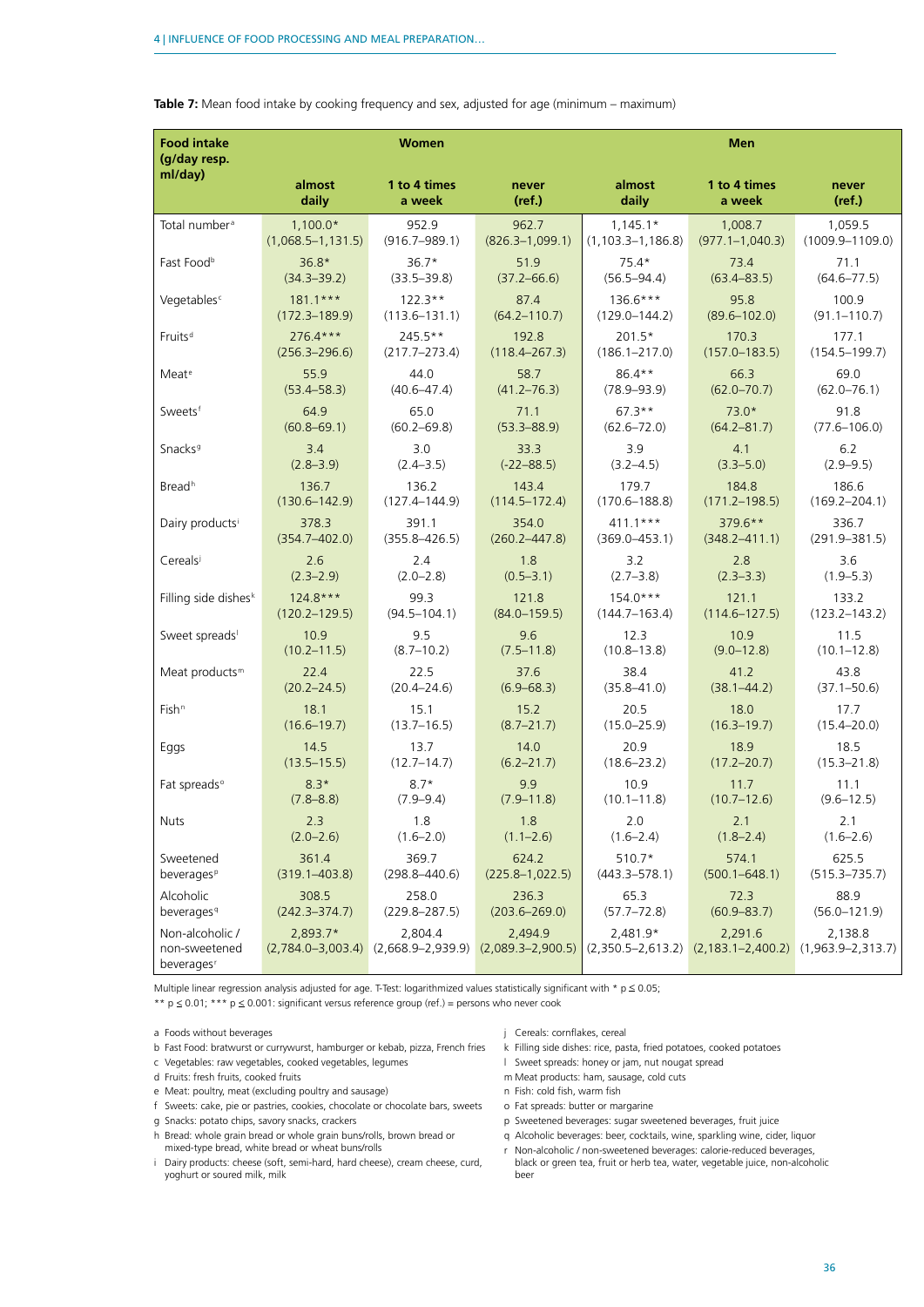**Table 7:** Mean food intake by cooking frequency and sex, adjusted for age (minimum – maximum)

| Food intake (g/day resp. ml/day) | Women | | | Men | | |
|---|---|---|---|---|---|---|
| | almost daily | 1 to 4 times a week | never (ref.) | almost daily | 1 to 4 times a week | never (ref.) |
| Total number[a] | 1,100.0* (1,068.5–1,131.5) | 952.9 (916.7–989.1) | 962.7 (826.3–1,099.1) | 1,145.1* (1,103.3–1,186.8) | 1,008.7 (977.1–1,040.3) | 1,059.5 (1009.9–1109.0) |
| Fast Food[b] | 36.8* (34.3–39.2) | 36.7* (33.5–39.8) | 51.9 (37.2–66.6) | 75.4* (56.5–94.4) | 73.4 (63.4–83.5) | 71.1 (64.6–77.5) |
| Vegetables[c] | 181.1*** (172.3–189.9) | 122.3** (113.6–131.1) | 87.4 (64.2–110.7) | 136.6*** (129.0–144.2) | 95.8 (89.6–102.0) | 100.9 (91.1–110.7) |
| Fruits[d] | 276.4*** (256.3–296.6) | 245.5** (217.7–273.4) | 192.8 (118.4–267.3) | 201.5* (186.1–217.0) | 170.3 (157.0–183.5) | 177.1 (154.5–199.7) |
| Meat[e] | 55.9 (53.4–58.3) | 44.0 (40.6–47.4) | 58.7 (41.2–76.3) | 86.4** (78.9–93.9) | 66.3 (62.0–70.7) | 69.0 (62.0–76.1) |
| Sweets[f] | 64.9 (60.8–69.1) | 65.0 (60.2–69.8) | 71.1 (53.3–88.9) | 67.3** (62.6–72.0) | 73.0* (64.2–81.7) | 91.8 (77.6–106.0) |
| Snacks[g] | 3.4 (2.8–3.9) | 3.0 (2.4–3.5) | 33.3 (-22–88.5) | 3.9 (3.2–4.5) | 4.1 (3.3–5.0) | 6.2 (2.9–9.5) |
| Bread[h] | 136.7 (130.6–142.9) | 136.2 (127.4–144.9) | 143.4 (114.5–172.4) | 179.7 (170.6–188.8) | 184.8 (171.2–198.5) | 186.6 (169.2–204.1) |
| Dairy products[i] | 378.3 (354.7–402.0) | 391.1 (355.8–426.5) | 354.0 (260.2–447.8) | 411.1*** (369.0–453.1) | 379.6** (348.2–411.1) | 336.7 (291.9–381.5) |
| Cereals[j] | 2.6 (2.3–2.9) | 2.4 (2.0–2.8) | 1.8 (0.5–3.1) | 3.2 (2.7–3.8) | 2.8 (2.3–3.3) | 3.6 (1.9–5.3) |
| Filling side dishes[k] | 124.8*** (120.2–129.5) | 99.3 (94.5–104.1) | 121.8 (84.0–159.5) | 154.0*** (144.7–163.4) | 121.1 (114.6–127.5) | 133.2 (123.2–143.2) |
| Sweet spreads[l] | 10.9 (10.2–11.5) | 9.5 (8.7–10.2) | 9.6 (7.5–11.8) | 12.3 (10.8–13.8) | 10.9 (9.0–12.8) | 11.5 (10.1–12.8) |
| Meat products[m] | 22.4 (20.2–24.5) | 22.5 (20.4–24.6) | 37.6 (6.9–68.3) | 38.4 (35.8–41.0) | 41.2 (38.1–44.2) | 43.8 (37.1–50.6) |
| Fish[n] | 18.1 (16.6–19.7) | 15.1 (13.7–16.5) | 15.2 (8.7–21.7) | 20.5 (15.0–25.9) | 18.0 (16.3–19.7) | 17.7 (15.4–20.0) |
| Eggs | 14.5 (13.5–15.5) | 13.7 (12.7–14.7) | 14.0 (6.2–21.7) | 20.9 (18.6–23.2) | 18.9 (17.2–20.7) | 18.5 (15.3–21.8) |
| Fat spreads[o] | 8.3* (7.8–8.8) | 8.7* (7.9–9.4) | 9.9 (7.9–11.8) | 10.9 (10.1–11.8) | 11.7 (10.7–12.6) | 11.1 (9.6–12.5) |
| Nuts | 2.3 (2.0–2.6) | 1.8 (1.6–2.0) | 1.8 (1.1–2.6) | 2.0 (1.6–2.4) | 2.1 (1.8–2.4) | 2.1 (1.6–2.6) |
| Sweetened beverages[p] | 361.4 (319.1–403.8) | 369.7 (298.8–440.6) | 624.2 (225.8–1,022.5) | 510.7* (443.3–578.1) | 574.1 (500.1–648.1) | 625.5 (515.3–735.7) |
| Alcoholic beverages[q] | 308.5 (242.3–374.7) | 258.0 (229.8–287.5) | 236.3 (203.6–269.0) | 65.3 (57.7–72.8) | 72.3 (60.9–83.7) | 88.9 (56.0–121.9) |
| Non-alcoholic / non-sweetened beverages[r] | 2,893.7* (2,784.0–3,003.4) | 2,804.4 (2,668.9–2,939.9) | 2,494.9 (2,089.3–2,900.5) | 2,481.9* (2,350.5–2,613.2) | 2,291.6 (2,183.1–2,400.2) | 2,138.8 (1,963.9–2,313.7) |

Multiple linear regression analysis adjusted for age. T-Test: logarithmized values statistically significant with * $p \leq 0.05$; ** $p \leq 0.01$; *** $p \leq 0.001$: significant versus reference group (ref.) = persons who never cook

a Foods without beverages
b Fast Food: bratwurst or currywurst, hamburger or kebab, pizza, French fries
c Vegetables: raw vegetables, cooked vegetables, legumes
d Fruits: fresh fruits, cooked fruits
e Meat: poultry, meat (excluding poultry and sausage)
f Sweets: cake, pie or pastries, cookies, chocolate or chocolate bars, sweets
g Snacks: potato chips, savory snacks, crackers
h Bread: whole grain bread or whole grain buns/rolls, brown bread or mixed-type bread, white bread or wheat buns/rolls
i Dairy products: cheese (soft, semi-hard, hard cheese), cream cheese, curd, yoghurt or soured milk, milk
j Cereals: cornflakes, cereal
k Filling side dishes: rice, pasta, fried potatoes, cooked potatoes
l Sweet spreads: honey or jam, nut nougat spread
m Meat products: ham, sausage, cold cuts
n Fish: cold fish, warm fish
o Fat spreads: butter or margarine
p Sweetened beverages: sugar sweetened beverages, fruit juice
q Alcoholic beverages: beer, cocktails, wine, sparkling wine, cider, liquor
r Non-alcoholic / non-sweetened beverages: calorie-reduced beverages, black or green tea, fruit or herb tea, water, vegetable juice, non-alcoholic beer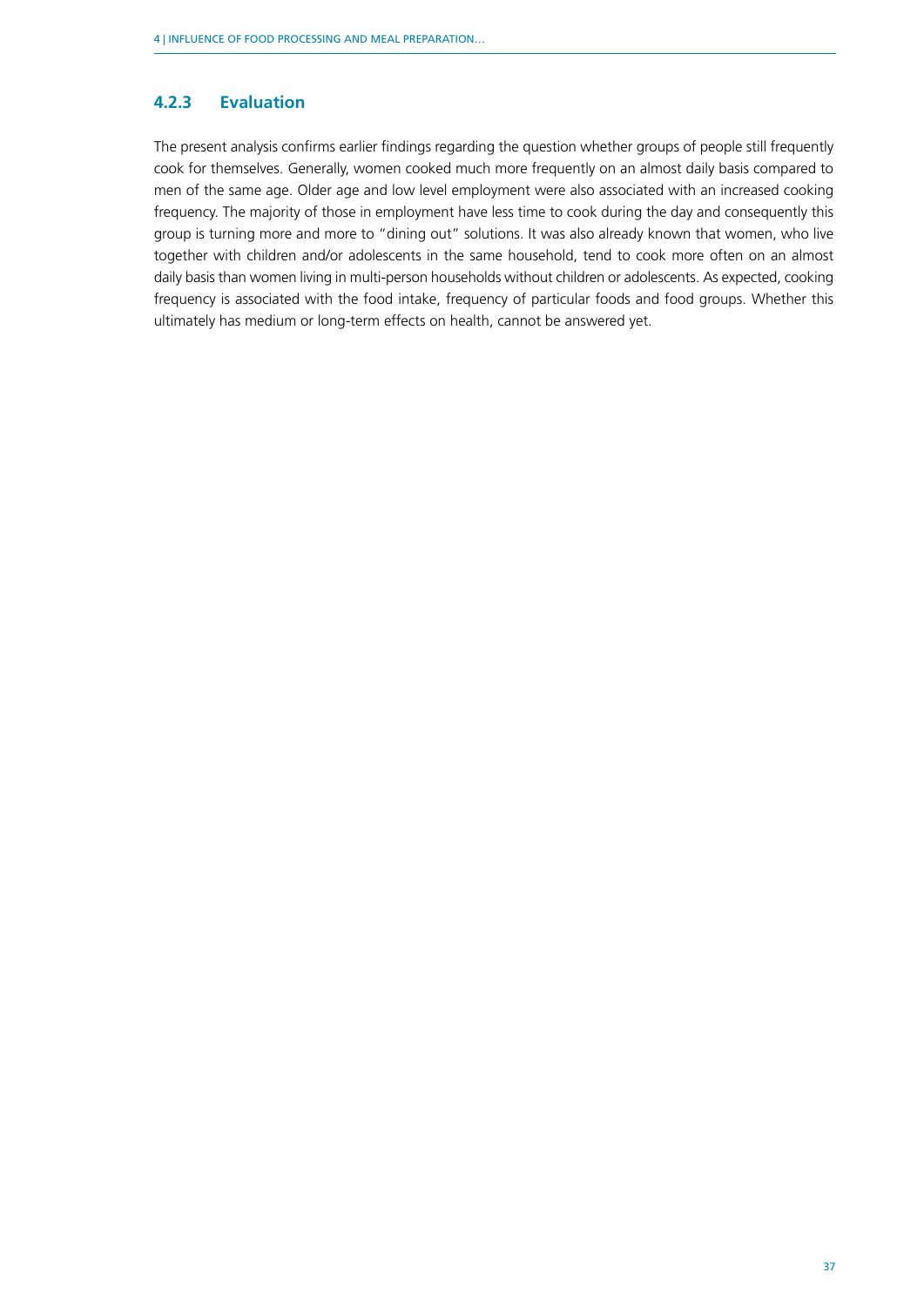### 4.2.3 Evaluation

The present analysis confirms earlier findings regarding the question whether groups of people still frequently cook for themselves. Generally, women cooked much more frequently on an almost daily basis compared to men of the same age. Older age and low level employment were also associated with an increased cooking frequency. The majority of those in employment have less time to cook during the day and consequently this group is turning more and more to "dining out" solutions. It was also already known that women, who live together with children and/or adolescents in the same household, tend to cook more often on an almost daily basis than women living in multi-person households without children or adolescents. As expected, cooking frequency is associated with the food intake, frequency of particular foods and food groups. Whether this ultimately has medium or long-term effects on health, cannot be answered yet.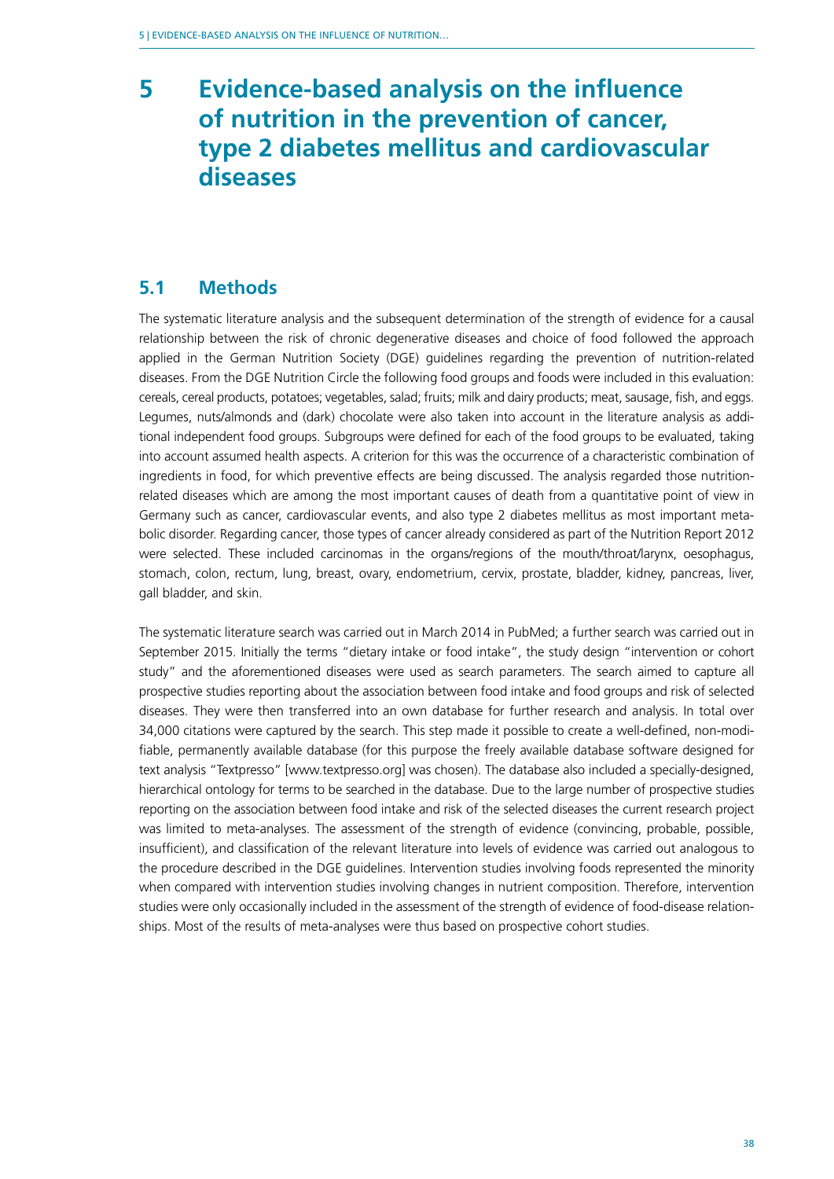# 5 Evidence-based analysis on the influence of nutrition in the prevention of cancer, type 2 diabetes mellitus and cardiovascular diseases

## 5.1 Methods

The systematic literature analysis and the subsequent determination of the strength of evidence for a causal relationship between the risk of chronic degenerative diseases and choice of food followed the approach applied in the German Nutrition Society (DGE) guidelines regarding the prevention of nutrition-related diseases. From the DGE Nutrition Circle the following food groups and foods were included in this evaluation: cereals, cereal products, potatoes; vegetables, salad; fruits; milk and dairy products; meat, sausage, fish, and eggs. Legumes, nuts/almonds and (dark) chocolate were also taken into account in the literature analysis as additional independent food groups. Subgroups were defined for each of the food groups to be evaluated, taking into account assumed health aspects. A criterion for this was the occurrence of a characteristic combination of ingredients in food, for which preventive effects are being discussed. The analysis regarded those nutrition-related diseases which are among the most important causes of death from a quantitative point of view in Germany such as cancer, cardiovascular events, and also type 2 diabetes mellitus as most important metabolic disorder. Regarding cancer, those types of cancer already considered as part of the Nutrition Report 2012 were selected. These included carcinomas in the organs/regions of the mouth/throat/larynx, oesophagus, stomach, colon, rectum, lung, breast, ovary, endometrium, cervix, prostate, bladder, kidney, pancreas, liver, gall bladder, and skin.

The systematic literature search was carried out in March 2014 in PubMed; a further search was carried out in September 2015. Initially the terms "dietary intake or food intake", the study design "intervention or cohort study" and the aforementioned diseases were used as search parameters. The search aimed to capture all prospective studies reporting about the association between food intake and food groups and risk of selected diseases. They were then transferred into an own database for further research and analysis. In total over 34,000 citations were captured by the search. This step made it possible to create a well-defined, non-modifiable, permanently available database (for this purpose the freely available database software designed for text analysis "Textpresso" [www.textpresso.org] was chosen). The database also included a specially-designed, hierarchical ontology for terms to be searched in the database. Due to the large number of prospective studies reporting on the association between food intake and risk of the selected diseases the current research project was limited to meta-analyses. The assessment of the strength of evidence (convincing, probable, possible, insufficient), and classification of the relevant literature into levels of evidence was carried out analogous to the procedure described in the DGE guidelines. Intervention studies involving foods represented the minority when compared with intervention studies involving changes in nutrient composition. Therefore, intervention studies were only occasionally included in the assessment of the strength of evidence of food-disease relationships. Most of the results of meta-analyses were thus based on prospective cohort studies.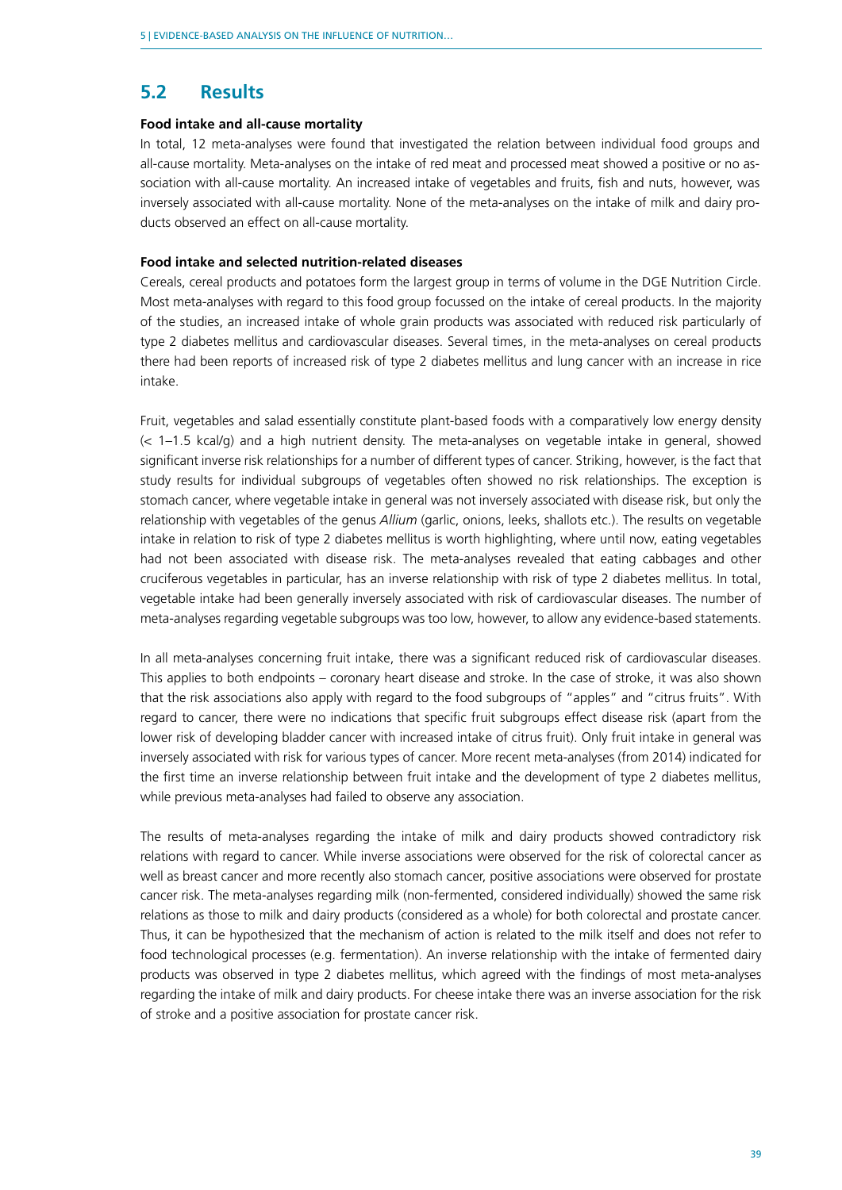## 5.2 Results

**Food intake and all-cause mortality**

In total, 12 meta-analyses were found that investigated the relation between individual food groups and all-cause mortality. Meta-analyses on the intake of red meat and processed meat showed a positive or no association with all-cause mortality. An increased intake of vegetables and fruits, fish and nuts, however, was inversely associated with all-cause mortality. None of the meta-analyses on the intake of milk and dairy products observed an effect on all-cause mortality.

**Food intake and selected nutrition-related diseases**

Cereals, cereal products and potatoes form the largest group in terms of volume in the DGE Nutrition Circle. Most meta-analyses with regard to this food group focussed on the intake of cereal products. In the majority of the studies, an increased intake of whole grain products was associated with reduced risk particularly of type 2 diabetes mellitus and cardiovascular diseases. Several times, in the meta-analyses on cereal products there had been reports of increased risk of type 2 diabetes mellitus and lung cancer with an increase in rice intake.

Fruit, vegetables and salad essentially constitute plant-based foods with a comparatively low energy density (< 1–1.5 kcal/g) and a high nutrient density. The meta-analyses on vegetable intake in general, showed significant inverse risk relationships for a number of different types of cancer. Striking, however, is the fact that study results for individual subgroups of vegetables often showed no risk relationships. The exception is stomach cancer, where vegetable intake in general was not inversely associated with disease risk, but only the relationship with vegetables of the genus *Allium* (garlic, onions, leeks, shallots etc.). The results on vegetable intake in relation to risk of type 2 diabetes mellitus is worth highlighting, where until now, eating vegetables had not been associated with disease risk. The meta-analyses revealed that eating cabbages and other cruciferous vegetables in particular, has an inverse relationship with risk of type 2 diabetes mellitus. In total, vegetable intake had been generally inversely associated with risk of cardiovascular diseases. The number of meta-analyses regarding vegetable subgroups was too low, however, to allow any evidence-based statements.

In all meta-analyses concerning fruit intake, there was a significant reduced risk of cardiovascular diseases. This applies to both endpoints – coronary heart disease and stroke. In the case of stroke, it was also shown that the risk associations also apply with regard to the food subgroups of "apples" and "citrus fruits". With regard to cancer, there were no indications that specific fruit subgroups effect disease risk (apart from the lower risk of developing bladder cancer with increased intake of citrus fruit). Only fruit intake in general was inversely associated with risk for various types of cancer. More recent meta-analyses (from 2014) indicated for the first time an inverse relationship between fruit intake and the development of type 2 diabetes mellitus, while previous meta-analyses had failed to observe any association.

The results of meta-analyses regarding the intake of milk and dairy products showed contradictory risk relations with regard to cancer. While inverse associations were observed for the risk of colorectal cancer as well as breast cancer and more recently also stomach cancer, positive associations were observed for prostate cancer risk. The meta-analyses regarding milk (non-fermented, considered individually) showed the same risk relations as those to milk and dairy products (considered as a whole) for both colorectal and prostate cancer. Thus, it can be hypothesized that the mechanism of action is related to the milk itself and does not refer to food technological processes (e.g. fermentation). An inverse relationship with the intake of fermented dairy products was observed in type 2 diabetes mellitus, which agreed with the findings of most meta-analyses regarding the intake of milk and dairy products. For cheese intake there was an inverse association for the risk of stroke and a positive association for prostate cancer risk.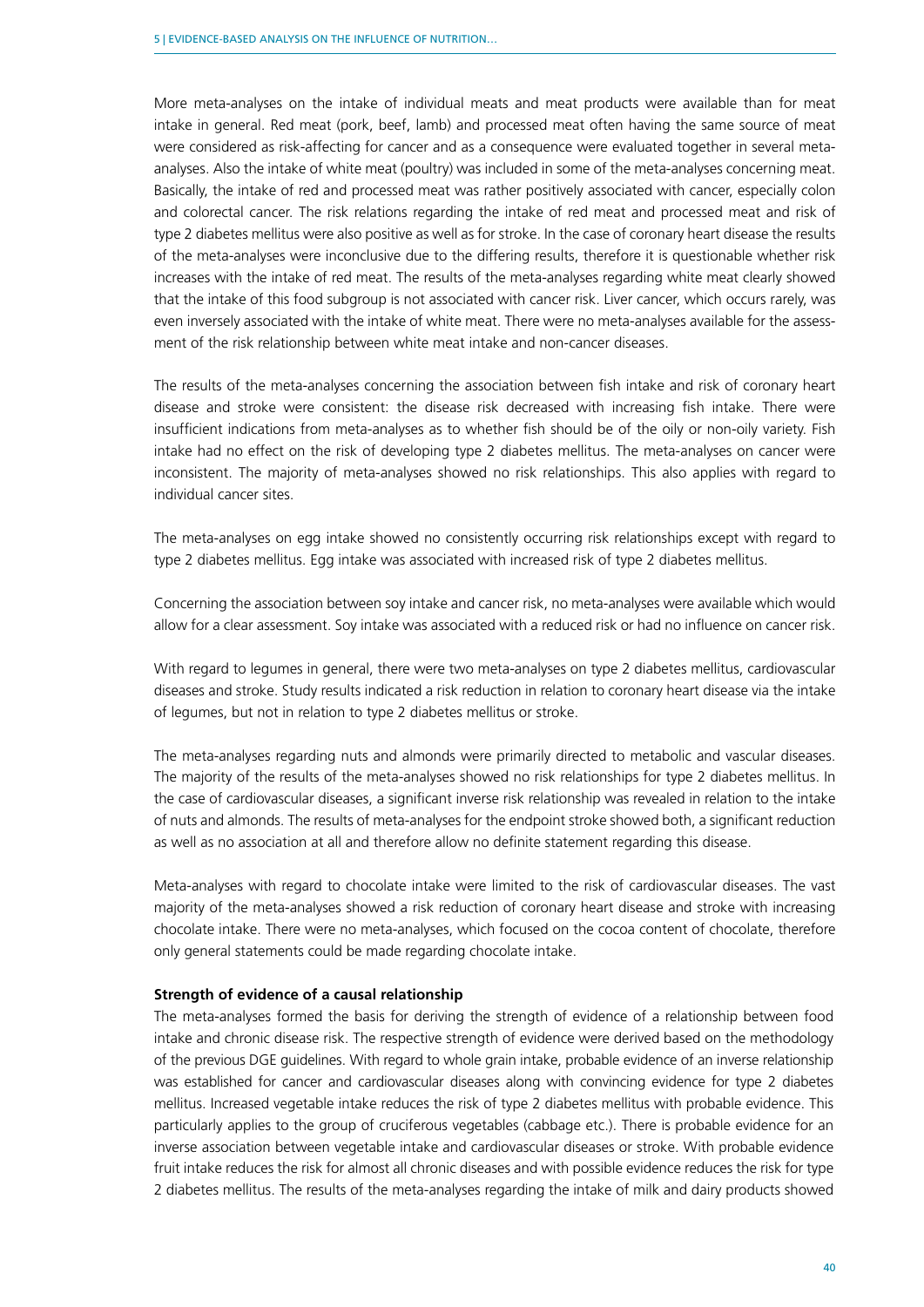More meta-analyses on the intake of individual meats and meat products were available than for meat intake in general. Red meat (pork, beef, lamb) and processed meat often having the same source of meat were considered as risk-affecting for cancer and as a consequence were evaluated together in several meta-analyses. Also the intake of white meat (poultry) was included in some of the meta-analyses concerning meat. Basically, the intake of red and processed meat was rather positively associated with cancer, especially colon and colorectal cancer. The risk relations regarding the intake of red meat and processed meat and risk of type 2 diabetes mellitus were also positive as well as for stroke. In the case of coronary heart disease the results of the meta-analyses were inconclusive due to the differing results, therefore it is questionable whether risk increases with the intake of red meat. The results of the meta-analyses regarding white meat clearly showed that the intake of this food subgroup is not associated with cancer risk. Liver cancer, which occurs rarely, was even inversely associated with the intake of white meat. There were no meta-analyses available for the assessment of the risk relationship between white meat intake and non-cancer diseases.

The results of the meta-analyses concerning the association between fish intake and risk of coronary heart disease and stroke were consistent: the disease risk decreased with increasing fish intake. There were insufficient indications from meta-analyses as to whether fish should be of the oily or non-oily variety. Fish intake had no effect on the risk of developing type 2 diabetes mellitus. The meta-analyses on cancer were inconsistent. The majority of meta-analyses showed no risk relationships. This also applies with regard to individual cancer sites.

The meta-analyses on egg intake showed no consistently occurring risk relationships except with regard to type 2 diabetes mellitus. Egg intake was associated with increased risk of type 2 diabetes mellitus.

Concerning the association between soy intake and cancer risk, no meta-analyses were available which would allow for a clear assessment. Soy intake was associated with a reduced risk or had no influence on cancer risk.

With regard to legumes in general, there were two meta-analyses on type 2 diabetes mellitus, cardiovascular diseases and stroke. Study results indicated a risk reduction in relation to coronary heart disease via the intake of legumes, but not in relation to type 2 diabetes mellitus or stroke.

The meta-analyses regarding nuts and almonds were primarily directed to metabolic and vascular diseases. The majority of the results of the meta-analyses showed no risk relationships for type 2 diabetes mellitus. In the case of cardiovascular diseases, a significant inverse risk relationship was revealed in relation to the intake of nuts and almonds. The results of meta-analyses for the endpoint stroke showed both, a significant reduction as well as no association at all and therefore allow no definite statement regarding this disease.

Meta-analyses with regard to chocolate intake were limited to the risk of cardiovascular diseases. The vast majority of the meta-analyses showed a risk reduction of coronary heart disease and stroke with increasing chocolate intake. There were no meta-analyses, which focused on the cocoa content of chocolate, therefore only general statements could be made regarding chocolate intake.

**Strength of evidence of a causal relationship**

The meta-analyses formed the basis for deriving the strength of evidence of a relationship between food intake and chronic disease risk. The respective strength of evidence were derived based on the methodology of the previous DGE guidelines. With regard to whole grain intake, probable evidence of an inverse relationship was established for cancer and cardiovascular diseases along with convincing evidence for type 2 diabetes mellitus. Increased vegetable intake reduces the risk of type 2 diabetes mellitus with probable evidence. This particularly applies to the group of cruciferous vegetables (cabbage etc.). There is probable evidence for an inverse association between vegetable intake and cardiovascular diseases or stroke. With probable evidence fruit intake reduces the risk for almost all chronic diseases and with possible evidence reduces the risk for type 2 diabetes mellitus. The results of the meta-analyses regarding the intake of milk and dairy products showed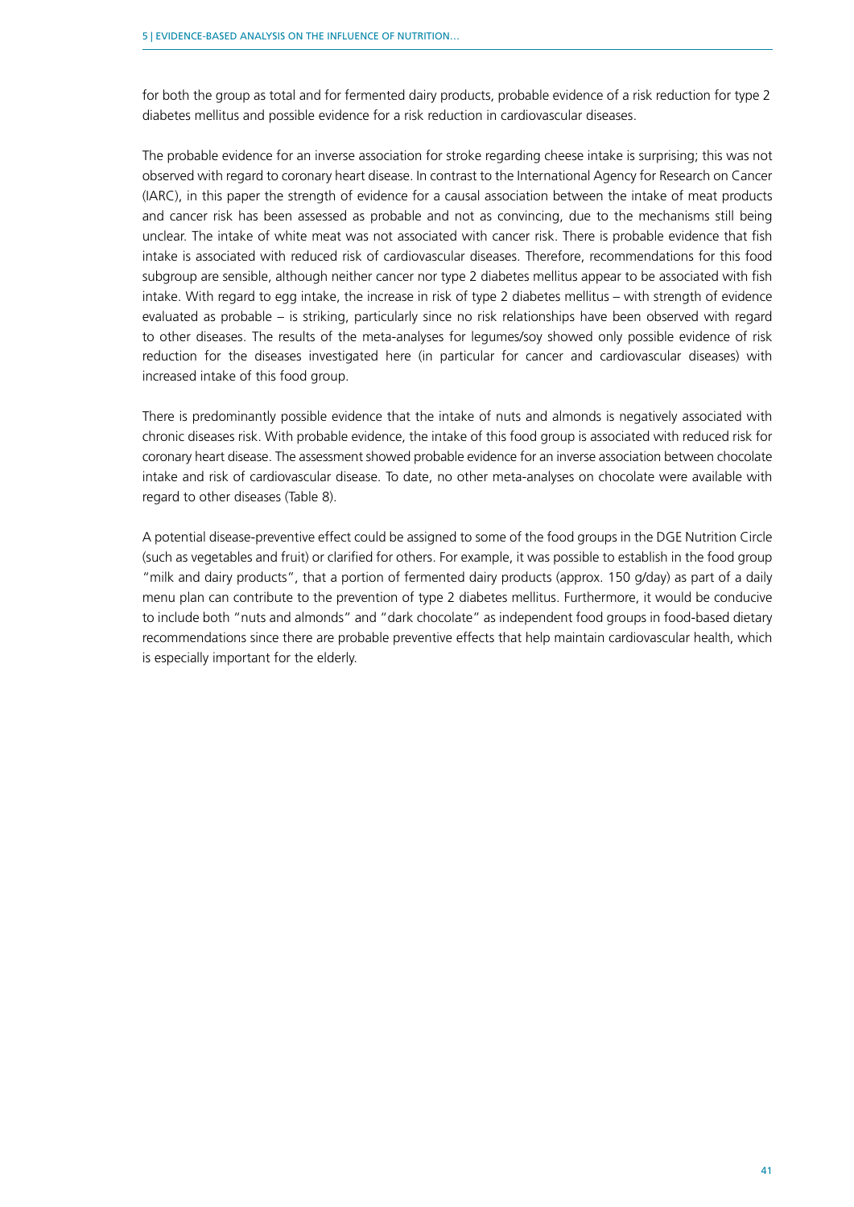for both the group as total and for fermented dairy products, probable evidence of a risk reduction for type 2 diabetes mellitus and possible evidence for a risk reduction in cardiovascular diseases.

The probable evidence for an inverse association for stroke regarding cheese intake is surprising; this was not observed with regard to coronary heart disease. In contrast to the International Agency for Research on Cancer (IARC), in this paper the strength of evidence for a causal association between the intake of meat products and cancer risk has been assessed as probable and not as convincing, due to the mechanisms still being unclear. The intake of white meat was not associated with cancer risk. There is probable evidence that fish intake is associated with reduced risk of cardiovascular diseases. Therefore, recommendations for this food subgroup are sensible, although neither cancer nor type 2 diabetes mellitus appear to be associated with fish intake. With regard to egg intake, the increase in risk of type 2 diabetes mellitus – with strength of evidence evaluated as probable – is striking, particularly since no risk relationships have been observed with regard to other diseases. The results of the meta-analyses for legumes/soy showed only possible evidence of risk reduction for the diseases investigated here (in particular for cancer and cardiovascular diseases) with increased intake of this food group.

There is predominantly possible evidence that the intake of nuts and almonds is negatively associated with chronic diseases risk. With probable evidence, the intake of this food group is associated with reduced risk for coronary heart disease. The assessment showed probable evidence for an inverse association between chocolate intake and risk of cardiovascular disease. To date, no other meta-analyses on chocolate were available with regard to other diseases (Table 8).

A potential disease-preventive effect could be assigned to some of the food groups in the DGE Nutrition Circle (such as vegetables and fruit) or clarified for others. For example, it was possible to establish in the food group "milk and dairy products", that a portion of fermented dairy products (approx. 150 g/day) as part of a daily menu plan can contribute to the prevention of type 2 diabetes mellitus. Furthermore, it would be conducive to include both "nuts and almonds" and "dark chocolate" as independent food groups in food-based dietary recommendations since there are probable preventive effects that help maintain cardiovascular health, which is especially important for the elderly.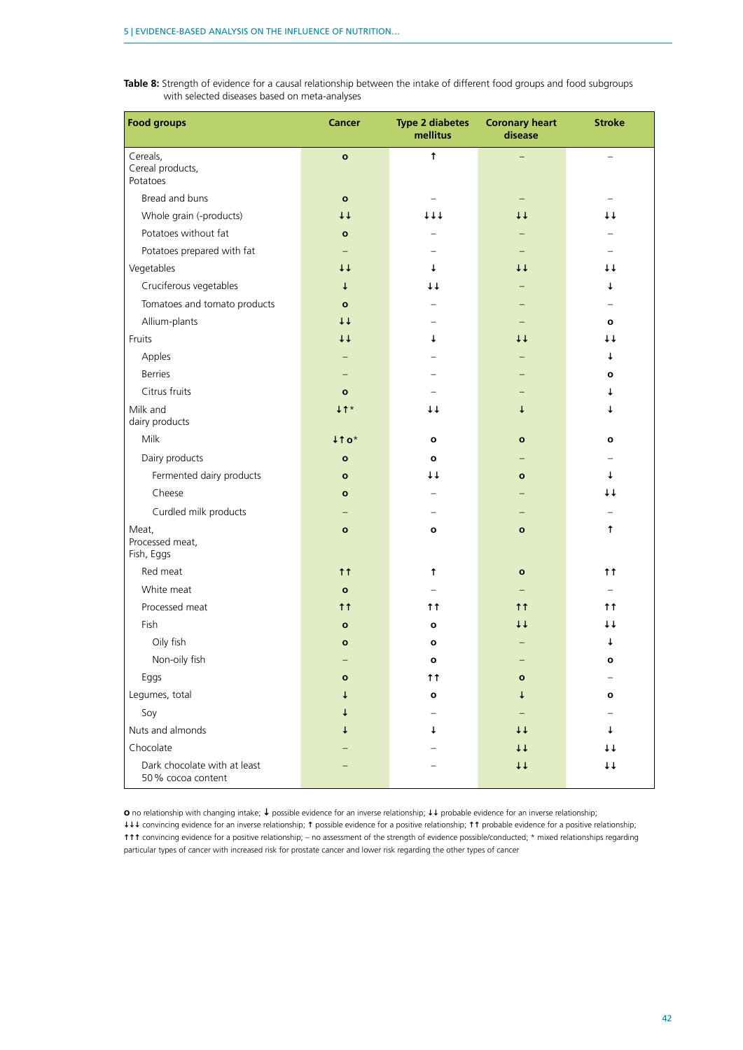**Table 8:** Strength of evidence for a causal relationship between the intake of different food groups and food subgroups with selected diseases based on meta-analyses

| Food groups | Cancer | Type 2 diabetes mellitus | Coronary heart disease | Stroke |
|---|---|---|---|---|
| Cereals, Cereal products, Potatoes | o | ↑ | – | – |
| Bread and buns | o | – | – | – |
| Whole grain (-products) | ↓↓ | ↓↓↓ | ↓↓ | ↓↓ |
| Potatoes without fat | o | – | – | – |
| Potatoes prepared with fat | – | – | – | – |
| Vegetables | ↓↓ | ↓ | ↓↓ | ↓↓ |
| Cruciferous vegetables | ↓ | ↓↓ | – | ↓ |
| Tomatoes and tomato products | o | – | – | – |
| Allium-plants | ↓↓ | – | – | o |
| Fruits | ↓↓ | ↓ | ↓↓ | ↓↓ |
| Apples | – | – | – | ↓ |
| Berries | – | – | – | o |
| Citrus fruits | o | – | – | ↓ |
| Milk and dairy products | ↓↑* | ↓↓ | ↓ | ↓ |
| Milk | ↓↑o* | o | o | o |
| Dairy products | o | o | – | – |
| Fermented dairy products | o | ↓↓ | o | ↓ |
| Cheese | o | – | – | ↓↓ |
| Curdled milk products | – | – | – | – |
| Meat, Processed meat, Fish, Eggs | o | o | o | ↑ |
| Red meat | ↑↑ | ↑ | o | ↑↑ |
| White meat | o | – | – | – |
| Processed meat | ↑↑ | ↑↑ | ↑↑ | ↑↑ |
| Fish | o | o | ↓↓ | ↓↓ |
| Oily fish | o | o | – | ↓ |
| Non-oily fish | – | o | – | o |
| Eggs | o | ↑↑ | o | – |
| Legumes, total | ↓ | o | ↓ | o |
| Soy | ↓ | – | – | – |
| Nuts and almonds | ↓ | ↓ | ↓↓ | ↓ |
| Chocolate | – | – | ↓↓ | ↓↓ |
| Dark chocolate with at least 50 % cocoa content | – | – | ↓↓ | ↓↓ |

**o** no relationship with changing intake; ↓ possible evidence for an inverse relationship; ↓↓ probable evidence for an inverse relationship; ↓↓↓ convincing evidence for an inverse relationship; ↑ possible evidence for a positive relationship; ↑↑ probable evidence for a positive relationship; ↑↑↑ convincing evidence for a positive relationship; – no assessment of the strength of evidence possible/conducted; * mixed relationships regarding particular types of cancer with increased risk for prostate cancer and lower risk regarding the other types of cancer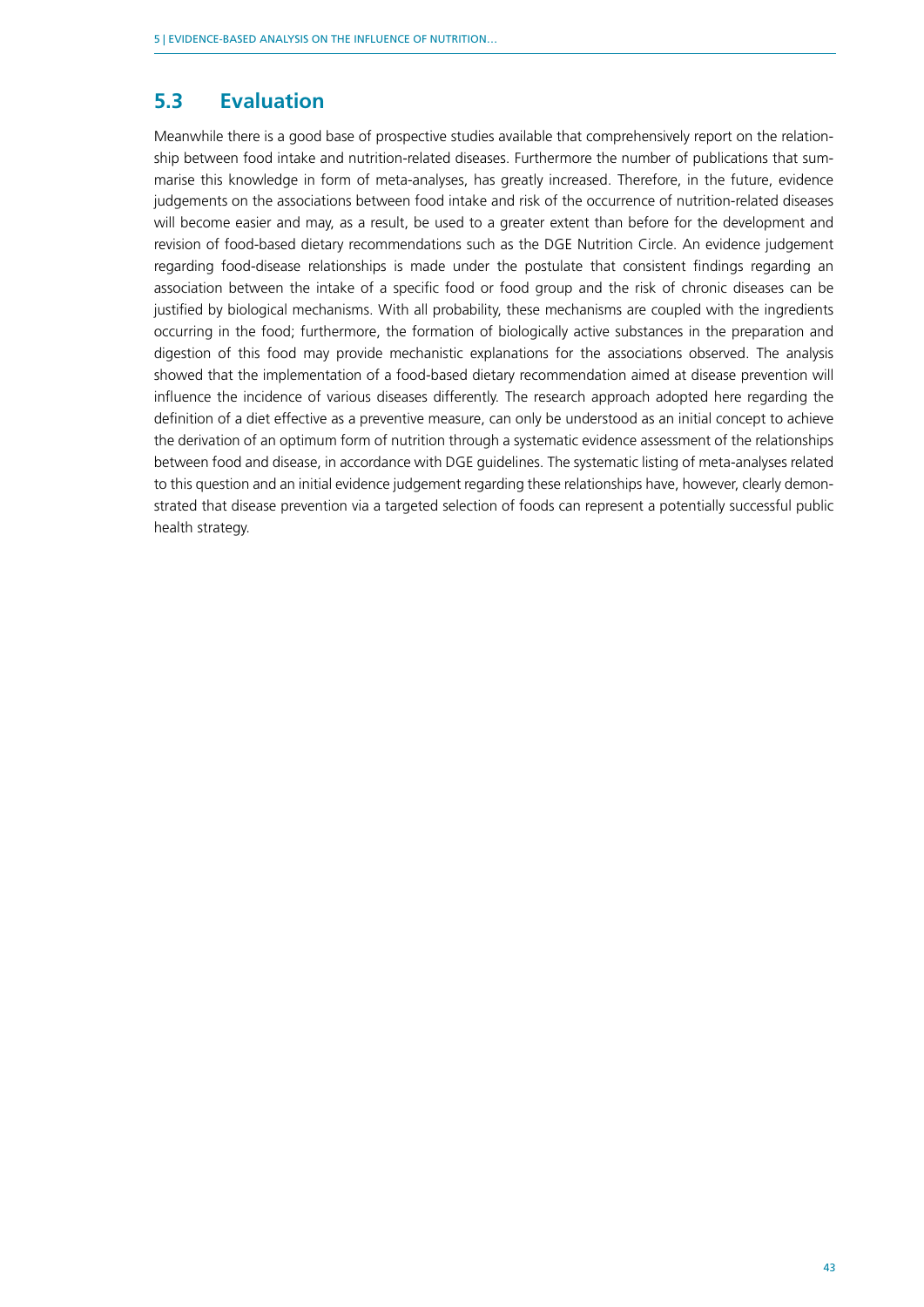## 5.3 Evaluation

Meanwhile there is a good base of prospective studies available that comprehensively report on the relationship between food intake and nutrition-related diseases. Furthermore the number of publications that summarise this knowledge in form of meta-analyses, has greatly increased. Therefore, in the future, evidence judgements on the associations between food intake and risk of the occurrence of nutrition-related diseases will become easier and may, as a result, be used to a greater extent than before for the development and revision of food-based dietary recommendations such as the DGE Nutrition Circle. An evidence judgement regarding food-disease relationships is made under the postulate that consistent findings regarding an association between the intake of a specific food or food group and the risk of chronic diseases can be justified by biological mechanisms. With all probability, these mechanisms are coupled with the ingredients occurring in the food; furthermore, the formation of biologically active substances in the preparation and digestion of this food may provide mechanistic explanations for the associations observed. The analysis showed that the implementation of a food-based dietary recommendation aimed at disease prevention will influence the incidence of various diseases differently. The research approach adopted here regarding the definition of a diet effective as a preventive measure, can only be understood as an initial concept to achieve the derivation of an optimum form of nutrition through a systematic evidence assessment of the relationships between food and disease, in accordance with DGE guidelines. The systematic listing of meta-analyses related to this question and an initial evidence judgement regarding these relationships have, however, clearly demonstrated that disease prevention via a targeted selection of foods can represent a potentially successful public health strategy.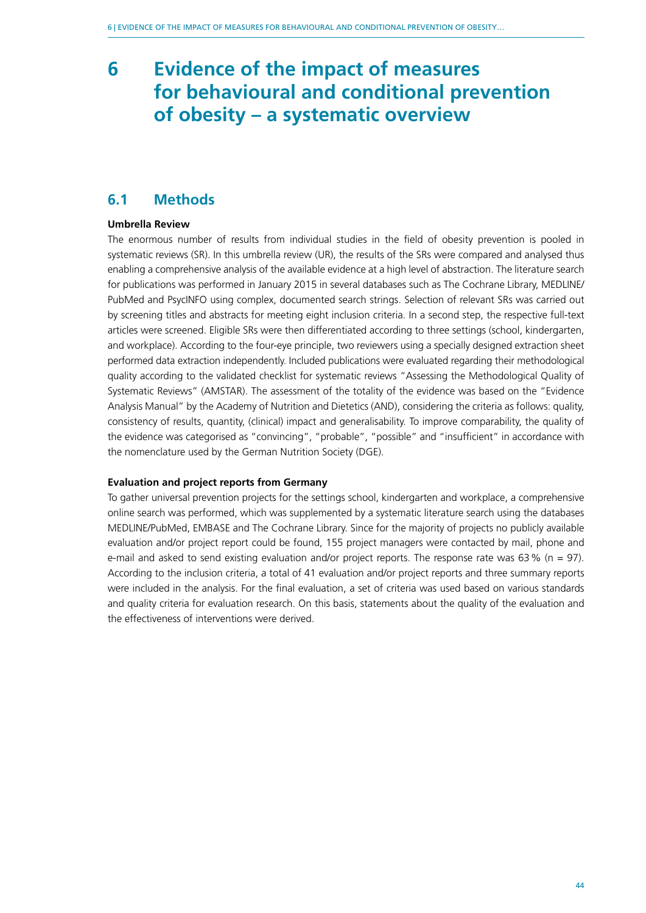# 6 Evidence of the impact of measures for behavioural and conditional prevention of obesity – a systematic overview

## 6.1 Methods

**Umbrella Review**

The enormous number of results from individual studies in the field of obesity prevention is pooled in systematic reviews (SR). In this umbrella review (UR), the results of the SRs were compared and analysed thus enabling a comprehensive analysis of the available evidence at a high level of abstraction. The literature search for publications was performed in January 2015 in several databases such as The Cochrane Library, MEDLINE/PubMed and PsycINFO using complex, documented search strings. Selection of relevant SRs was carried out by screening titles and abstracts for meeting eight inclusion criteria. In a second step, the respective full-text articles were screened. Eligible SRs were then differentiated according to three settings (school, kindergarten, and workplace). According to the four-eye principle, two reviewers using a specially designed extraction sheet performed data extraction independently. Included publications were evaluated regarding their methodological quality according to the validated checklist for systematic reviews "Assessing the Methodological Quality of Systematic Reviews" (AMSTAR). The assessment of the totality of the evidence was based on the "Evidence Analysis Manual" by the Academy of Nutrition and Dietetics (AND), considering the criteria as follows: quality, consistency of results, quantity, (clinical) impact and generalisability. To improve comparability, the quality of the evidence was categorised as "convincing", "probable", "possible" and "insufficient" in accordance with the nomenclature used by the German Nutrition Society (DGE).

**Evaluation and project reports from Germany**

To gather universal prevention projects for the settings school, kindergarten and workplace, a comprehensive online search was performed, which was supplemented by a systematic literature search using the databases MEDLINE/PubMed, EMBASE and The Cochrane Library. Since for the majority of projects no publicly available evaluation and/or project report could be found, 155 project managers were contacted by mail, phone and e-mail and asked to send existing evaluation and/or project reports. The response rate was 63 % (n = 97). According to the inclusion criteria, a total of 41 evaluation and/or project reports and three summary reports were included in the analysis. For the final evaluation, a set of criteria was used based on various standards and quality criteria for evaluation research. On this basis, statements about the quality of the evaluation and the effectiveness of interventions were derived.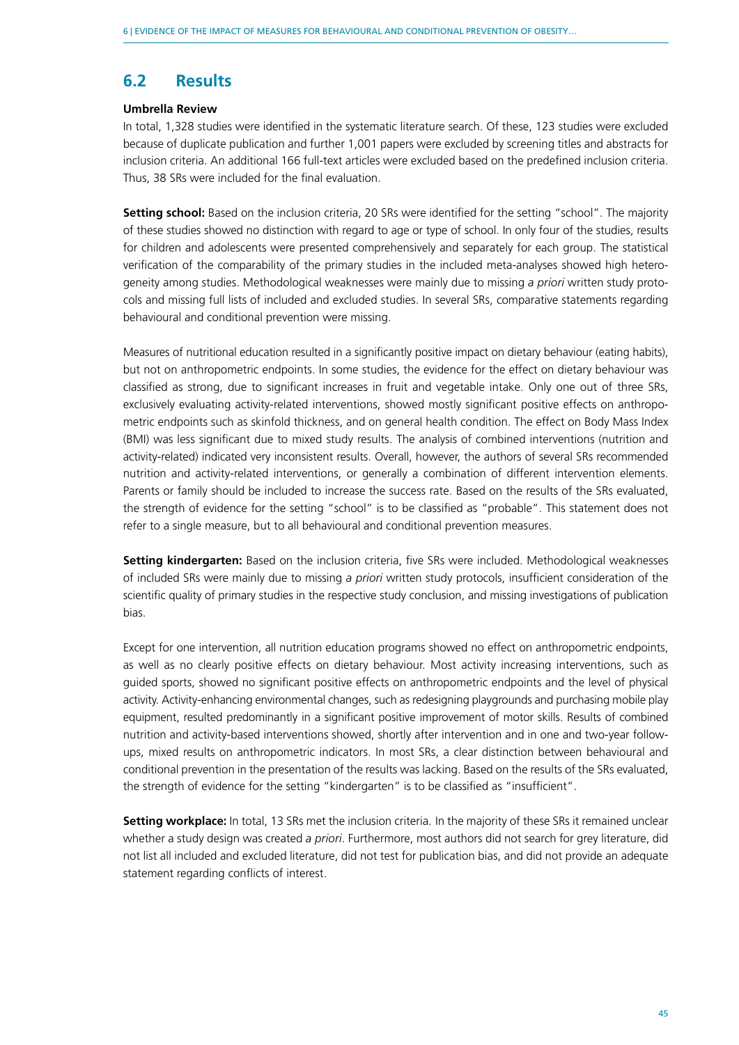## 6.2 Results

**Umbrella Review**

In total, 1,328 studies were identified in the systematic literature search. Of these, 123 studies were excluded because of duplicate publication and further 1,001 papers were excluded by screening titles and abstracts for inclusion criteria. An additional 166 full-text articles were excluded based on the predefined inclusion criteria. Thus, 38 SRs were included for the final evaluation.

**Setting school:** Based on the inclusion criteria, 20 SRs were identified for the setting "school". The majority of these studies showed no distinction with regard to age or type of school. In only four of the studies, results for children and adolescents were presented comprehensively and separately for each group. The statistical verification of the comparability of the primary studies in the included meta-analyses showed high heterogeneity among studies. Methodological weaknesses were mainly due to missing *a priori* written study protocols and missing full lists of included and excluded studies. In several SRs, comparative statements regarding behavioural and conditional prevention were missing.

Measures of nutritional education resulted in a significantly positive impact on dietary behaviour (eating habits), but not on anthropometric endpoints. In some studies, the evidence for the effect on dietary behaviour was classified as strong, due to significant increases in fruit and vegetable intake. Only one out of three SRs, exclusively evaluating activity-related interventions, showed mostly significant positive effects on anthropometric endpoints such as skinfold thickness, and on general health condition. The effect on Body Mass Index (BMI) was less significant due to mixed study results. The analysis of combined interventions (nutrition and activity-related) indicated very inconsistent results. Overall, however, the authors of several SRs recommended nutrition and activity-related interventions, or generally a combination of different intervention elements. Parents or family should be included to increase the success rate. Based on the results of the SRs evaluated, the strength of evidence for the setting "school" is to be classified as "probable". This statement does not refer to a single measure, but to all behavioural and conditional prevention measures.

**Setting kindergarten:** Based on the inclusion criteria, five SRs were included. Methodological weaknesses of included SRs were mainly due to missing *a priori* written study protocols, insufficient consideration of the scientific quality of primary studies in the respective study conclusion, and missing investigations of publication bias.

Except for one intervention, all nutrition education programs showed no effect on anthropometric endpoints, as well as no clearly positive effects on dietary behaviour. Most activity increasing interventions, such as guided sports, showed no significant positive effects on anthropometric endpoints and the level of physical activity. Activity-enhancing environmental changes, such as redesigning playgrounds and purchasing mobile play equipment, resulted predominantly in a significant positive improvement of motor skills. Results of combined nutrition and activity-based interventions showed, shortly after intervention and in one and two-year follow-ups, mixed results on anthropometric indicators. In most SRs, a clear distinction between behavioural and conditional prevention in the presentation of the results was lacking. Based on the results of the SRs evaluated, the strength of evidence for the setting "kindergarten" is to be classified as "insufficient".

**Setting workplace:** In total, 13 SRs met the inclusion criteria. In the majority of these SRs it remained unclear whether a study design was created *a priori*. Furthermore, most authors did not search for grey literature, did not list all included and excluded literature, did not test for publication bias, and did not provide an adequate statement regarding conflicts of interest.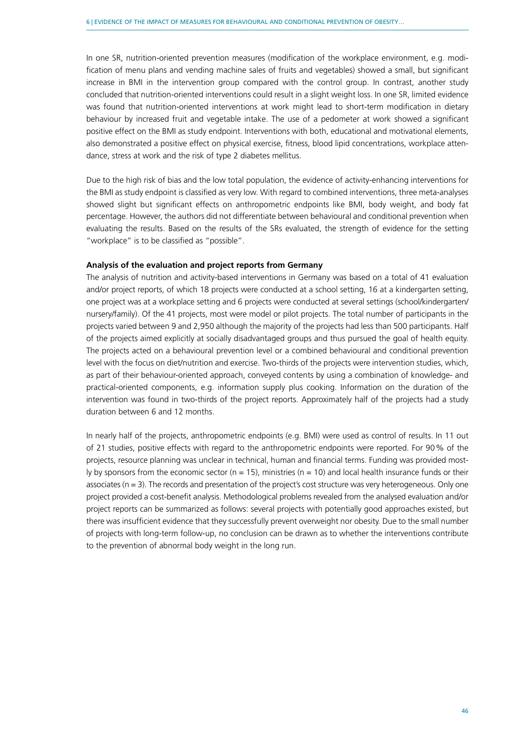In one SR, nutrition-oriented prevention measures (modification of the workplace environment, e.g. modification of menu plans and vending machine sales of fruits and vegetables) showed a small, but significant increase in BMI in the intervention group compared with the control group. In contrast, another study concluded that nutrition-oriented interventions could result in a slight weight loss. In one SR, limited evidence was found that nutrition-oriented interventions at work might lead to short-term modification in dietary behaviour by increased fruit and vegetable intake. The use of a pedometer at work showed a significant positive effect on the BMI as study endpoint. Interventions with both, educational and motivational elements, also demonstrated a positive effect on physical exercise, fitness, blood lipid concentrations, workplace attendance, stress at work and the risk of type 2 diabetes mellitus.

Due to the high risk of bias and the low total population, the evidence of activity-enhancing interventions for the BMI as study endpoint is classified as very low. With regard to combined interventions, three meta-analyses showed slight but significant effects on anthropometric endpoints like BMI, body weight, and body fat percentage. However, the authors did not differentiate between behavioural and conditional prevention when evaluating the results. Based on the results of the SRs evaluated, the strength of evidence for the setting "workplace" is to be classified as "possible".

**Analysis of the evaluation and project reports from Germany**

The analysis of nutrition and activity-based interventions in Germany was based on a total of 41 evaluation and/or project reports, of which 18 projects were conducted at a school setting, 16 at a kindergarten setting, one project was at a workplace setting and 6 projects were conducted at several settings (school/kindergarten/nursery/family). Of the 41 projects, most were model or pilot projects. The total number of participants in the projects varied between 9 and 2,950 although the majority of the projects had less than 500 participants. Half of the projects aimed explicitly at socially disadvantaged groups and thus pursued the goal of health equity. The projects acted on a behavioural prevention level or a combined behavioural and conditional prevention level with the focus on diet/nutrition and exercise. Two-thirds of the projects were intervention studies, which, as part of their behaviour-oriented approach, conveyed contents by using a combination of knowledge- and practical-oriented components, e.g. information supply plus cooking. Information on the duration of the intervention was found in two-thirds of the project reports. Approximately half of the projects had a study duration between 6 and 12 months.

In nearly half of the projects, anthropometric endpoints (e.g. BMI) were used as control of results. In 11 out of 21 studies, positive effects with regard to the anthropometric endpoints were reported. For 90 % of the projects, resource planning was unclear in technical, human and financial terms. Funding was provided mostly by sponsors from the economic sector (n = 15), ministries (n = 10) and local health insurance funds or their associates (n = 3). The records and presentation of the project's cost structure was very heterogeneous. Only one project provided a cost-benefit analysis. Methodological problems revealed from the analysed evaluation and/or project reports can be summarized as follows: several projects with potentially good approaches existed, but there was insufficient evidence that they successfully prevent overweight nor obesity. Due to the small number of projects with long-term follow-up, no conclusion can be drawn as to whether the interventions contribute to the prevention of abnormal body weight in the long run.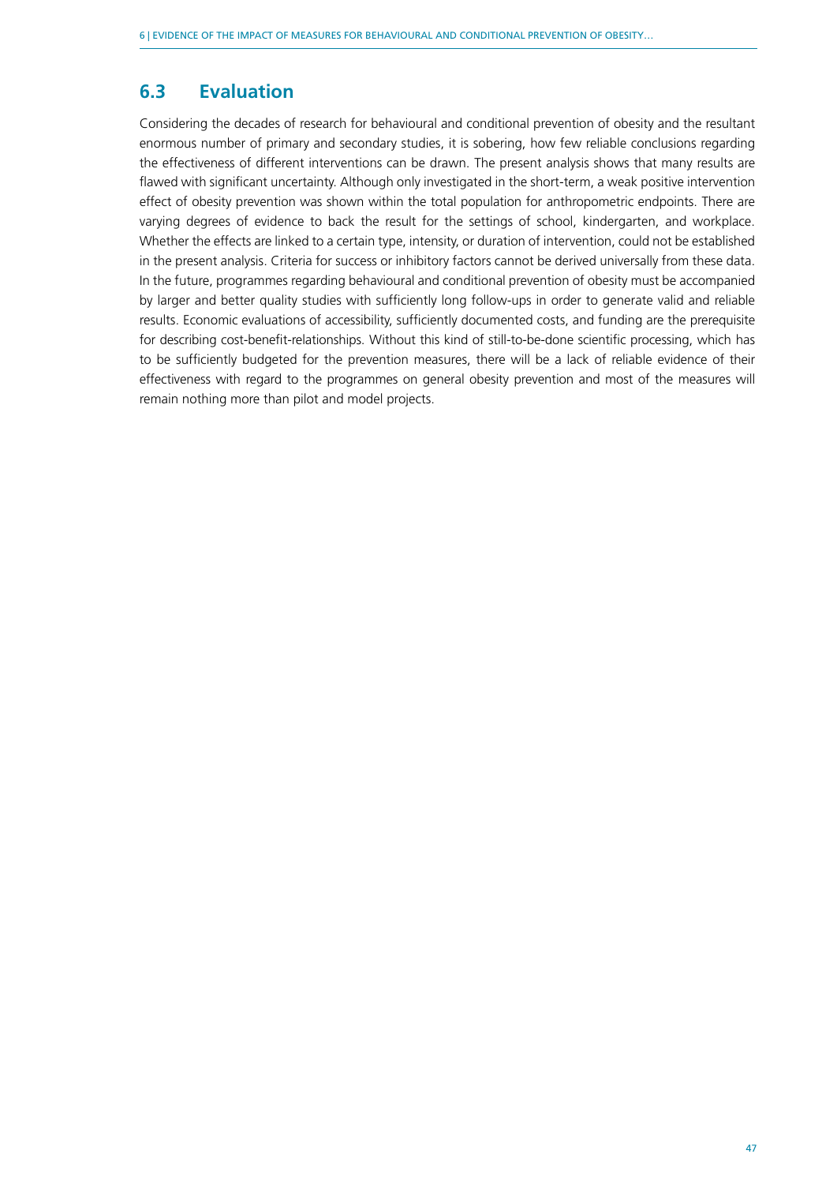## 6.3 Evaluation

Considering the decades of research for behavioural and conditional prevention of obesity and the resultant enormous number of primary and secondary studies, it is sobering, how few reliable conclusions regarding the effectiveness of different interventions can be drawn. The present analysis shows that many results are flawed with significant uncertainty. Although only investigated in the short-term, a weak positive intervention effect of obesity prevention was shown within the total population for anthropometric endpoints. There are varying degrees of evidence to back the result for the settings of school, kindergarten, and workplace. Whether the effects are linked to a certain type, intensity, or duration of intervention, could not be established in the present analysis. Criteria for success or inhibitory factors cannot be derived universally from these data. In the future, programmes regarding behavioural and conditional prevention of obesity must be accompanied by larger and better quality studies with sufficiently long follow-ups in order to generate valid and reliable results. Economic evaluations of accessibility, sufficiently documented costs, and funding are the prerequisite for describing cost-benefit-relationships. Without this kind of still-to-be-done scientific processing, which has to be sufficiently budgeted for the prevention measures, there will be a lack of reliable evidence of their effectiveness with regard to the programmes on general obesity prevention and most of the measures will remain nothing more than pilot and model projects.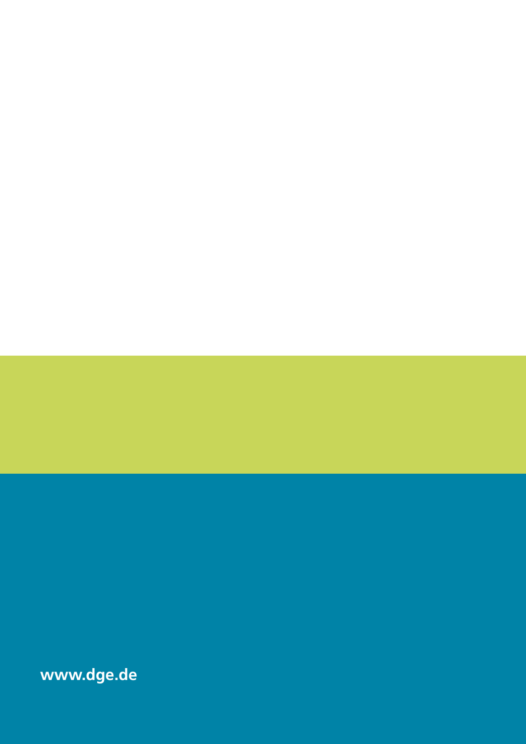www.dge.de